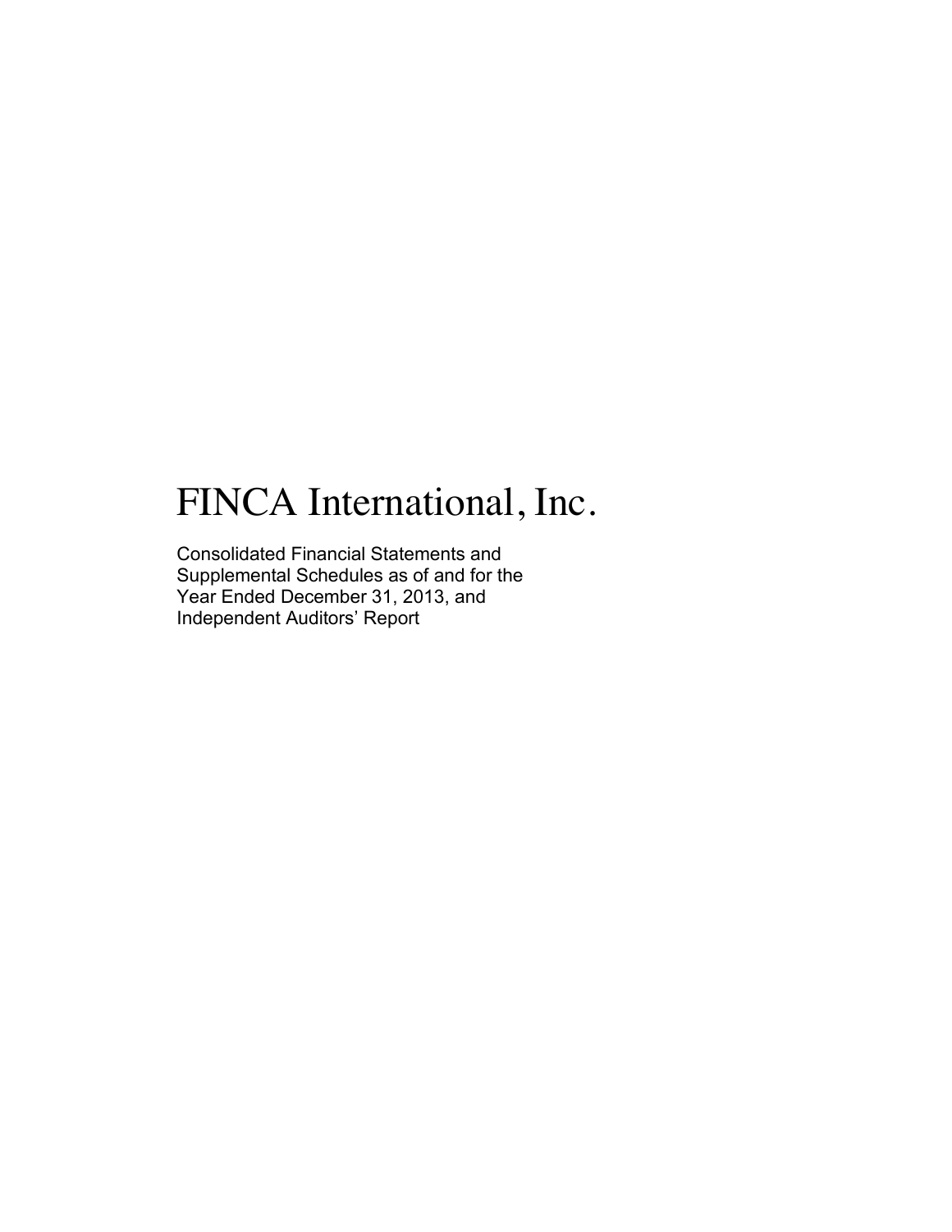# FINCA International, Inc.

Consolidated Financial Statements and Supplemental Schedules as of and for the Year Ended December 31, 2013, and Independent Auditors' Report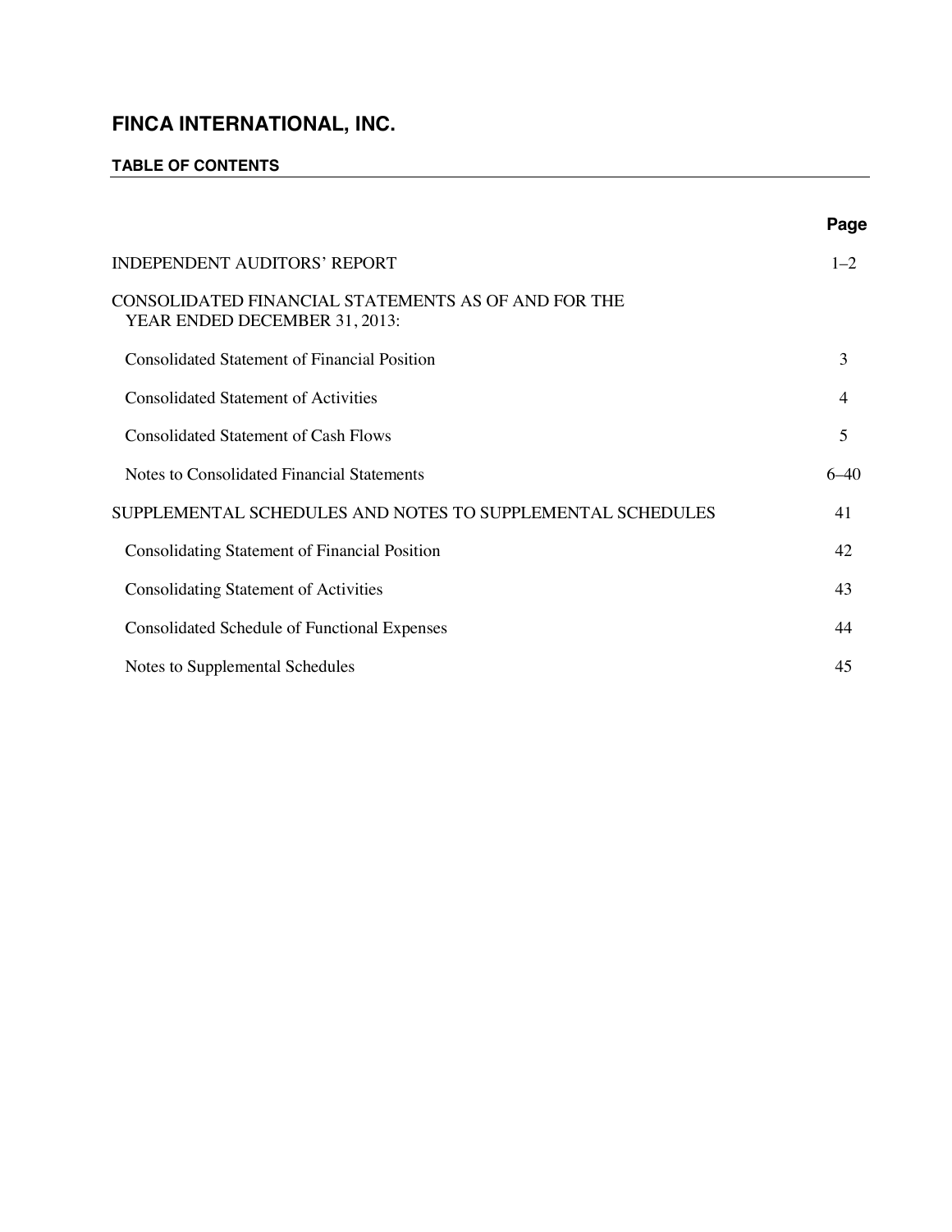# FINCA INTERNATIONAL, INC.

## TABLE OF CONTENTS

| | Page |
|---|---|
| INDEPENDENT AUDITORS' REPORT | 1–2 |
| CONSOLIDATED FINANCIAL STATEMENTS AS OF AND FOR THE YEAR ENDED DECEMBER 31, 2013: | |
| Consolidated Statement of Financial Position | 3 |
| Consolidated Statement of Activities | 4 |
| Consolidated Statement of Cash Flows | 5 |
| Notes to Consolidated Financial Statements | 6–40 |
| SUPPLEMENTAL SCHEDULES AND NOTES TO SUPPLEMENTAL SCHEDULES | 41 |
| Consolidating Statement of Financial Position | 42 |
| Consolidating Statement of Activities | 43 |
| Consolidated Schedule of Functional Expenses | 44 |
| Notes to Supplemental Schedules | 45 |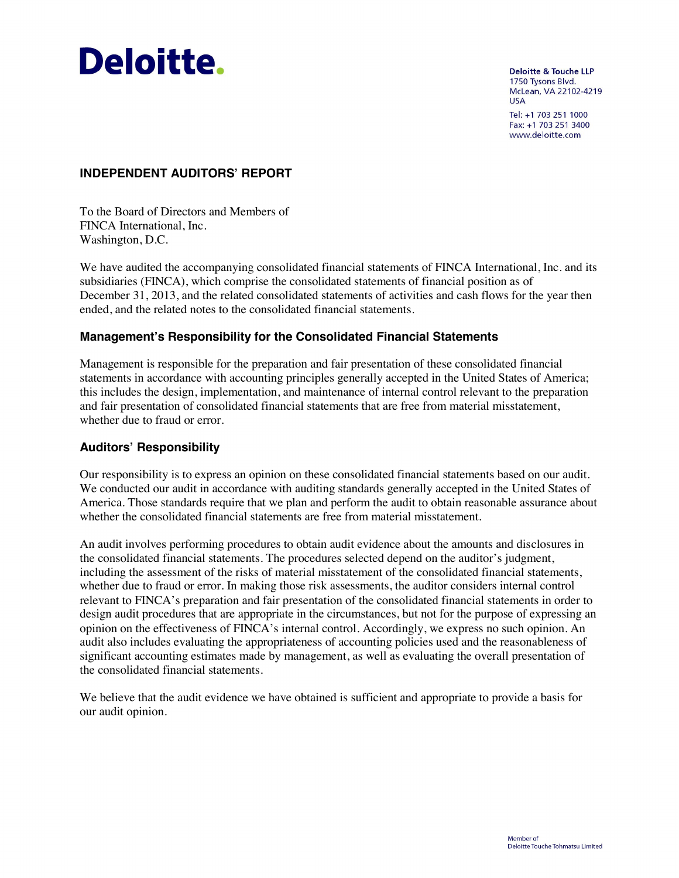**Deloitte.**

Deloitte & Touche LLP
1750 Tysons Blvd.
McLean, VA 22102-4219
USA

Tel: +1 703 251 1000
Fax: +1 703 251 3400
www.deloitte.com

## INDEPENDENT AUDITORS' REPORT

To the Board of Directors and Members of
FINCA International, Inc.
Washington, D.C.

We have audited the accompanying consolidated financial statements of FINCA International, Inc. and its subsidiaries (FINCA), which comprise the consolidated statements of financial position as of December 31, 2013, and the related consolidated statements of activities and cash flows for the year then ended, and the related notes to the consolidated financial statements.

### Management's Responsibility for the Consolidated Financial Statements

Management is responsible for the preparation and fair presentation of these consolidated financial statements in accordance with accounting principles generally accepted in the United States of America; this includes the design, implementation, and maintenance of internal control relevant to the preparation and fair presentation of consolidated financial statements that are free from material misstatement, whether due to fraud or error.

### Auditors' Responsibility

Our responsibility is to express an opinion on these consolidated financial statements based on our audit. We conducted our audit in accordance with auditing standards generally accepted in the United States of America. Those standards require that we plan and perform the audit to obtain reasonable assurance about whether the consolidated financial statements are free from material misstatement.

An audit involves performing procedures to obtain audit evidence about the amounts and disclosures in the consolidated financial statements. The procedures selected depend on the auditor's judgment, including the assessment of the risks of material misstatement of the consolidated financial statements, whether due to fraud or error. In making those risk assessments, the auditor considers internal control relevant to FINCA's preparation and fair presentation of the consolidated financial statements in order to design audit procedures that are appropriate in the circumstances, but not for the purpose of expressing an opinion on the effectiveness of FINCA's internal control. Accordingly, we express no such opinion. An audit also includes evaluating the appropriateness of accounting policies used and the reasonableness of significant accounting estimates made by management, as well as evaluating the overall presentation of the consolidated financial statements.

We believe that the audit evidence we have obtained is sufficient and appropriate to provide a basis for our audit opinion.

Member of
Deloitte Touche Tohmatsu Limited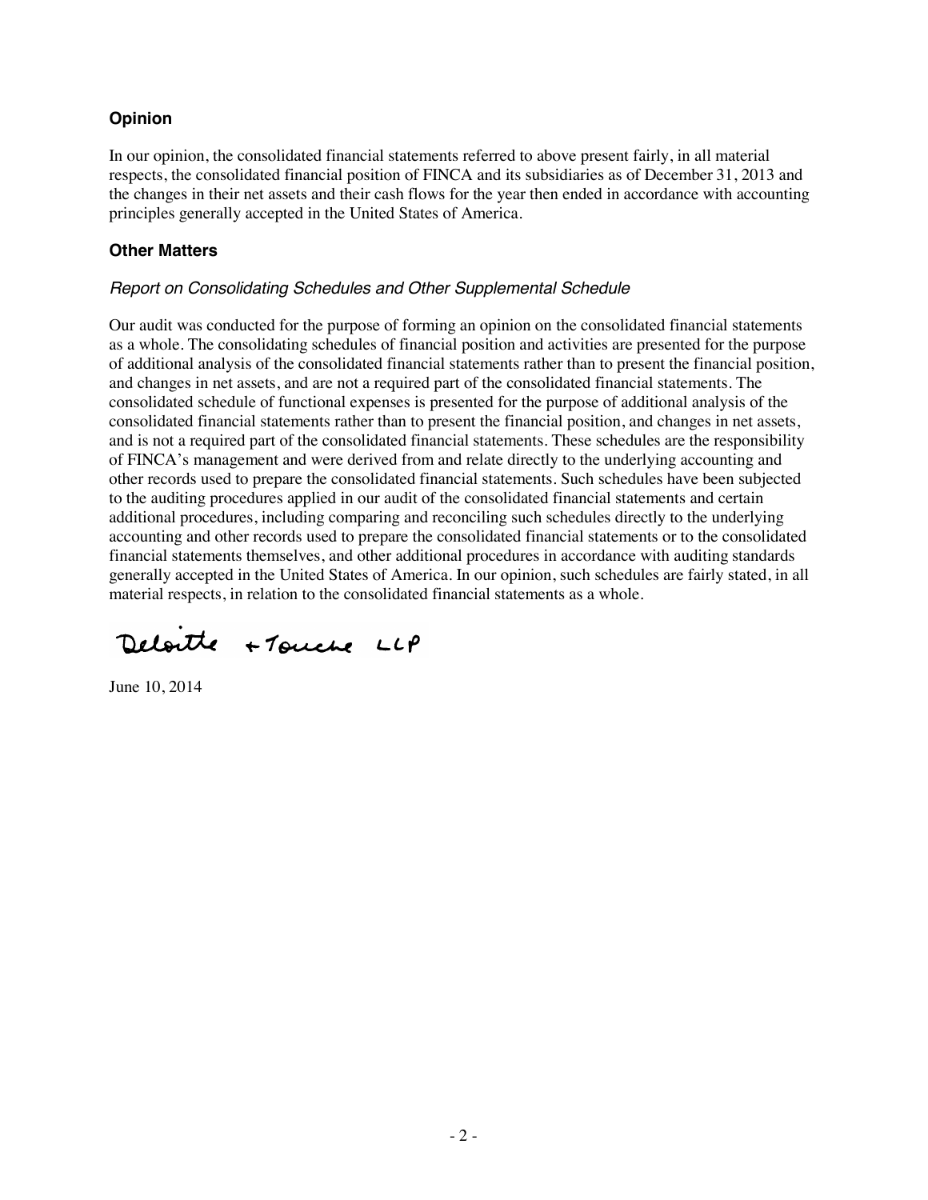## Opinion

In our opinion, the consolidated financial statements referred to above present fairly, in all material respects, the consolidated financial position of FINCA and its subsidiaries as of December 31, 2013 and the changes in their net assets and their cash flows for the year then ended in accordance with accounting principles generally accepted in the United States of America.

## Other Matters

### *Report on Consolidating Schedules and Other Supplemental Schedule*

Our audit was conducted for the purpose of forming an opinion on the consolidated financial statements as a whole. The consolidating schedules of financial position and activities are presented for the purpose of additional analysis of the consolidated financial statements rather than to present the financial position, and changes in net assets, and are not a required part of the consolidated financial statements. The consolidated schedule of functional expenses is presented for the purpose of additional analysis of the consolidated financial statements rather than to present the financial position, and changes in net assets, and is not a required part of the consolidated financial statements. These schedules are the responsibility of FINCA's management and were derived from and relate directly to the underlying accounting and other records used to prepare the consolidated financial statements. Such schedules have been subjected to the auditing procedures applied in our audit of the consolidated financial statements and certain additional procedures, including comparing and reconciling such schedules directly to the underlying accounting and other records used to prepare the consolidated financial statements or to the consolidated financial statements themselves, and other additional procedures in accordance with auditing standards generally accepted in the United States of America. In our opinion, such schedules are fairly stated, in all material respects, in relation to the consolidated financial statements as a whole.

Deloitte + Touche LLP

June 10, 2014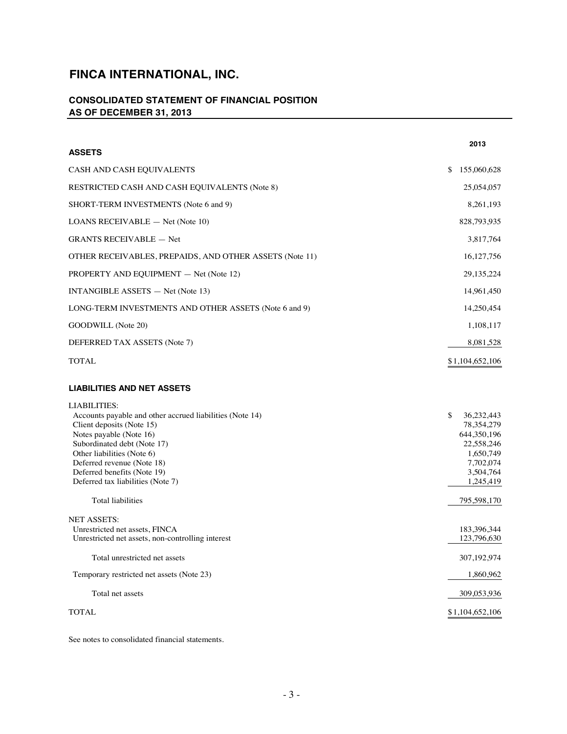# FINCA INTERNATIONAL, INC.

## CONSOLIDATED STATEMENT OF FINANCIAL POSITION AS OF DECEMBER 31, 2013

| | 2013 |
|---|---|
| **ASSETS** | |
| CASH AND CASH EQUIVALENTS | $ 155,060,628 |
| RESTRICTED CASH AND CASH EQUIVALENTS (Note 8) | 25,054,057 |
| SHORT-TERM INVESTMENTS (Note 6 and 9) | 8,261,193 |
| LOANS RECEIVABLE — Net (Note 10) | 828,793,935 |
| GRANTS RECEIVABLE — Net | 3,817,764 |
| OTHER RECEIVABLES, PREPAIDS, AND OTHER ASSETS (Note 11) | 16,127,756 |
| PROPERTY AND EQUIPMENT — Net (Note 12) | 29,135,224 |
| INTANGIBLE ASSETS — Net (Note 13) | 14,961,450 |
| LONG-TERM INVESTMENTS AND OTHER ASSETS (Note 6 and 9) | 14,250,454 |
| GOODWILL (Note 20) | 1,108,117 |
| DEFERRED TAX ASSETS (Note 7) | 8,081,528 |
| TOTAL | $1,104,652,106 |
| **LIABILITIES AND NET ASSETS** | |
| LIABILITIES: | |
| Accounts payable and other accrued liabilities (Note 14) | $ 36,232,443 |
| Client deposits (Note 15) | 78,354,279 |
| Notes payable (Note 16) | 644,350,196 |
| Subordinated debt (Note 17) | 22,558,246 |
| Other liabilities (Note 6) | 1,650,749 |
| Deferred revenue (Note 18) | 7,702,074 |
| Deferred benefits (Note 19) | 3,504,764 |
| Deferred tax liabilities (Note 7) | 1,245,419 |
| Total liabilities | 795,598,170 |
| NET ASSETS: | |
| Unrestricted net assets, FINCA | 183,396,344 |
| Unrestricted net assets, non-controlling interest | 123,796,630 |
| Total unrestricted net assets | 307,192,974 |
| Temporary restricted net assets (Note 23) | 1,860,962 |
| Total net assets | 309,053,936 |
| TOTAL | $1,104,652,106 |

See notes to consolidated financial statements.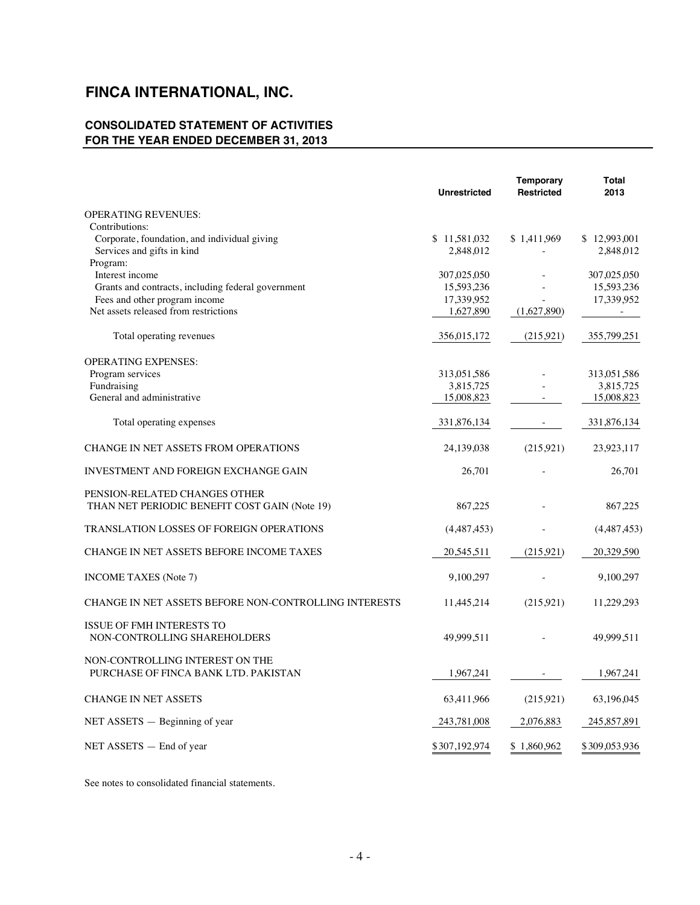# FINCA INTERNATIONAL, INC.

## CONSOLIDATED STATEMENT OF ACTIVITIES
## FOR THE YEAR ENDED DECEMBER 31, 2013

| | Unrestricted | Temporary Restricted | Total 2013 |
|---|---|---|---|
| OPERATING REVENUES: | | | |
| Contributions: | | | |
| Corporate, foundation, and individual giving | $ 11,581,032 | $ 1,411,969 | $ 12,993,001 |
| Services and gifts in kind | 2,848,012 | - | 2,848,012 |
| Program: | | | |
| Interest income | 307,025,050 | - | 307,025,050 |
| Grants and contracts, including federal government | 15,593,236 | - | 15,593,236 |
| Fees and other program income | 17,339,952 | - | 17,339,952 |
| Net assets released from restrictions | 1,627,890 | (1,627,890) | - |
| Total operating revenues | 356,015,172 | (215,921) | 355,799,251 |
| OPERATING EXPENSES: | | | |
| Program services | 313,051,586 | - | 313,051,586 |
| Fundraising | 3,815,725 | - | 3,815,725 |
| General and administrative | 15,008,823 | - | 15,008,823 |
| Total operating expenses | 331,876,134 | - | 331,876,134 |
| CHANGE IN NET ASSETS FROM OPERATIONS | 24,139,038 | (215,921) | 23,923,117 |
| INVESTMENT AND FOREIGN EXCHANGE GAIN | 26,701 | - | 26,701 |
| PENSION-RELATED CHANGES OTHER THAN NET PERIODIC BENEFIT COST GAIN (Note 19) | 867,225 | - | 867,225 |
| TRANSLATION LOSSES OF FOREIGN OPERATIONS | (4,487,453) | - | (4,487,453) |
| CHANGE IN NET ASSETS BEFORE INCOME TAXES | 20,545,511 | (215,921) | 20,329,590 |
| INCOME TAXES (Note 7) | 9,100,297 | - | 9,100,297 |
| CHANGE IN NET ASSETS BEFORE NON-CONTROLLING INTERESTS | 11,445,214 | (215,921) | 11,229,293 |
| ISSUE OF FMH INTERESTS TO NON-CONTROLLING SHAREHOLDERS | 49,999,511 | - | 49,999,511 |
| NON-CONTROLLING INTEREST ON THE PURCHASE OF FINCA BANK LTD. PAKISTAN | 1,967,241 | - | 1,967,241 |
| CHANGE IN NET ASSETS | 63,411,966 | (215,921) | 63,196,045 |
| NET ASSETS — Beginning of year | 243,781,008 | 2,076,883 | 245,857,891 |
| NET ASSETS — End of year | $307,192,974 | $ 1,860,962 | $309,053,936 |

See notes to consolidated financial statements.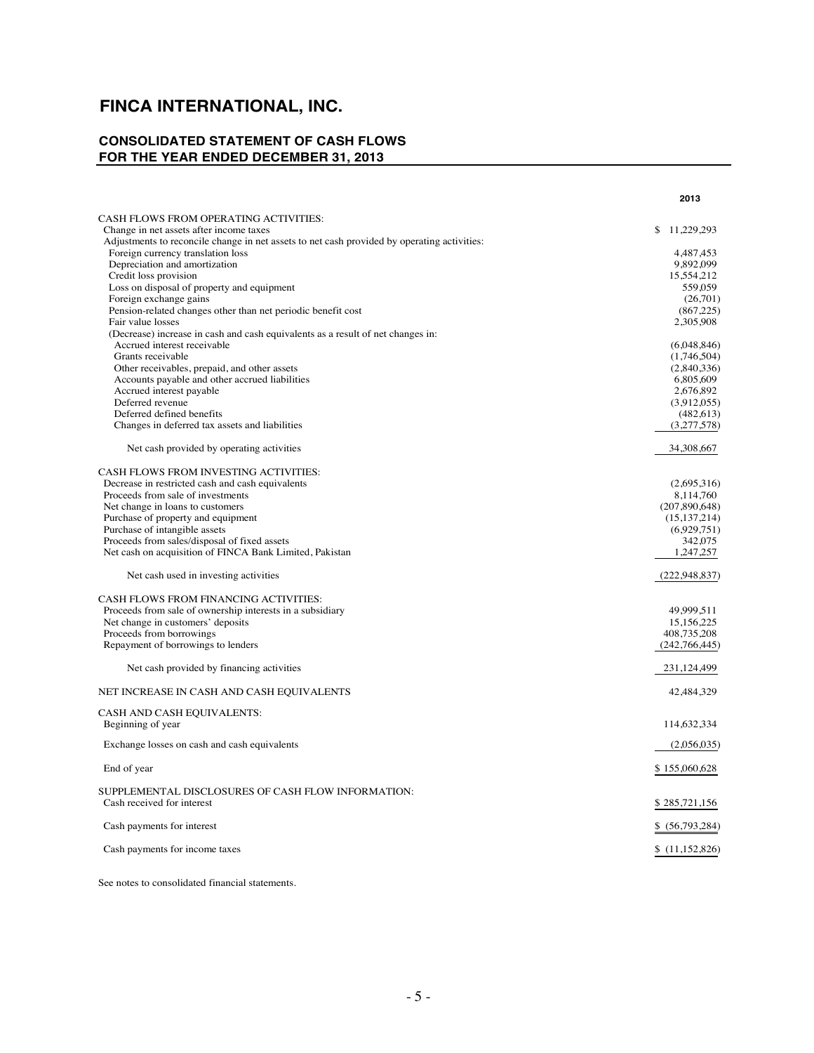# FINCA INTERNATIONAL, INC.

## CONSOLIDATED STATEMENT OF CASH FLOWS
## FOR THE YEAR ENDED DECEMBER 31, 2013

| | 2013 |
|---|---|
| CASH FLOWS FROM OPERATING ACTIVITIES: | |
| Change in net assets after income taxes | $ 11,229,293 |
| Adjustments to reconcile change in net assets to net cash provided by operating activities: | |
| Foreign currency translation loss | 4,487,453 |
| Depreciation and amortization | 9,892,099 |
| Credit loss provision | 15,554,212 |
| Loss on disposal of property and equipment | 559,059 |
| Foreign exchange gains | (26,701) |
| Pension-related changes other than net periodic benefit cost | (867,225) |
| Fair value losses | 2,305,908 |
| (Decrease) increase in cash and cash equivalents as a result of net changes in: | |
| Accrued interest receivable | (6,048,846) |
| Grants receivable | (1,746,504) |
| Other receivables, prepaid, and other assets | (2,840,336) |
| Accounts payable and other accrued liabilities | 6,805,609 |
| Accrued interest payable | 2,676,892 |
| Deferred revenue | (3,912,055) |
| Deferred defined benefits | (482,613) |
| Changes in deferred tax assets and liabilities | (3,277,578) |
| Net cash provided by operating activities | 34,308,667 |
| CASH FLOWS FROM INVESTING ACTIVITIES: | |
| Decrease in restricted cash and cash equivalents | (2,695,316) |
| Proceeds from sale of investments | 8,114,760 |
| Net change in loans to customers | (207,890,648) |
| Purchase of property and equipment | (15,137,214) |
| Purchase of intangible assets | (6,929,751) |
| Proceeds from sales/disposal of fixed assets | 342,075 |
| Net cash on acquisition of FINCA Bank Limited, Pakistan | 1,247,257 |
| Net cash used in investing activities | (222,948,837) |
| CASH FLOWS FROM FINANCING ACTIVITIES: | |
| Proceeds from sale of ownership interests in a subsidiary | 49,999,511 |
| Net change in customers' deposits | 15,156,225 |
| Proceeds from borrowings | 408,735,208 |
| Repayment of borrowings to lenders | (242,766,445) |
| Net cash provided by financing activities | 231,124,499 |
| NET INCREASE IN CASH AND CASH EQUIVALENTS | 42,484,329 |
| CASH AND CASH EQUIVALENTS: | |
| Beginning of year | 114,632,334 |
| Exchange losses on cash and cash equivalents | (2,056,035) |
| End of year | $ 155,060,628 |
| SUPPLEMENTAL DISCLOSURES OF CASH FLOW INFORMATION: | |
| Cash received for interest | $ 285,721,156 |
| Cash payments for interest | $ (56,793,284) |
| Cash payments for income taxes | $ (11,152,826) |

See notes to consolidated financial statements.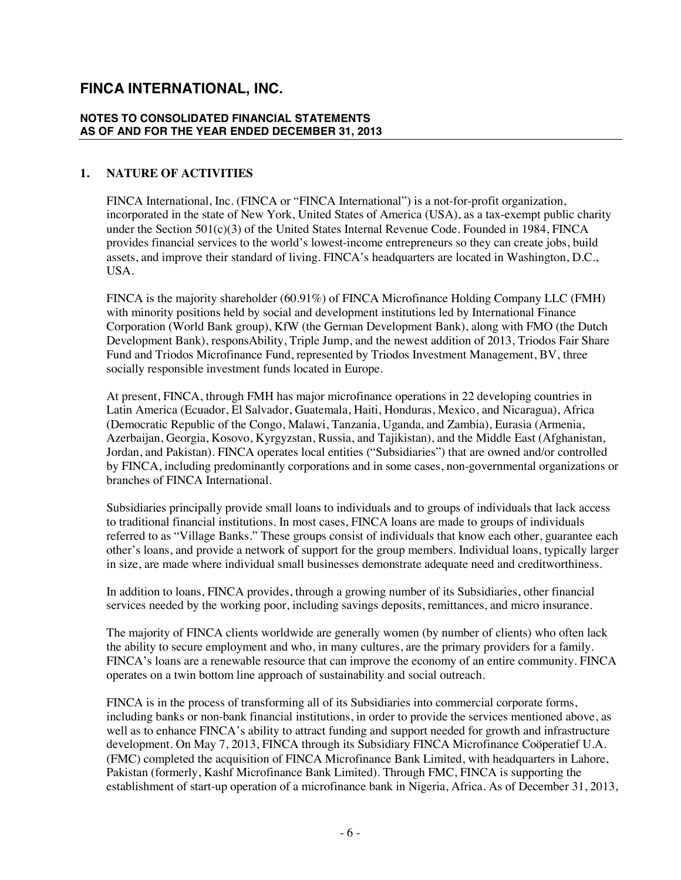## 1. NATURE OF ACTIVITIES

FINCA International, Inc. (FINCA or "FINCA International") is a not-for-profit organization, incorporated in the state of New York, United States of America (USA), as a tax-exempt public charity under the Section 501(c)(3) of the United States Internal Revenue Code. Founded in 1984, FINCA provides financial services to the world's lowest-income entrepreneurs so they can create jobs, build assets, and improve their standard of living. FINCA's headquarters are located in Washington, D.C., USA.

FINCA is the majority shareholder (60.91%) of FINCA Microfinance Holding Company LLC (FMH) with minority positions held by social and development institutions led by International Finance Corporation (World Bank group), KfW (the German Development Bank), along with FMO (the Dutch Development Bank), responsAbility, Triple Jump, and the newest addition of 2013, Triodos Fair Share Fund and Triodos Microfinance Fund, represented by Triodos Investment Management, BV, three socially responsible investment funds located in Europe.

At present, FINCA, through FMH has major microfinance operations in 22 developing countries in Latin America (Ecuador, El Salvador, Guatemala, Haiti, Honduras, Mexico, and Nicaragua), Africa (Democratic Republic of the Congo, Malawi, Tanzania, Uganda, and Zambia), Eurasia (Armenia, Azerbaijan, Georgia, Kosovo, Kyrgyzstan, Russia, and Tajikistan), and the Middle East (Afghanistan, Jordan, and Pakistan). FINCA operates local entities ("Subsidiaries") that are owned and/or controlled by FINCA, including predominantly corporations and in some cases, non-governmental organizations or branches of FINCA International.

Subsidiaries principally provide small loans to individuals and to groups of individuals that lack access to traditional financial institutions. In most cases, FINCA loans are made to groups of individuals referred to as "Village Banks." These groups consist of individuals that know each other, guarantee each other's loans, and provide a network of support for the group members. Individual loans, typically larger in size, are made where individual small businesses demonstrate adequate need and creditworthiness.

In addition to loans, FINCA provides, through a growing number of its Subsidiaries, other financial services needed by the working poor, including savings deposits, remittances, and micro insurance.

The majority of FINCA clients worldwide are generally women (by number of clients) who often lack the ability to secure employment and who, in many cultures, are the primary providers for a family. FINCA's loans are a renewable resource that can improve the economy of an entire community. FINCA operates on a twin bottom line approach of sustainability and social outreach.

FINCA is in the process of transforming all of its Subsidiaries into commercial corporate forms, including banks or non-bank financial institutions, in order to provide the services mentioned above, as well as to enhance FINCA's ability to attract funding and support needed for growth and infrastructure development. On May 7, 2013, FINCA through its Subsidiary FINCA Microfinance Coöperatief U.A. (FMC) completed the acquisition of FINCA Microfinance Bank Limited, with headquarters in Lahore, Pakistan (formerly, Kashf Microfinance Bank Limited). Through FMC, FINCA is supporting the establishment of start-up operation of a microfinance bank in Nigeria, Africa. As of December 31, 2013,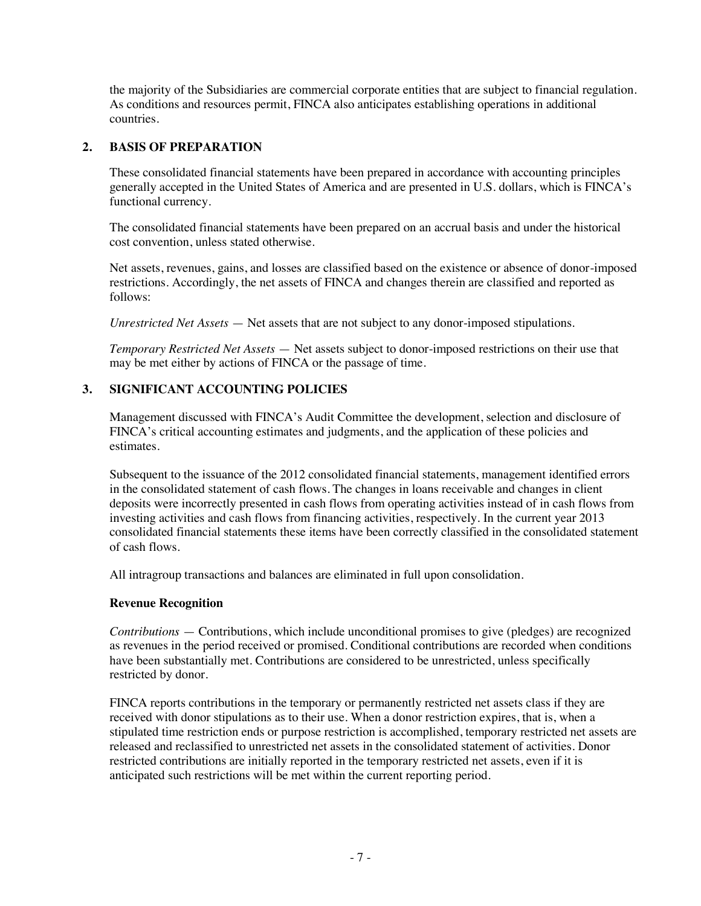the majority of the Subsidiaries are commercial corporate entities that are subject to financial regulation. As conditions and resources permit, FINCA also anticipates establishing operations in additional countries.

## 2. BASIS OF PREPARATION

These consolidated financial statements have been prepared in accordance with accounting principles generally accepted in the United States of America and are presented in U.S. dollars, which is FINCA's functional currency.

The consolidated financial statements have been prepared on an accrual basis and under the historical cost convention, unless stated otherwise.

Net assets, revenues, gains, and losses are classified based on the existence or absence of donor-imposed restrictions. Accordingly, the net assets of FINCA and changes therein are classified and reported as follows:

*Unrestricted Net Assets* — Net assets that are not subject to any donor-imposed stipulations.

*Temporary Restricted Net Assets* — Net assets subject to donor-imposed restrictions on their use that may be met either by actions of FINCA or the passage of time.

## 3. SIGNIFICANT ACCOUNTING POLICIES

Management discussed with FINCA's Audit Committee the development, selection and disclosure of FINCA's critical accounting estimates and judgments, and the application of these policies and estimates.

Subsequent to the issuance of the 2012 consolidated financial statements, management identified errors in the consolidated statement of cash flows. The changes in loans receivable and changes in client deposits were incorrectly presented in cash flows from operating activities instead of in cash flows from investing activities and cash flows from financing activities, respectively. In the current year 2013 consolidated financial statements these items have been correctly classified in the consolidated statement of cash flows.

All intragroup transactions and balances are eliminated in full upon consolidation.

### Revenue Recognition

*Contributions* — Contributions, which include unconditional promises to give (pledges) are recognized as revenues in the period received or promised. Conditional contributions are recorded when conditions have been substantially met. Contributions are considered to be unrestricted, unless specifically restricted by donor.

FINCA reports contributions in the temporary or permanently restricted net assets class if they are received with donor stipulations as to their use. When a donor restriction expires, that is, when a stipulated time restriction ends or purpose restriction is accomplished, temporary restricted net assets are released and reclassified to unrestricted net assets in the consolidated statement of activities. Donor restricted contributions are initially reported in the temporary restricted net assets, even if it is anticipated such restrictions will be met within the current reporting period.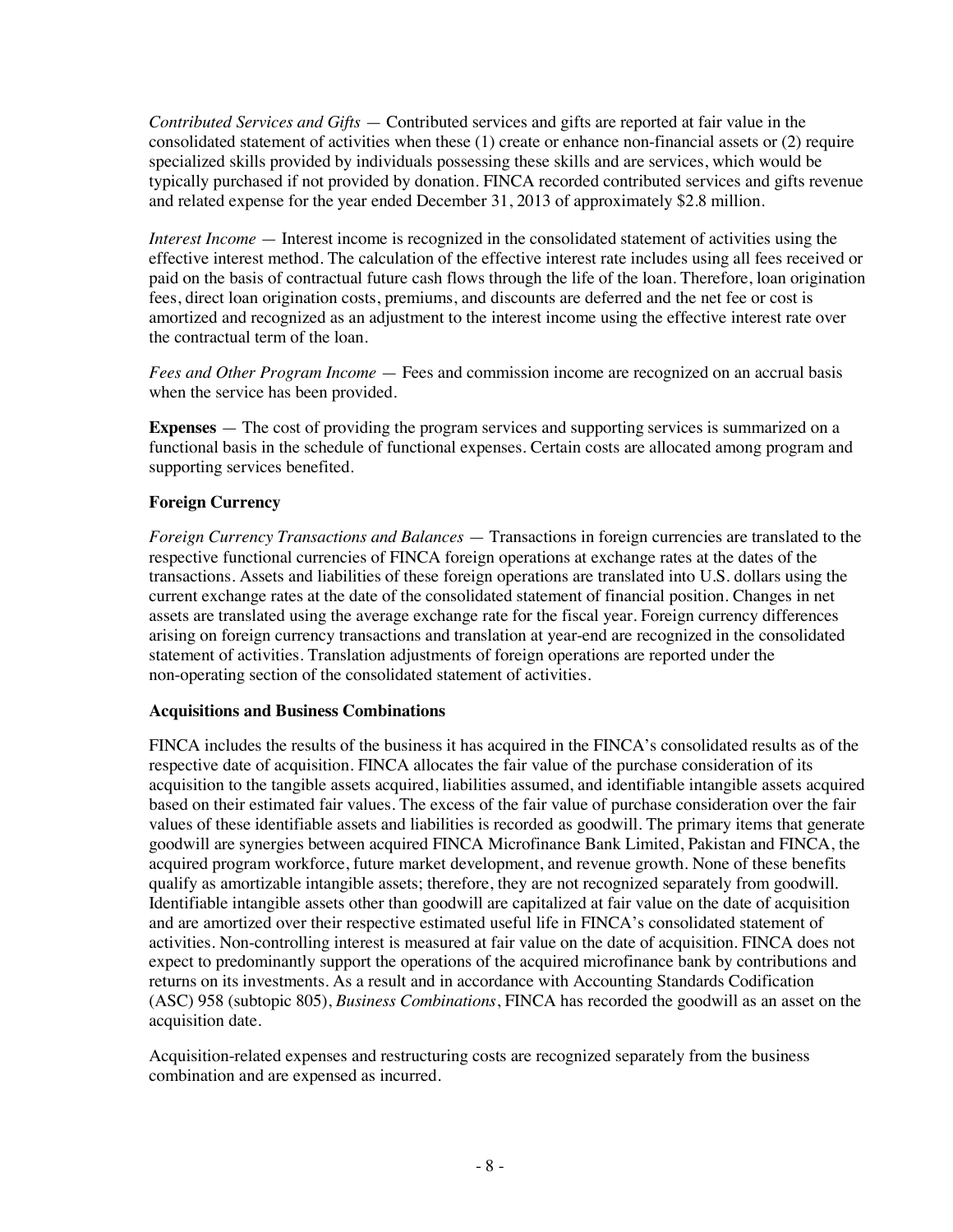*Contributed Services and Gifts* — Contributed services and gifts are reported at fair value in the consolidated statement of activities when these (1) create or enhance non-financial assets or (2) require specialized skills provided by individuals possessing these skills and are services, which would be typically purchased if not provided by donation. FINCA recorded contributed services and gifts revenue and related expense for the year ended December 31, 2013 of approximately $2.8 million.

*Interest Income* — Interest income is recognized in the consolidated statement of activities using the effective interest method. The calculation of the effective interest rate includes using all fees received or paid on the basis of contractual future cash flows through the life of the loan. Therefore, loan origination fees, direct loan origination costs, premiums, and discounts are deferred and the net fee or cost is amortized and recognized as an adjustment to the interest income using the effective interest rate over the contractual term of the loan.

*Fees and Other Program Income* — Fees and commission income are recognized on an accrual basis when the service has been provided.

**Expenses** — The cost of providing the program services and supporting services is summarized on a functional basis in the schedule of functional expenses. Certain costs are allocated among program and supporting services benefited.

**Foreign Currency**

*Foreign Currency Transactions and Balances* — Transactions in foreign currencies are translated to the respective functional currencies of FINCA foreign operations at exchange rates at the dates of the transactions. Assets and liabilities of these foreign operations are translated into U.S. dollars using the current exchange rates at the date of the consolidated statement of financial position. Changes in net assets are translated using the average exchange rate for the fiscal year. Foreign currency differences arising on foreign currency transactions and translation at year-end are recognized in the consolidated statement of activities. Translation adjustments of foreign operations are reported under the non-operating section of the consolidated statement of activities.

**Acquisitions and Business Combinations**

FINCA includes the results of the business it has acquired in the FINCA's consolidated results as of the respective date of acquisition. FINCA allocates the fair value of the purchase consideration of its acquisition to the tangible assets acquired, liabilities assumed, and identifiable intangible assets acquired based on their estimated fair values. The excess of the fair value of purchase consideration over the fair values of these identifiable assets and liabilities is recorded as goodwill. The primary items that generate goodwill are synergies between acquired FINCA Microfinance Bank Limited, Pakistan and FINCA, the acquired program workforce, future market development, and revenue growth. None of these benefits qualify as amortizable intangible assets; therefore, they are not recognized separately from goodwill. Identifiable intangible assets other than goodwill are capitalized at fair value on the date of acquisition and are amortized over their respective estimated useful life in FINCA's consolidated statement of activities. Non-controlling interest is measured at fair value on the date of acquisition. FINCA does not expect to predominantly support the operations of the acquired microfinance bank by contributions and returns on its investments. As a result and in accordance with Accounting Standards Codification (ASC) 958 (subtopic 805), *Business Combinations*, FINCA has recorded the goodwill as an asset on the acquisition date.

Acquisition-related expenses and restructuring costs are recognized separately from the business combination and are expensed as incurred.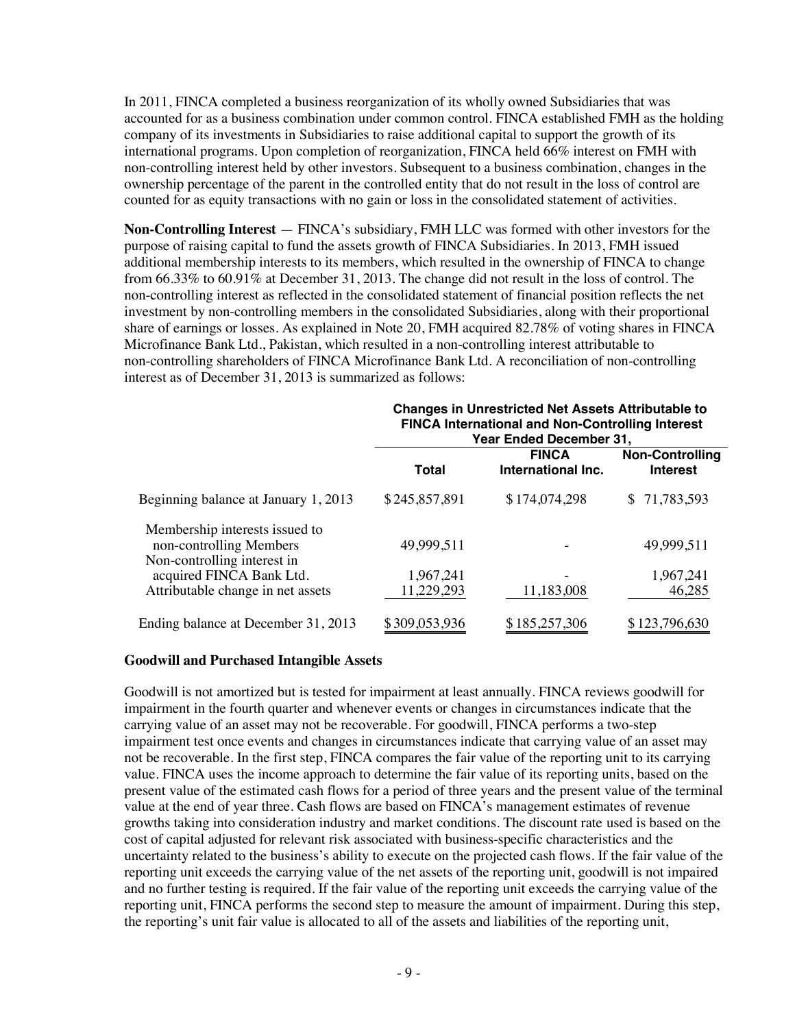In 2011, FINCA completed a business reorganization of its wholly owned Subsidiaries that was accounted for as a business combination under common control. FINCA established FMH as the holding company of its investments in Subsidiaries to raise additional capital to support the growth of its international programs. Upon completion of reorganization, FINCA held 66% interest on FMH with non-controlling interest held by other investors. Subsequent to a business combination, changes in the ownership percentage of the parent in the controlled entity that do not result in the loss of control are counted for as equity transactions with no gain or loss in the consolidated statement of activities.

**Non-Controlling Interest** — FINCA's subsidiary, FMH LLC was formed with other investors for the purpose of raising capital to fund the assets growth of FINCA Subsidiaries. In 2013, FMH issued additional membership interests to its members, which resulted in the ownership of FINCA to change from 66.33% to 60.91% at December 31, 2013. The change did not result in the loss of control. The non-controlling interest as reflected in the consolidated statement of financial position reflects the net investment by non-controlling members in the consolidated Subsidiaries, along with their proportional share of earnings or losses. As explained in Note 20, FMH acquired 82.78% of voting shares in FINCA Microfinance Bank Ltd., Pakistan, which resulted in a non-controlling interest attributable to non-controlling shareholders of FINCA Microfinance Bank Ltd. A reconciliation of non-controlling interest as of December 31, 2013 is summarized as follows:

| | Changes in Unrestricted Net Assets Attributable to FINCA International and Non-Controlling Interest Year Ended December 31, | | |
|---|---|---|---|
| | **Total** | **FINCA International Inc.** | **Non-Controlling Interest** |
| Beginning balance at January 1, 2013 | $245,857,891 | $174,074,298 | $ 71,783,593 |
| Membership interests issued to non-controlling Members | 49,999,511 | - | 49,999,511 |
| Non-controlling interest in acquired FINCA Bank Ltd. | 1,967,241 | - | 1,967,241 |
| Attributable change in net assets | 11,229,293 | 11,183,008 | 46,285 |
| Ending balance at December 31, 2013 | $309,053,936 | $185,257,306 | $123,796,630 |

**Goodwill and Purchased Intangible Assets**

Goodwill is not amortized but is tested for impairment at least annually. FINCA reviews goodwill for impairment in the fourth quarter and whenever events or changes in circumstances indicate that the carrying value of an asset may not be recoverable. For goodwill, FINCA performs a two-step impairment test once events and changes in circumstances indicate that carrying value of an asset may not be recoverable. In the first step, FINCA compares the fair value of the reporting unit to its carrying value. FINCA uses the income approach to determine the fair value of its reporting units, based on the present value of the estimated cash flows for a period of three years and the present value of the terminal value at the end of year three. Cash flows are based on FINCA's management estimates of revenue growths taking into consideration industry and market conditions. The discount rate used is based on the cost of capital adjusted for relevant risk associated with business-specific characteristics and the uncertainty related to the business's ability to execute on the projected cash flows. If the fair value of the reporting unit exceeds the carrying value of the net assets of the reporting unit, goodwill is not impaired and no further testing is required. If the fair value of the reporting unit exceeds the carrying value of the reporting unit, FINCA performs the second step to measure the amount of impairment. During this step, the reporting's unit fair value is allocated to all of the assets and liabilities of the reporting unit,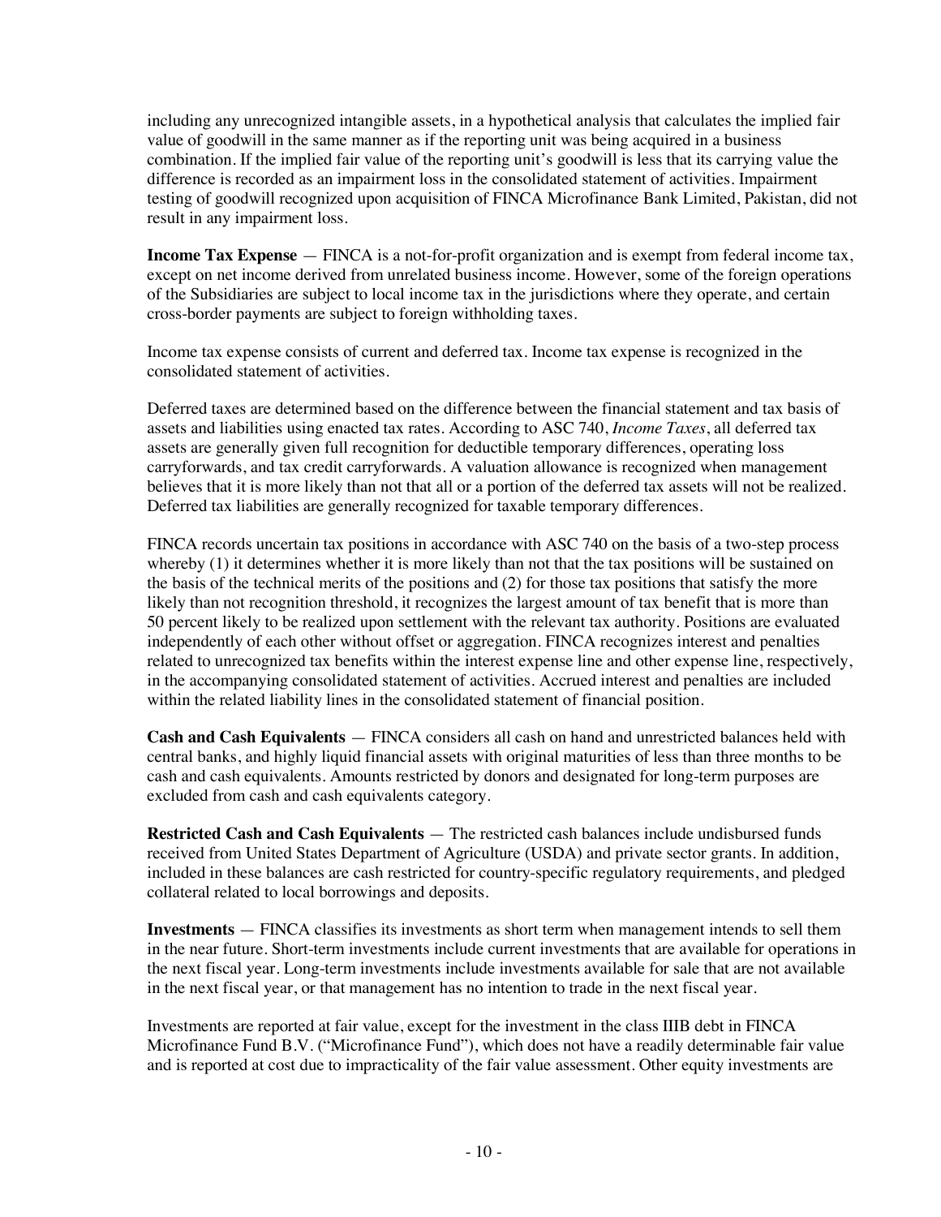including any unrecognized intangible assets, in a hypothetical analysis that calculates the implied fair value of goodwill in the same manner as if the reporting unit was being acquired in a business combination. If the implied fair value of the reporting unit's goodwill is less that its carrying value the difference is recorded as an impairment loss in the consolidated statement of activities. Impairment testing of goodwill recognized upon acquisition of FINCA Microfinance Bank Limited, Pakistan, did not result in any impairment loss.

**Income Tax Expense** — FINCA is a not-for-profit organization and is exempt from federal income tax, except on net income derived from unrelated business income. However, some of the foreign operations of the Subsidiaries are subject to local income tax in the jurisdictions where they operate, and certain cross-border payments are subject to foreign withholding taxes.

Income tax expense consists of current and deferred tax. Income tax expense is recognized in the consolidated statement of activities.

Deferred taxes are determined based on the difference between the financial statement and tax basis of assets and liabilities using enacted tax rates. According to ASC 740, *Income Taxes*, all deferred tax assets are generally given full recognition for deductible temporary differences, operating loss carryforwards, and tax credit carryforwards. A valuation allowance is recognized when management believes that it is more likely than not that all or a portion of the deferred tax assets will not be realized. Deferred tax liabilities are generally recognized for taxable temporary differences.

FINCA records uncertain tax positions in accordance with ASC 740 on the basis of a two-step process whereby (1) it determines whether it is more likely than not that the tax positions will be sustained on the basis of the technical merits of the positions and (2) for those tax positions that satisfy the more likely than not recognition threshold, it recognizes the largest amount of tax benefit that is more than 50 percent likely to be realized upon settlement with the relevant tax authority. Positions are evaluated independently of each other without offset or aggregation. FINCA recognizes interest and penalties related to unrecognized tax benefits within the interest expense line and other expense line, respectively, in the accompanying consolidated statement of activities. Accrued interest and penalties are included within the related liability lines in the consolidated statement of financial position.

**Cash and Cash Equivalents** — FINCA considers all cash on hand and unrestricted balances held with central banks, and highly liquid financial assets with original maturities of less than three months to be cash and cash equivalents. Amounts restricted by donors and designated for long-term purposes are excluded from cash and cash equivalents category.

**Restricted Cash and Cash Equivalents** — The restricted cash balances include undisbursed funds received from United States Department of Agriculture (USDA) and private sector grants. In addition, included in these balances are cash restricted for country-specific regulatory requirements, and pledged collateral related to local borrowings and deposits.

**Investments** — FINCA classifies its investments as short term when management intends to sell them in the near future. Short-term investments include current investments that are available for operations in the next fiscal year. Long-term investments include investments available for sale that are not available in the next fiscal year, or that management has no intention to trade in the next fiscal year.

Investments are reported at fair value, except for the investment in the class IIIB debt in FINCA Microfinance Fund B.V. ("Microfinance Fund"), which does not have a readily determinable fair value and is reported at cost due to impracticality of the fair value assessment. Other equity investments are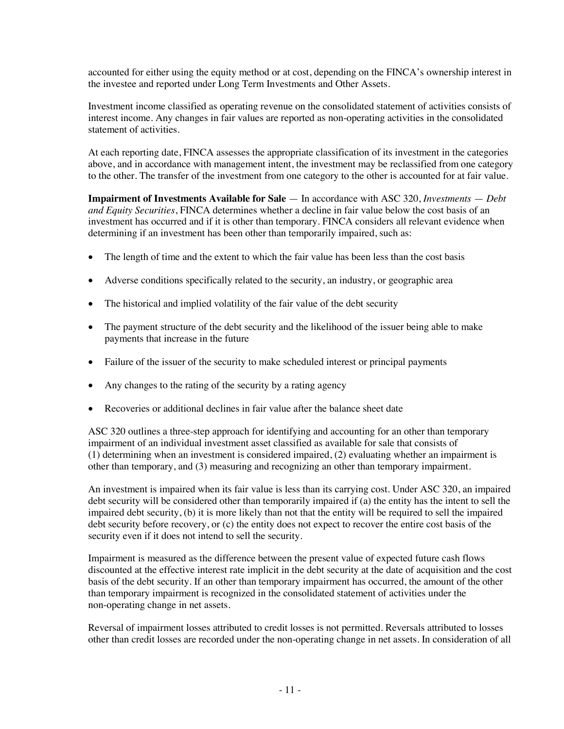accounted for either using the equity method or at cost, depending on the FINCA's ownership interest in the investee and reported under Long Term Investments and Other Assets.

Investment income classified as operating revenue on the consolidated statement of activities consists of interest income. Any changes in fair values are reported as non-operating activities in the consolidated statement of activities.

At each reporting date, FINCA assesses the appropriate classification of its investment in the categories above, and in accordance with management intent, the investment may be reclassified from one category to the other. The transfer of the investment from one category to the other is accounted for at fair value.

**Impairment of Investments Available for Sale** — In accordance with ASC 320, *Investments — Debt and Equity Securities*, FINCA determines whether a decline in fair value below the cost basis of an investment has occurred and if it is other than temporary. FINCA considers all relevant evidence when determining if an investment has been other than temporarily impaired, such as:

- The length of time and the extent to which the fair value has been less than the cost basis
- Adverse conditions specifically related to the security, an industry, or geographic area
- The historical and implied volatility of the fair value of the debt security
- The payment structure of the debt security and the likelihood of the issuer being able to make payments that increase in the future
- Failure of the issuer of the security to make scheduled interest or principal payments
- Any changes to the rating of the security by a rating agency
- Recoveries or additional declines in fair value after the balance sheet date

ASC 320 outlines a three-step approach for identifying and accounting for an other than temporary impairment of an individual investment asset classified as available for sale that consists of (1) determining when an investment is considered impaired, (2) evaluating whether an impairment is other than temporary, and (3) measuring and recognizing an other than temporary impairment.

An investment is impaired when its fair value is less than its carrying cost. Under ASC 320, an impaired debt security will be considered other than temporarily impaired if (a) the entity has the intent to sell the impaired debt security, (b) it is more likely than not that the entity will be required to sell the impaired debt security before recovery, or (c) the entity does not expect to recover the entire cost basis of the security even if it does not intend to sell the security.

Impairment is measured as the difference between the present value of expected future cash flows discounted at the effective interest rate implicit in the debt security at the date of acquisition and the cost basis of the debt security. If an other than temporary impairment has occurred, the amount of the other than temporary impairment is recognized in the consolidated statement of activities under the non-operating change in net assets.

Reversal of impairment losses attributed to credit losses is not permitted. Reversals attributed to losses other than credit losses are recorded under the non-operating change in net assets. In consideration of all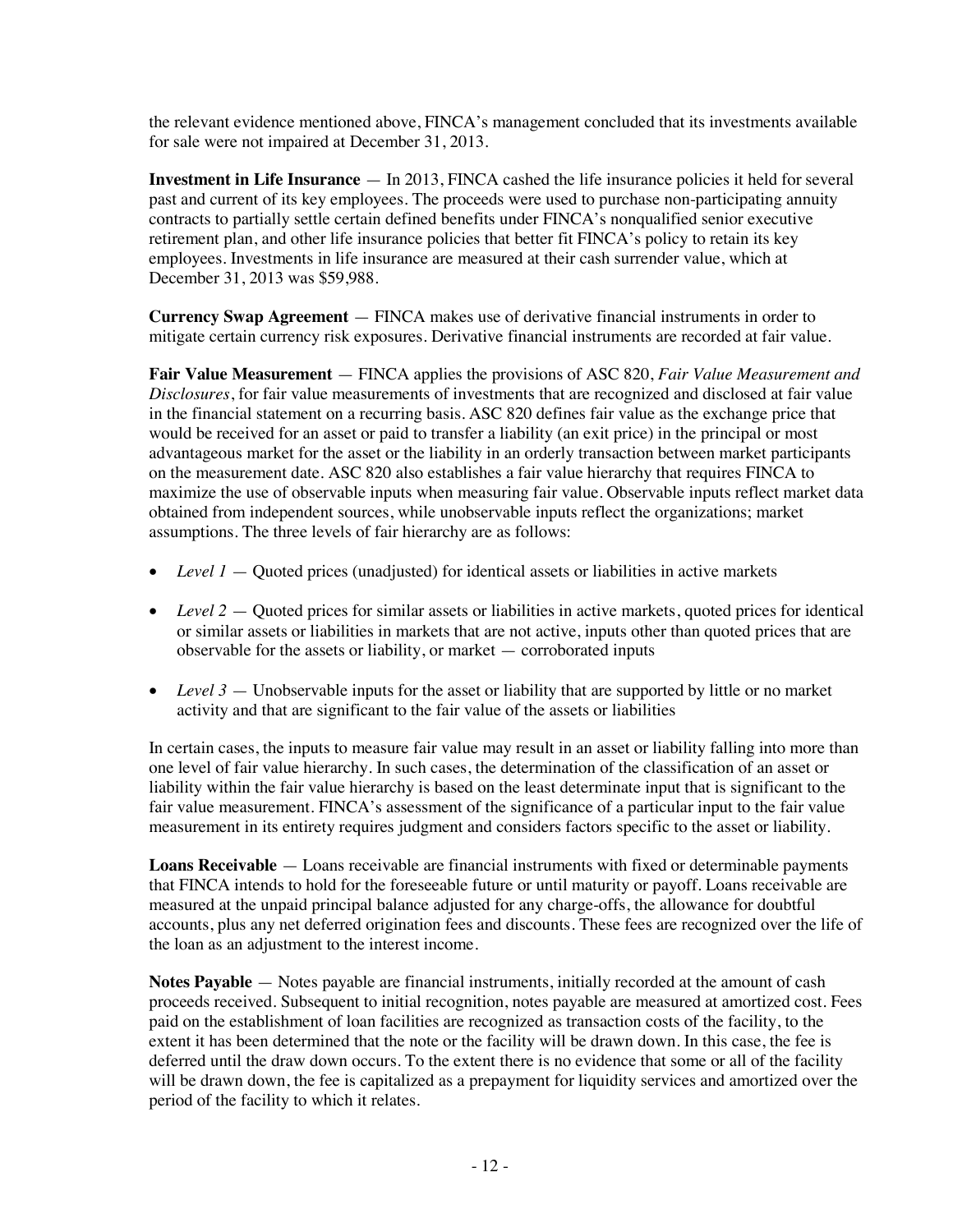the relevant evidence mentioned above, FINCA's management concluded that its investments available for sale were not impaired at December 31, 2013.

**Investment in Life Insurance** — In 2013, FINCA cashed the life insurance policies it held for several past and current of its key employees. The proceeds were used to purchase non-participating annuity contracts to partially settle certain defined benefits under FINCA's nonqualified senior executive retirement plan, and other life insurance policies that better fit FINCA's policy to retain its key employees. Investments in life insurance are measured at their cash surrender value, which at December 31, 2013 was $59,988.

**Currency Swap Agreement** — FINCA makes use of derivative financial instruments in order to mitigate certain currency risk exposures. Derivative financial instruments are recorded at fair value.

**Fair Value Measurement** — FINCA applies the provisions of ASC 820, *Fair Value Measurement and Disclosures*, for fair value measurements of investments that are recognized and disclosed at fair value in the financial statement on a recurring basis. ASC 820 defines fair value as the exchange price that would be received for an asset or paid to transfer a liability (an exit price) in the principal or most advantageous market for the asset or the liability in an orderly transaction between market participants on the measurement date. ASC 820 also establishes a fair value hierarchy that requires FINCA to maximize the use of observable inputs when measuring fair value. Observable inputs reflect market data obtained from independent sources, while unobservable inputs reflect the organizations; market assumptions. The three levels of fair hierarchy are as follows:

- *Level 1* — Quoted prices (unadjusted) for identical assets or liabilities in active markets
- *Level 2* — Quoted prices for similar assets or liabilities in active markets, quoted prices for identical or similar assets or liabilities in markets that are not active, inputs other than quoted prices that are observable for the assets or liability, or market — corroborated inputs
- *Level 3* — Unobservable inputs for the asset or liability that are supported by little or no market activity and that are significant to the fair value of the assets or liabilities

In certain cases, the inputs to measure fair value may result in an asset or liability falling into more than one level of fair value hierarchy. In such cases, the determination of the classification of an asset or liability within the fair value hierarchy is based on the least determinate input that is significant to the fair value measurement. FINCA's assessment of the significance of a particular input to the fair value measurement in its entirety requires judgment and considers factors specific to the asset or liability.

**Loans Receivable** — Loans receivable are financial instruments with fixed or determinable payments that FINCA intends to hold for the foreseeable future or until maturity or payoff. Loans receivable are measured at the unpaid principal balance adjusted for any charge-offs, the allowance for doubtful accounts, plus any net deferred origination fees and discounts. These fees are recognized over the life of the loan as an adjustment to the interest income.

**Notes Payable** — Notes payable are financial instruments, initially recorded at the amount of cash proceeds received. Subsequent to initial recognition, notes payable are measured at amortized cost. Fees paid on the establishment of loan facilities are recognized as transaction costs of the facility, to the extent it has been determined that the note or the facility will be drawn down. In this case, the fee is deferred until the draw down occurs. To the extent there is no evidence that some or all of the facility will be drawn down, the fee is capitalized as a prepayment for liquidity services and amortized over the period of the facility to which it relates.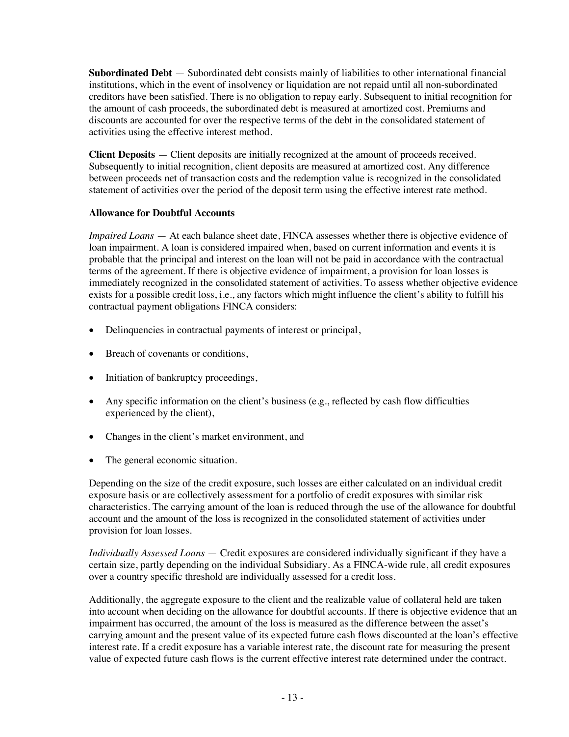**Subordinated Debt** — Subordinated debt consists mainly of liabilities to other international financial institutions, which in the event of insolvency or liquidation are not repaid until all non-subordinated creditors have been satisfied. There is no obligation to repay early. Subsequent to initial recognition for the amount of cash proceeds, the subordinated debt is measured at amortized cost. Premiums and discounts are accounted for over the respective terms of the debt in the consolidated statement of activities using the effective interest method.

**Client Deposits** — Client deposits are initially recognized at the amount of proceeds received. Subsequently to initial recognition, client deposits are measured at amortized cost. Any difference between proceeds net of transaction costs and the redemption value is recognized in the consolidated statement of activities over the period of the deposit term using the effective interest rate method.

**Allowance for Doubtful Accounts**

*Impaired Loans* — At each balance sheet date, FINCA assesses whether there is objective evidence of loan impairment. A loan is considered impaired when, based on current information and events it is probable that the principal and interest on the loan will not be paid in accordance with the contractual terms of the agreement. If there is objective evidence of impairment, a provision for loan losses is immediately recognized in the consolidated statement of activities. To assess whether objective evidence exists for a possible credit loss, i.e., any factors which might influence the client's ability to fulfill his contractual payment obligations FINCA considers:

- Delinquencies in contractual payments of interest or principal,
- Breach of covenants or conditions,
- Initiation of bankruptcy proceedings,
- Any specific information on the client's business (e.g., reflected by cash flow difficulties experienced by the client),
- Changes in the client's market environment, and
- The general economic situation.

Depending on the size of the credit exposure, such losses are either calculated on an individual credit exposure basis or are collectively assessment for a portfolio of credit exposures with similar risk characteristics. The carrying amount of the loan is reduced through the use of the allowance for doubtful account and the amount of the loss is recognized in the consolidated statement of activities under provision for loan losses.

*Individually Assessed Loans* — Credit exposures are considered individually significant if they have a certain size, partly depending on the individual Subsidiary. As a FINCA-wide rule, all credit exposures over a country specific threshold are individually assessed for a credit loss.

Additionally, the aggregate exposure to the client and the realizable value of collateral held are taken into account when deciding on the allowance for doubtful accounts. If there is objective evidence that an impairment has occurred, the amount of the loss is measured as the difference between the asset's carrying amount and the present value of its expected future cash flows discounted at the loan's effective interest rate. If a credit exposure has a variable interest rate, the discount rate for measuring the present value of expected future cash flows is the current effective interest rate determined under the contract.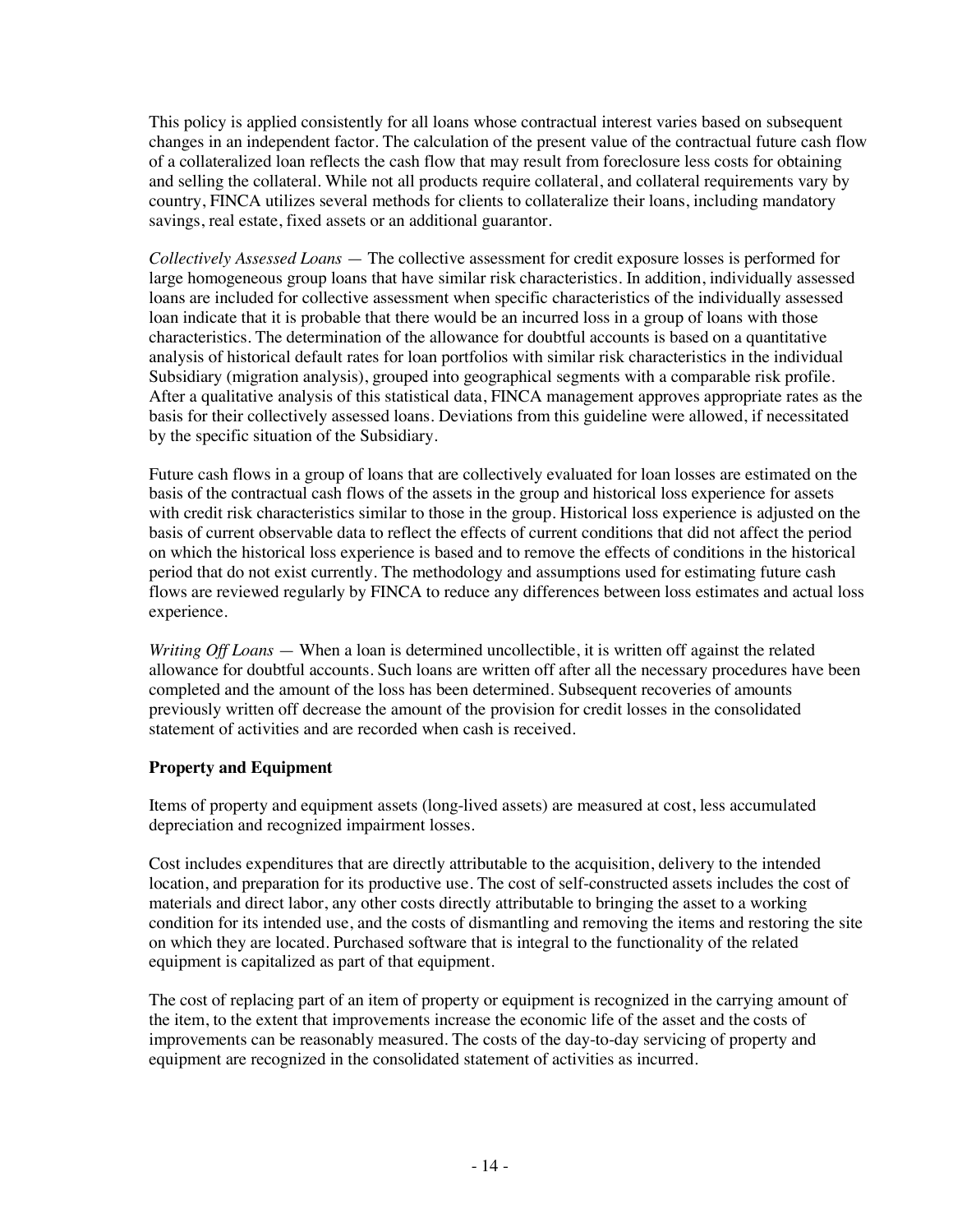This policy is applied consistently for all loans whose contractual interest varies based on subsequent changes in an independent factor. The calculation of the present value of the contractual future cash flow of a collateralized loan reflects the cash flow that may result from foreclosure less costs for obtaining and selling the collateral. While not all products require collateral, and collateral requirements vary by country, FINCA utilizes several methods for clients to collateralize their loans, including mandatory savings, real estate, fixed assets or an additional guarantor.

*Collectively Assessed Loans* — The collective assessment for credit exposure losses is performed for large homogeneous group loans that have similar risk characteristics. In addition, individually assessed loans are included for collective assessment when specific characteristics of the individually assessed loan indicate that it is probable that there would be an incurred loss in a group of loans with those characteristics. The determination of the allowance for doubtful accounts is based on a quantitative analysis of historical default rates for loan portfolios with similar risk characteristics in the individual Subsidiary (migration analysis), grouped into geographical segments with a comparable risk profile. After a qualitative analysis of this statistical data, FINCA management approves appropriate rates as the basis for their collectively assessed loans. Deviations from this guideline were allowed, if necessitated by the specific situation of the Subsidiary.

Future cash flows in a group of loans that are collectively evaluated for loan losses are estimated on the basis of the contractual cash flows of the assets in the group and historical loss experience for assets with credit risk characteristics similar to those in the group. Historical loss experience is adjusted on the basis of current observable data to reflect the effects of current conditions that did not affect the period on which the historical loss experience is based and to remove the effects of conditions in the historical period that do not exist currently. The methodology and assumptions used for estimating future cash flows are reviewed regularly by FINCA to reduce any differences between loss estimates and actual loss experience.

*Writing Off Loans* — When a loan is determined uncollectible, it is written off against the related allowance for doubtful accounts. Such loans are written off after all the necessary procedures have been completed and the amount of the loss has been determined. Subsequent recoveries of amounts previously written off decrease the amount of the provision for credit losses in the consolidated statement of activities and are recorded when cash is received.

**Property and Equipment**

Items of property and equipment assets (long-lived assets) are measured at cost, less accumulated depreciation and recognized impairment losses.

Cost includes expenditures that are directly attributable to the acquisition, delivery to the intended location, and preparation for its productive use. The cost of self-constructed assets includes the cost of materials and direct labor, any other costs directly attributable to bringing the asset to a working condition for its intended use, and the costs of dismantling and removing the items and restoring the site on which they are located. Purchased software that is integral to the functionality of the related equipment is capitalized as part of that equipment.

The cost of replacing part of an item of property or equipment is recognized in the carrying amount of the item, to the extent that improvements increase the economic life of the asset and the costs of improvements can be reasonably measured. The costs of the day-to-day servicing of property and equipment are recognized in the consolidated statement of activities as incurred.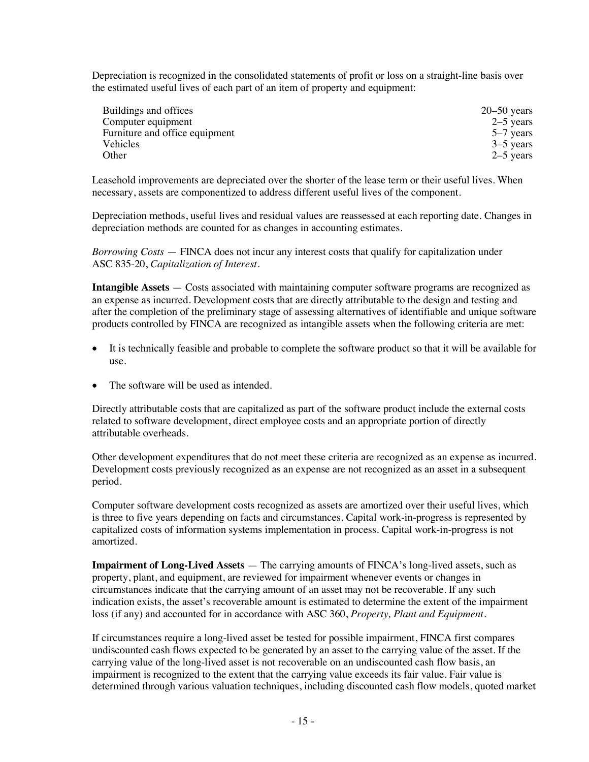Depreciation is recognized in the consolidated statements of profit or loss on a straight-line basis over the estimated useful lives of each part of an item of property and equipment:

| | |
|---|---|
| Buildings and offices | 20–50 years |
| Computer equipment | 2–5 years |
| Furniture and office equipment | 5–7 years |
| Vehicles | 3–5 years |
| Other | 2–5 years |

Leasehold improvements are depreciated over the shorter of the lease term or their useful lives. When necessary, assets are componentized to address different useful lives of the component.

Depreciation methods, useful lives and residual values are reassessed at each reporting date. Changes in depreciation methods are counted for as changes in accounting estimates.

*Borrowing Costs* — FINCA does not incur any interest costs that qualify for capitalization under ASC 835-20, *Capitalization of Interest*.

**Intangible Assets** — Costs associated with maintaining computer software programs are recognized as an expense as incurred. Development costs that are directly attributable to the design and testing and after the completion of the preliminary stage of assessing alternatives of identifiable and unique software products controlled by FINCA are recognized as intangible assets when the following criteria are met:

- It is technically feasible and probable to complete the software product so that it will be available for use.
- The software will be used as intended.

Directly attributable costs that are capitalized as part of the software product include the external costs related to software development, direct employee costs and an appropriate portion of directly attributable overheads.

Other development expenditures that do not meet these criteria are recognized as an expense as incurred. Development costs previously recognized as an expense are not recognized as an asset in a subsequent period.

Computer software development costs recognized as assets are amortized over their useful lives, which is three to five years depending on facts and circumstances. Capital work-in-progress is represented by capitalized costs of information systems implementation in process. Capital work-in-progress is not amortized.

**Impairment of Long-Lived Assets** — The carrying amounts of FINCA's long-lived assets, such as property, plant, and equipment, are reviewed for impairment whenever events or changes in circumstances indicate that the carrying amount of an asset may not be recoverable. If any such indication exists, the asset's recoverable amount is estimated to determine the extent of the impairment loss (if any) and accounted for in accordance with ASC 360, *Property, Plant and Equipment*.

If circumstances require a long-lived asset be tested for possible impairment, FINCA first compares undiscounted cash flows expected to be generated by an asset to the carrying value of the asset. If the carrying value of the long-lived asset is not recoverable on an undiscounted cash flow basis, an impairment is recognized to the extent that the carrying value exceeds its fair value. Fair value is determined through various valuation techniques, including discounted cash flow models, quoted market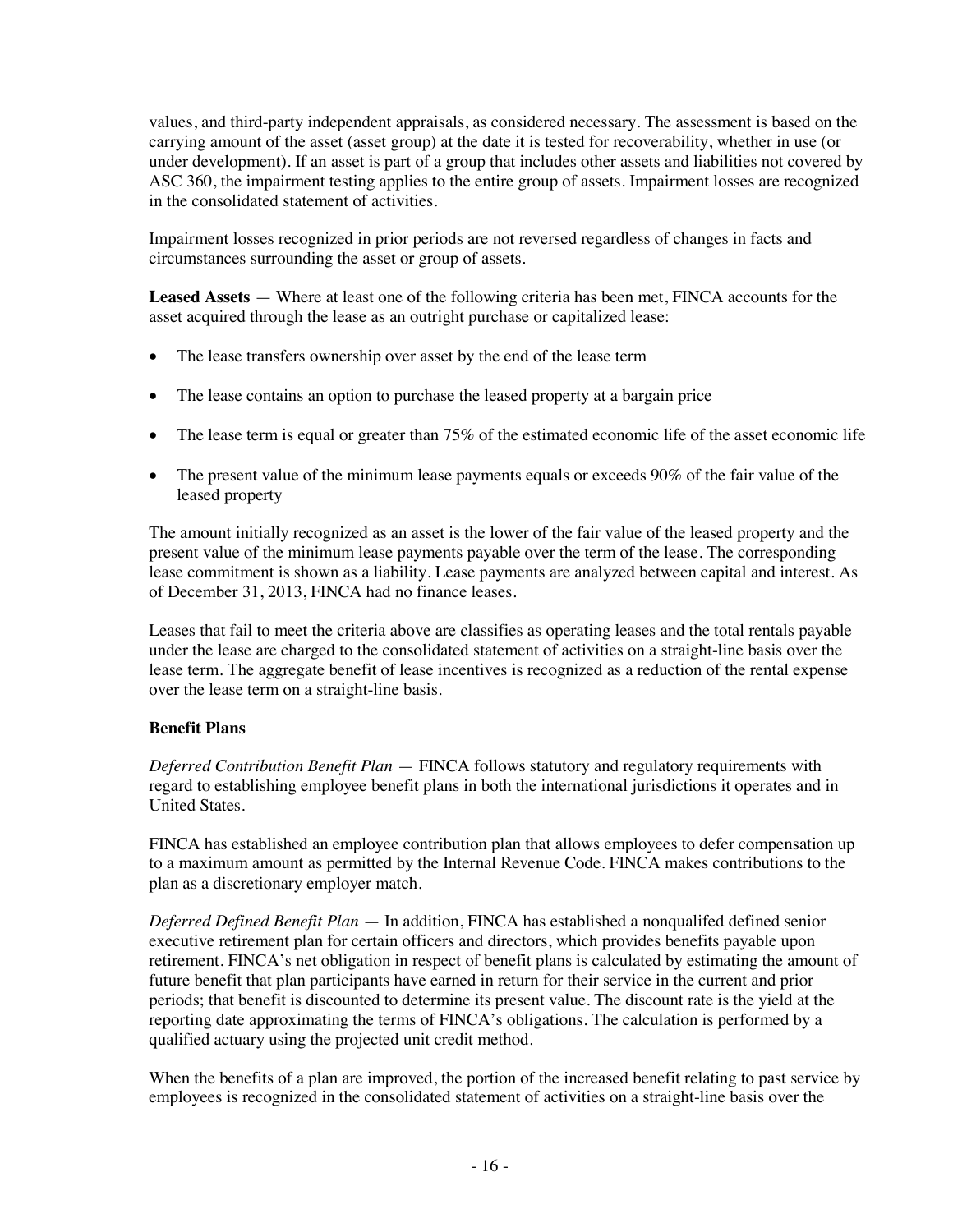values, and third-party independent appraisals, as considered necessary. The assessment is based on the carrying amount of the asset (asset group) at the date it is tested for recoverability, whether in use (or under development). If an asset is part of a group that includes other assets and liabilities not covered by ASC 360, the impairment testing applies to the entire group of assets. Impairment losses are recognized in the consolidated statement of activities.

Impairment losses recognized in prior periods are not reversed regardless of changes in facts and circumstances surrounding the asset or group of assets.

**Leased Assets** — Where at least one of the following criteria has been met, FINCA accounts for the asset acquired through the lease as an outright purchase or capitalized lease:

- The lease transfers ownership over asset by the end of the lease term
- The lease contains an option to purchase the leased property at a bargain price
- The lease term is equal or greater than 75% of the estimated economic life of the asset economic life
- The present value of the minimum lease payments equals or exceeds 90% of the fair value of the leased property

The amount initially recognized as an asset is the lower of the fair value of the leased property and the present value of the minimum lease payments payable over the term of the lease. The corresponding lease commitment is shown as a liability. Lease payments are analyzed between capital and interest. As of December 31, 2013, FINCA had no finance leases.

Leases that fail to meet the criteria above are classifies as operating leases and the total rentals payable under the lease are charged to the consolidated statement of activities on a straight-line basis over the lease term. The aggregate benefit of lease incentives is recognized as a reduction of the rental expense over the lease term on a straight-line basis.

**Benefit Plans**

*Deferred Contribution Benefit Plan* — FINCA follows statutory and regulatory requirements with regard to establishing employee benefit plans in both the international jurisdictions it operates and in United States.

FINCA has established an employee contribution plan that allows employees to defer compensation up to a maximum amount as permitted by the Internal Revenue Code. FINCA makes contributions to the plan as a discretionary employer match.

*Deferred Defined Benefit Plan* — In addition, FINCA has established a nonqualifed defined senior executive retirement plan for certain officers and directors, which provides benefits payable upon retirement. FINCA's net obligation in respect of benefit plans is calculated by estimating the amount of future benefit that plan participants have earned in return for their service in the current and prior periods; that benefit is discounted to determine its present value. The discount rate is the yield at the reporting date approximating the terms of FINCA's obligations. The calculation is performed by a qualified actuary using the projected unit credit method.

When the benefits of a plan are improved, the portion of the increased benefit relating to past service by employees is recognized in the consolidated statement of activities on a straight-line basis over the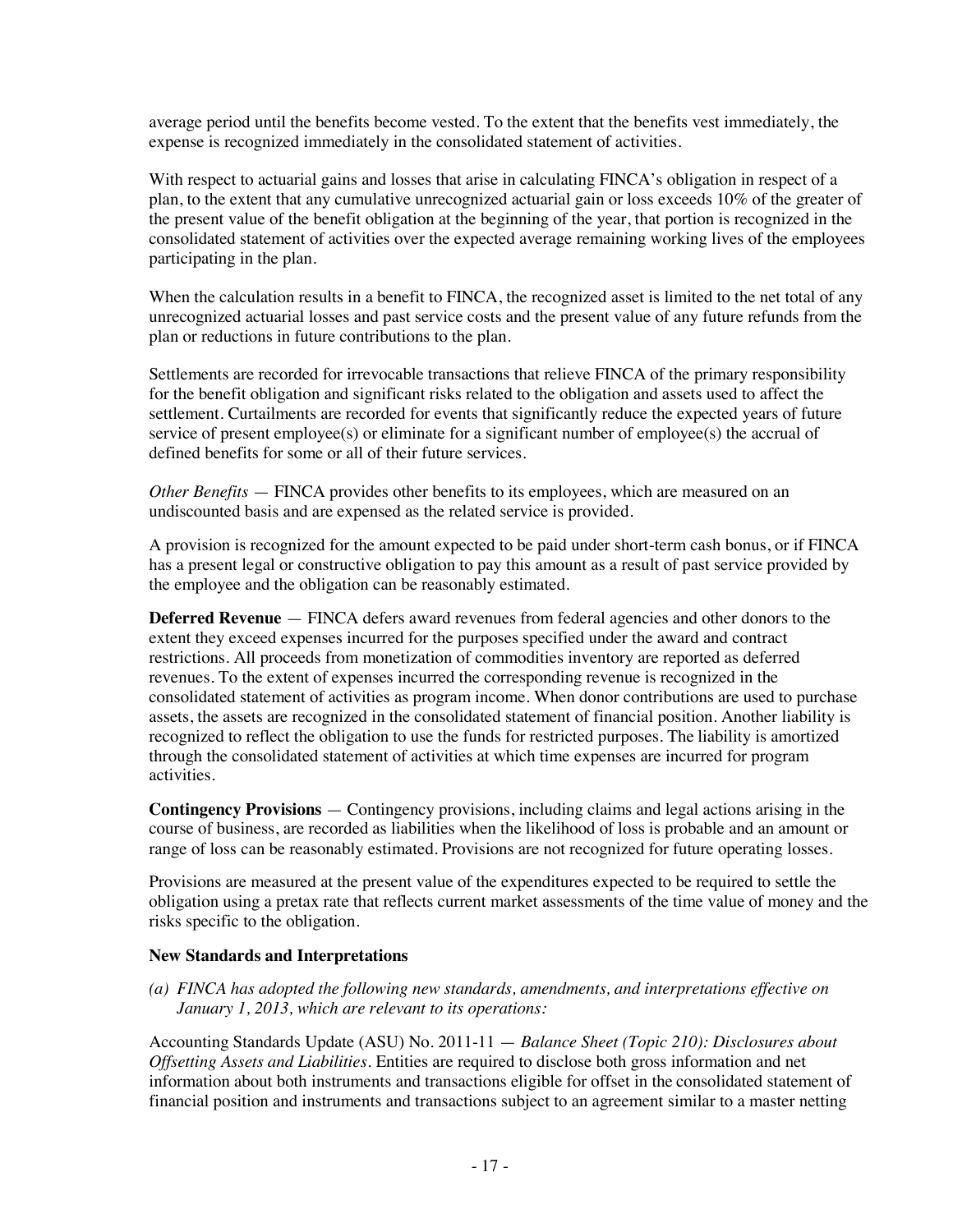average period until the benefits become vested. To the extent that the benefits vest immediately, the expense is recognized immediately in the consolidated statement of activities.

With respect to actuarial gains and losses that arise in calculating FINCA's obligation in respect of a plan, to the extent that any cumulative unrecognized actuarial gain or loss exceeds 10% of the greater of the present value of the benefit obligation at the beginning of the year, that portion is recognized in the consolidated statement of activities over the expected average remaining working lives of the employees participating in the plan.

When the calculation results in a benefit to FINCA, the recognized asset is limited to the net total of any unrecognized actuarial losses and past service costs and the present value of any future refunds from the plan or reductions in future contributions to the plan.

Settlements are recorded for irrevocable transactions that relieve FINCA of the primary responsibility for the benefit obligation and significant risks related to the obligation and assets used to affect the settlement. Curtailments are recorded for events that significantly reduce the expected years of future service of present employee(s) or eliminate for a significant number of employee(s) the accrual of defined benefits for some or all of their future services.

*Other Benefits* — FINCA provides other benefits to its employees, which are measured on an undiscounted basis and are expensed as the related service is provided.

A provision is recognized for the amount expected to be paid under short-term cash bonus, or if FINCA has a present legal or constructive obligation to pay this amount as a result of past service provided by the employee and the obligation can be reasonably estimated.

**Deferred Revenue** — FINCA defers award revenues from federal agencies and other donors to the extent they exceed expenses incurred for the purposes specified under the award and contract restrictions. All proceeds from monetization of commodities inventory are reported as deferred revenues. To the extent of expenses incurred the corresponding revenue is recognized in the consolidated statement of activities as program income. When donor contributions are used to purchase assets, the assets are recognized in the consolidated statement of financial position. Another liability is recognized to reflect the obligation to use the funds for restricted purposes. The liability is amortized through the consolidated statement of activities at which time expenses are incurred for program activities.

**Contingency Provisions** — Contingency provisions, including claims and legal actions arising in the course of business, are recorded as liabilities when the likelihood of loss is probable and an amount or range of loss can be reasonably estimated. Provisions are not recognized for future operating losses.

Provisions are measured at the present value of the expenditures expected to be required to settle the obligation using a pretax rate that reflects current market assessments of the time value of money and the risks specific to the obligation.

### New Standards and Interpretations

*(a) FINCA has adopted the following new standards, amendments, and interpretations effective on January 1, 2013, which are relevant to its operations:*

Accounting Standards Update (ASU) No. 2011-11 — *Balance Sheet (Topic 210): Disclosures about Offsetting Assets and Liabilities*. Entities are required to disclose both gross information and net information about both instruments and transactions eligible for offset in the consolidated statement of financial position and instruments and transactions subject to an agreement similar to a master netting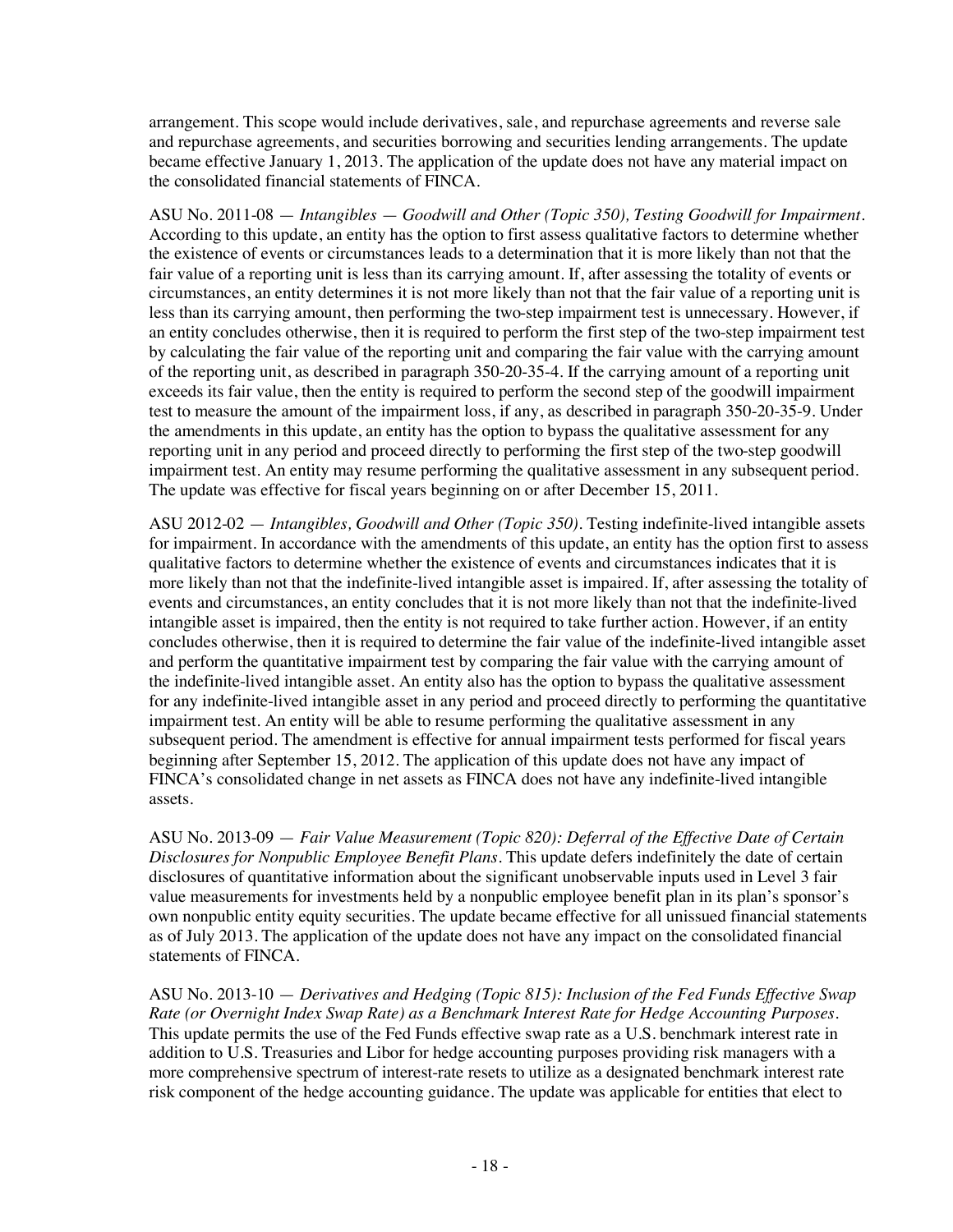arrangement. This scope would include derivatives, sale, and repurchase agreements and reverse sale and repurchase agreements, and securities borrowing and securities lending arrangements. The update became effective January 1, 2013. The application of the update does not have any material impact on the consolidated financial statements of FINCA.

ASU No. 2011-08 — *Intangibles — Goodwill and Other (Topic 350), Testing Goodwill for Impairment*. According to this update, an entity has the option to first assess qualitative factors to determine whether the existence of events or circumstances leads to a determination that it is more likely than not that the fair value of a reporting unit is less than its carrying amount. If, after assessing the totality of events or circumstances, an entity determines it is not more likely than not that the fair value of a reporting unit is less than its carrying amount, then performing the two-step impairment test is unnecessary. However, if an entity concludes otherwise, then it is required to perform the first step of the two-step impairment test by calculating the fair value of the reporting unit and comparing the fair value with the carrying amount of the reporting unit, as described in paragraph 350-20-35-4. If the carrying amount of a reporting unit exceeds its fair value, then the entity is required to perform the second step of the goodwill impairment test to measure the amount of the impairment loss, if any, as described in paragraph 350-20-35-9. Under the amendments in this update, an entity has the option to bypass the qualitative assessment for any reporting unit in any period and proceed directly to performing the first step of the two-step goodwill impairment test. An entity may resume performing the qualitative assessment in any subsequent period. The update was effective for fiscal years beginning on or after December 15, 2011.

ASU 2012-02 — *Intangibles, Goodwill and Other (Topic 350)*. Testing indefinite-lived intangible assets for impairment. In accordance with the amendments of this update, an entity has the option first to assess qualitative factors to determine whether the existence of events and circumstances indicates that it is more likely than not that the indefinite-lived intangible asset is impaired. If, after assessing the totality of events and circumstances, an entity concludes that it is not more likely than not that the indefinite-lived intangible asset is impaired, then the entity is not required to take further action. However, if an entity concludes otherwise, then it is required to determine the fair value of the indefinite-lived intangible asset and perform the quantitative impairment test by comparing the fair value with the carrying amount of the indefinite-lived intangible asset. An entity also has the option to bypass the qualitative assessment for any indefinite-lived intangible asset in any period and proceed directly to performing the quantitative impairment test. An entity will be able to resume performing the qualitative assessment in any subsequent period. The amendment is effective for annual impairment tests performed for fiscal years beginning after September 15, 2012. The application of this update does not have any impact of FINCA's consolidated change in net assets as FINCA does not have any indefinite-lived intangible assets.

ASU No. 2013-09 — *Fair Value Measurement (Topic 820): Deferral of the Effective Date of Certain Disclosures for Nonpublic Employee Benefit Plans*. This update defers indefinitely the date of certain disclosures of quantitative information about the significant unobservable inputs used in Level 3 fair value measurements for investments held by a nonpublic employee benefit plan in its plan's sponsor's own nonpublic entity equity securities. The update became effective for all unissued financial statements as of July 2013. The application of the update does not have any impact on the consolidated financial statements of FINCA.

ASU No. 2013-10 — *Derivatives and Hedging (Topic 815): Inclusion of the Fed Funds Effective Swap Rate (or Overnight Index Swap Rate) as a Benchmark Interest Rate for Hedge Accounting Purposes*. This update permits the use of the Fed Funds effective swap rate as a U.S. benchmark interest rate in addition to U.S. Treasuries and Libor for hedge accounting purposes providing risk managers with a more comprehensive spectrum of interest-rate resets to utilize as a designated benchmark interest rate risk component of the hedge accounting guidance. The update was applicable for entities that elect to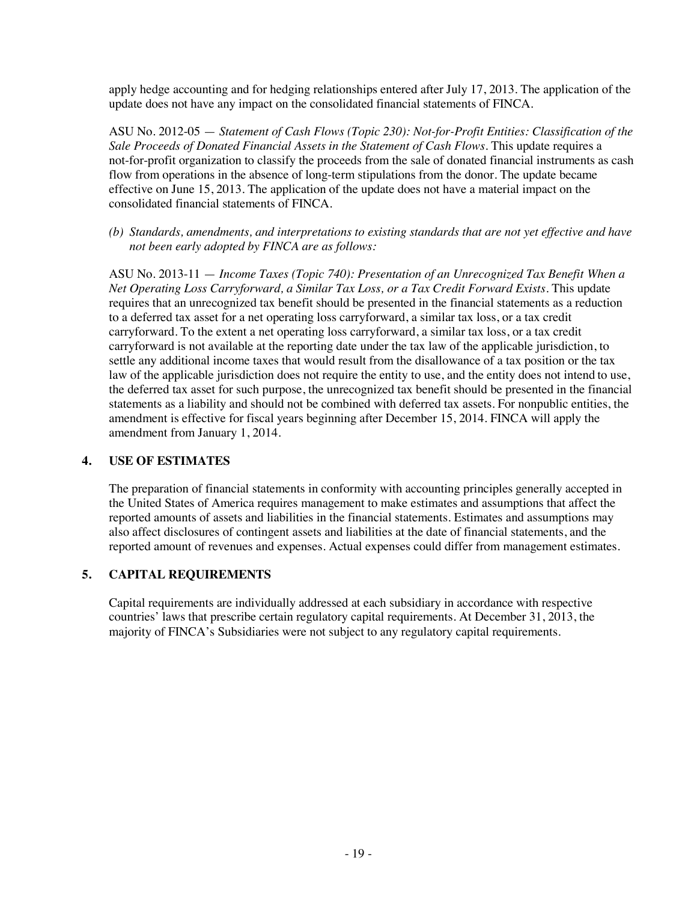apply hedge accounting and for hedging relationships entered after July 17, 2013. The application of the update does not have any impact on the consolidated financial statements of FINCA.

ASU No. 2012-05 — *Statement of Cash Flows (Topic 230): Not-for-Profit Entities: Classification of the Sale Proceeds of Donated Financial Assets in the Statement of Cash Flows*. This update requires a not-for-profit organization to classify the proceeds from the sale of donated financial instruments as cash flow from operations in the absence of long-term stipulations from the donor. The update became effective on June 15, 2013. The application of the update does not have a material impact on the consolidated financial statements of FINCA.

*(b) Standards, amendments, and interpretations to existing standards that are not yet effective and have not been early adopted by FINCA are as follows:*

ASU No. 2013-11 — *Income Taxes (Topic 740): Presentation of an Unrecognized Tax Benefit When a Net Operating Loss Carryforward, a Similar Tax Loss, or a Tax Credit Forward Exists*. This update requires that an unrecognized tax benefit should be presented in the financial statements as a reduction to a deferred tax asset for a net operating loss carryforward, a similar tax loss, or a tax credit carryforward. To the extent a net operating loss carryforward, a similar tax loss, or a tax credit carryforward is not available at the reporting date under the tax law of the applicable jurisdiction, to settle any additional income taxes that would result from the disallowance of a tax position or the tax law of the applicable jurisdiction does not require the entity to use, and the entity does not intend to use, the deferred tax asset for such purpose, the unrecognized tax benefit should be presented in the financial statements as a liability and should not be combined with deferred tax assets. For nonpublic entities, the amendment is effective for fiscal years beginning after December 15, 2014. FINCA will apply the amendment from January 1, 2014.

## 4. USE OF ESTIMATES

The preparation of financial statements in conformity with accounting principles generally accepted in the United States of America requires management to make estimates and assumptions that affect the reported amounts of assets and liabilities in the financial statements. Estimates and assumptions may also affect disclosures of contingent assets and liabilities at the date of financial statements, and the reported amount of revenues and expenses. Actual expenses could differ from management estimates.

## 5. CAPITAL REQUIREMENTS

Capital requirements are individually addressed at each subsidiary in accordance with respective countries' laws that prescribe certain regulatory capital requirements. At December 31, 2013, the majority of FINCA's Subsidiaries were not subject to any regulatory capital requirements.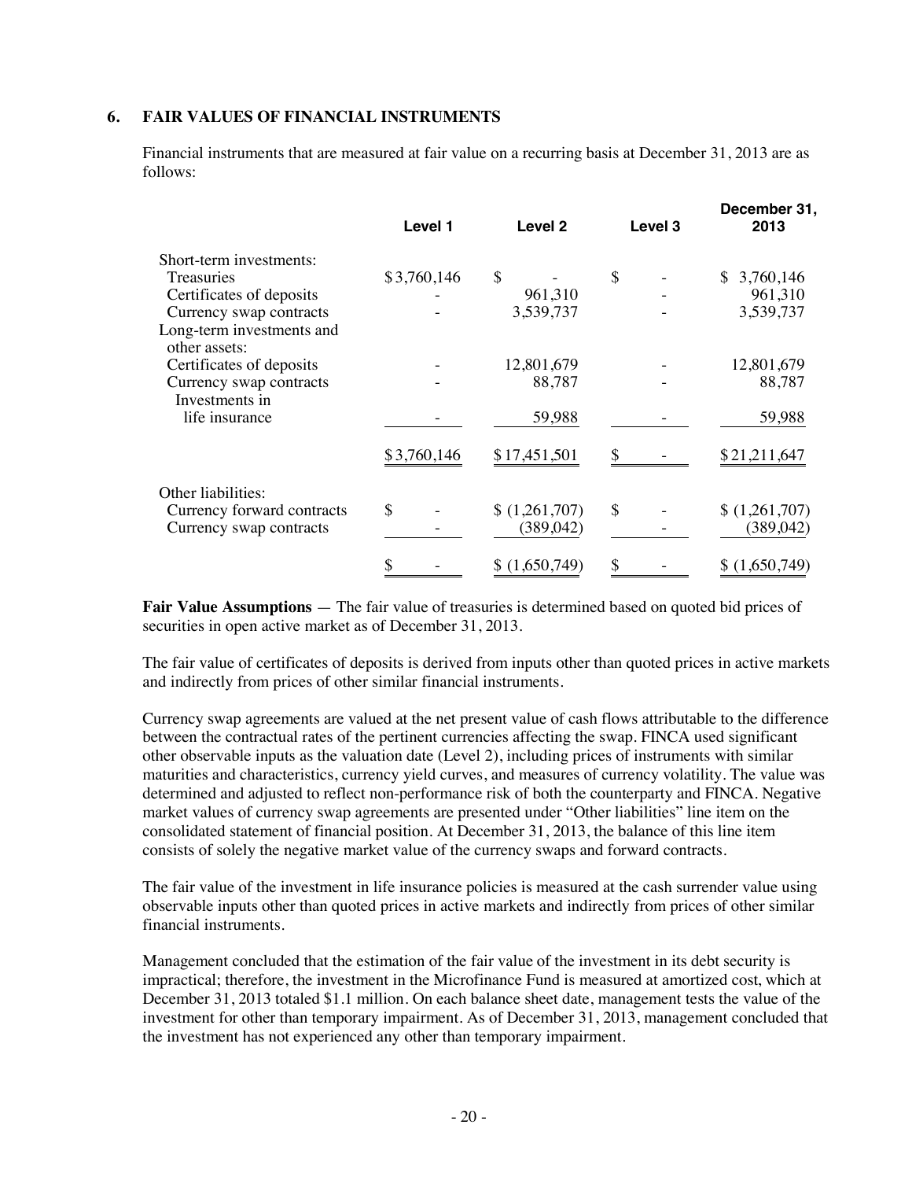## 6. FAIR VALUES OF FINANCIAL INSTRUMENTS

Financial instruments that are measured at fair value on a recurring basis at December 31, 2013 are as follows:

| | Level 1 | Level 2 | Level 3 | December 31, 2013 |
|---|---|---|---|---|
| Short-term investments: | | | | |
| Treasuries | $3,760,146 | $ - | $ - | $ 3,760,146 |
| Certificates of deposits | - | 961,310 | - | 961,310 |
| Currency swap contracts | - | 3,539,737 | - | 3,539,737 |
| Long-term investments and other assets: | | | | |
| Certificates of deposits | - | 12,801,679 | - | 12,801,679 |
| Currency swap contracts | - | 88,787 | - | 88,787 |
| Investments in life insurance | - | 59,988 | - | 59,988 |
| | $3,760,146 | $17,451,501 | $ - | $21,211,647 |
| Other liabilities: | | | | |
| Currency forward contracts | $ - | $ (1,261,707) | $ - | $ (1,261,707) |
| Currency swap contracts | - | (389,042) | - | (389,042) |
| | $ - | $ (1,650,749) | $ - | $ (1,650,749) |

**Fair Value Assumptions** — The fair value of treasuries is determined based on quoted bid prices of securities in open active market as of December 31, 2013.

The fair value of certificates of deposits is derived from inputs other than quoted prices in active markets and indirectly from prices of other similar financial instruments.

Currency swap agreements are valued at the net present value of cash flows attributable to the difference between the contractual rates of the pertinent currencies affecting the swap. FINCA used significant other observable inputs as the valuation date (Level 2), including prices of instruments with similar maturities and characteristics, currency yield curves, and measures of currency volatility. The value was determined and adjusted to reflect non-performance risk of both the counterparty and FINCA. Negative market values of currency swap agreements are presented under "Other liabilities" line item on the consolidated statement of financial position. At December 31, 2013, the balance of this line item consists of solely the negative market value of the currency swaps and forward contracts.

The fair value of the investment in life insurance policies is measured at the cash surrender value using observable inputs other than quoted prices in active markets and indirectly from prices of other similar financial instruments.

Management concluded that the estimation of the fair value of the investment in its debt security is impractical; therefore, the investment in the Microfinance Fund is measured at amortized cost, which at December 31, 2013 totaled $1.1 million. On each balance sheet date, management tests the value of the investment for other than temporary impairment. As of December 31, 2013, management concluded that the investment has not experienced any other than temporary impairment.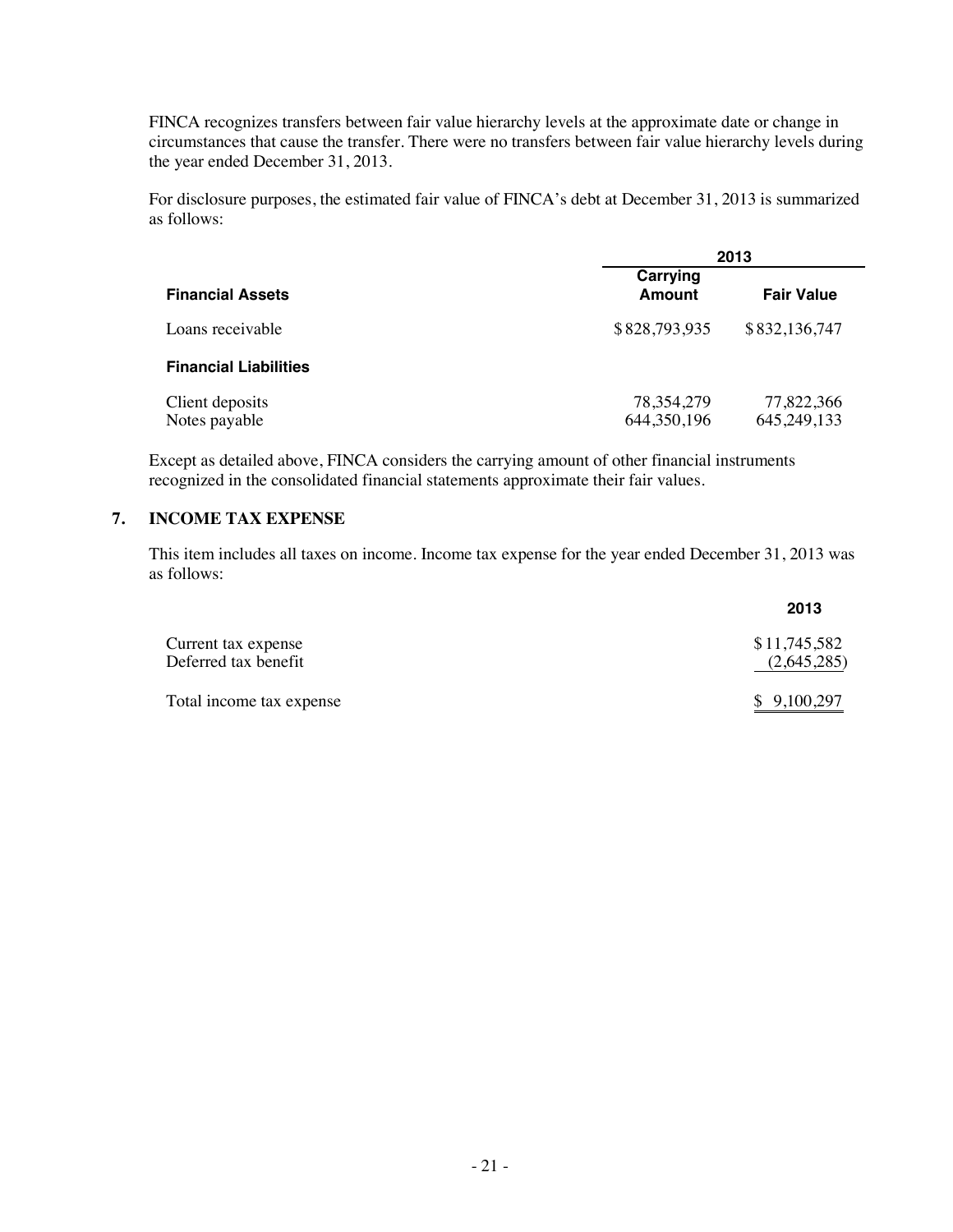FINCA recognizes transfers between fair value hierarchy levels at the approximate date or change in circumstances that cause the transfer. There were no transfers between fair value hierarchy levels during the year ended December 31, 2013.

For disclosure purposes, the estimated fair value of FINCA's debt at December 31, 2013 is summarized as follows:

| | 2013 | |
|---|---|---|
| **Financial Assets** | **Carrying Amount** | **Fair Value** |
| Loans receivable | $828,793,935 | $832,136,747 |
| **Financial Liabilities** | | |
| Client deposits | 78,354,279 | 77,822,366 |
| Notes payable | 644,350,196 | 645,249,133 |

Except as detailed above, FINCA considers the carrying amount of other financial instruments recognized in the consolidated financial statements approximate their fair values.

## 7. INCOME TAX EXPENSE

This item includes all taxes on income. Income tax expense for the year ended December 31, 2013 was as follows:

| | 2013 |
|---|---|
| Current tax expense | $11,745,582 |
| Deferred tax benefit | (2,645,285) |
| Total income tax expense | $ 9,100,297 |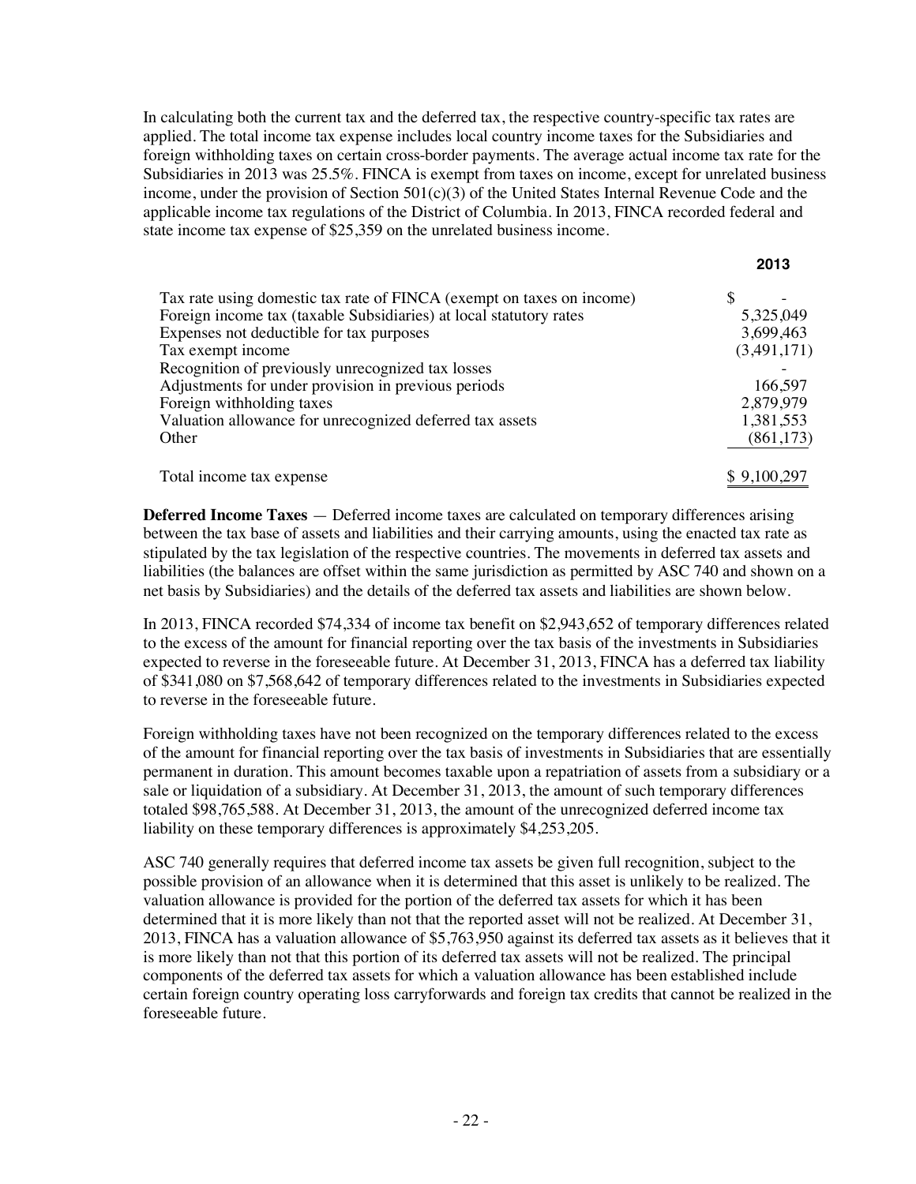In calculating both the current tax and the deferred tax, the respective country-specific tax rates are applied. The total income tax expense includes local country income taxes for the Subsidiaries and foreign withholding taxes on certain cross-border payments. The average actual income tax rate for the Subsidiaries in 2013 was 25.5%. FINCA is exempt from taxes on income, except for unrelated business income, under the provision of Section 501(c)(3) of the United States Internal Revenue Code and the applicable income tax regulations of the District of Columbia. In 2013, FINCA recorded federal and state income tax expense of $25,359 on the unrelated business income.

| | 2013 |
|---|---|
| Tax rate using domestic tax rate of FINCA (exempt on taxes on income) | $ - |
| Foreign income tax (taxable Subsidiaries) at local statutory rates | 5,325,049 |
| Expenses not deductible for tax purposes | 3,699,463 |
| Tax exempt income | (3,491,171) |
| Recognition of previously unrecognized tax losses | - |
| Adjustments for under provision in previous periods | 166,597 |
| Foreign withholding taxes | 2,879,979 |
| Valuation allowance for unrecognized deferred tax assets | 1,381,553 |
| Other | (861,173) |
| Total income tax expense | $ 9,100,297 |

**Deferred Income Taxes** — Deferred income taxes are calculated on temporary differences arising between the tax base of assets and liabilities and their carrying amounts, using the enacted tax rate as stipulated by the tax legislation of the respective countries. The movements in deferred tax assets and liabilities (the balances are offset within the same jurisdiction as permitted by ASC 740 and shown on a net basis by Subsidiaries) and the details of the deferred tax assets and liabilities are shown below.

In 2013, FINCA recorded $74,334 of income tax benefit on $2,943,652 of temporary differences related to the excess of the amount for financial reporting over the tax basis of the investments in Subsidiaries expected to reverse in the foreseeable future. At December 31, 2013, FINCA has a deferred tax liability of $341,080 on $7,568,642 of temporary differences related to the investments in Subsidiaries expected to reverse in the foreseeable future.

Foreign withholding taxes have not been recognized on the temporary differences related to the excess of the amount for financial reporting over the tax basis of investments in Subsidiaries that are essentially permanent in duration. This amount becomes taxable upon a repatriation of assets from a subsidiary or a sale or liquidation of a subsidiary. At December 31, 2013, the amount of such temporary differences totaled $98,765,588. At December 31, 2013, the amount of the unrecognized deferred income tax liability on these temporary differences is approximately $4,253,205.

ASC 740 generally requires that deferred income tax assets be given full recognition, subject to the possible provision of an allowance when it is determined that this asset is unlikely to be realized. The valuation allowance is provided for the portion of the deferred tax assets for which it has been determined that it is more likely than not that the reported asset will not be realized. At December 31, 2013, FINCA has a valuation allowance of $5,763,950 against its deferred tax assets as it believes that it is more likely than not that this portion of its deferred tax assets will not be realized. The principal components of the deferred tax assets for which a valuation allowance has been established include certain foreign country operating loss carryforwards and foreign tax credits that cannot be realized in the foreseeable future.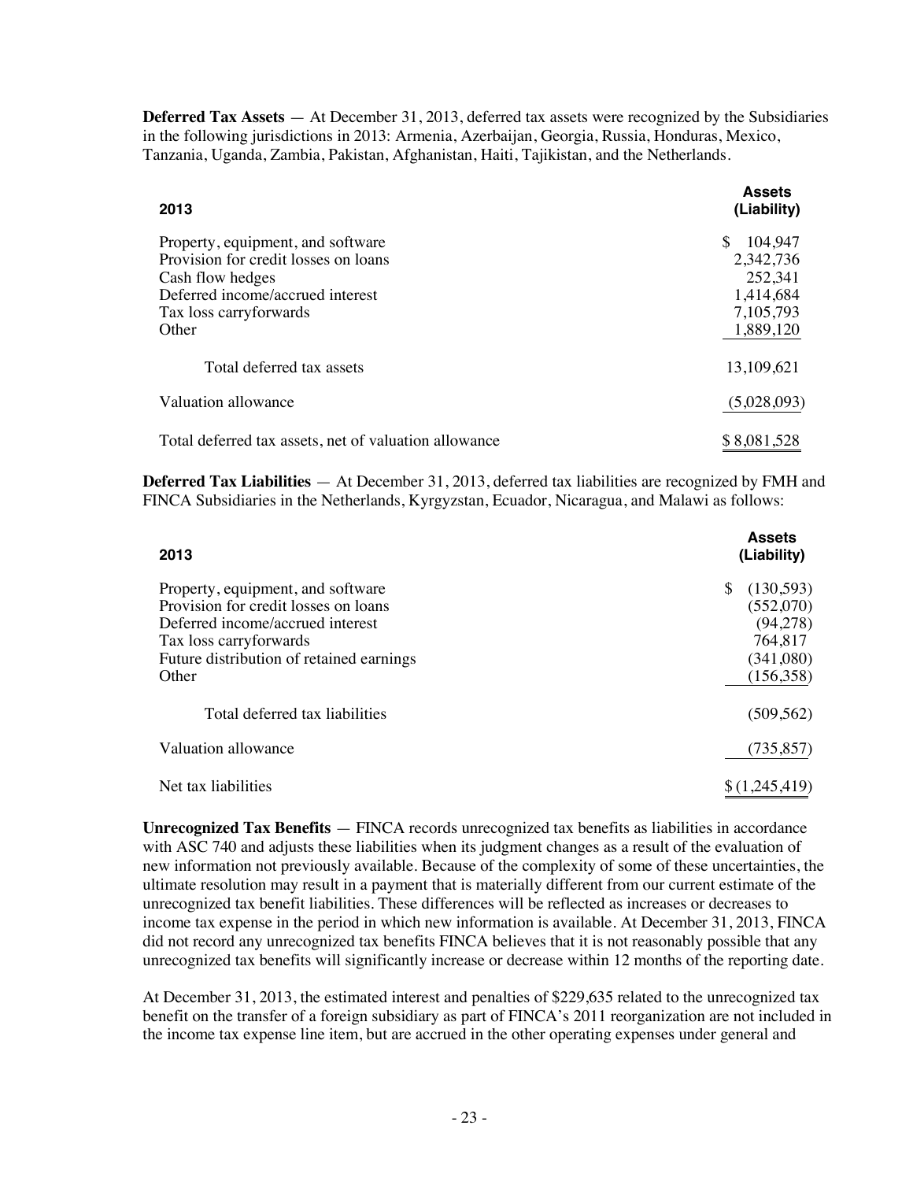**Deferred Tax Assets** — At December 31, 2013, deferred tax assets were recognized by the Subsidiaries in the following jurisdictions in 2013: Armenia, Azerbaijan, Georgia, Russia, Honduras, Mexico, Tanzania, Uganda, Zambia, Pakistan, Afghanistan, Haiti, Tajikistan, and the Netherlands.

| 2013 | Assets (Liability) |
|---|---|
| Property, equipment, and software | $ 104,947 |
| Provision for credit losses on loans | 2,342,736 |
| Cash flow hedges | 252,341 |
| Deferred income/accrued interest | 1,414,684 |
| Tax loss carryforwards | 7,105,793 |
| Other | 1,889,120 |
| Total deferred tax assets | 13,109,621 |
| Valuation allowance | (5,028,093) |
| Total deferred tax assets, net of valuation allowance | $ 8,081,528 |

**Deferred Tax Liabilities** — At December 31, 2013, deferred tax liabilities are recognized by FMH and FINCA Subsidiaries in the Netherlands, Kyrgyzstan, Ecuador, Nicaragua, and Malawi as follows:

| 2013 | Assets (Liability) |
|---|---|
| Property, equipment, and software | $ (130,593) |
| Provision for credit losses on loans | (552,070) |
| Deferred income/accrued interest | (94,278) |
| Tax loss carryforwards | 764,817 |
| Future distribution of retained earnings | (341,080) |
| Other | (156,358) |
| Total deferred tax liabilities | (509,562) |
| Valuation allowance | (735,857) |
| Net tax liabilities | $ (1,245,419) |

**Unrecognized Tax Benefits** — FINCA records unrecognized tax benefits as liabilities in accordance with ASC 740 and adjusts these liabilities when its judgment changes as a result of the evaluation of new information not previously available. Because of the complexity of some of these uncertainties, the ultimate resolution may result in a payment that is materially different from our current estimate of the unrecognized tax benefit liabilities. These differences will be reflected as increases or decreases to income tax expense in the period in which new information is available. At December 31, 2013, FINCA did not record any unrecognized tax benefits FINCA believes that it is not reasonably possible that any unrecognized tax benefits will significantly increase or decrease within 12 months of the reporting date.

At December 31, 2013, the estimated interest and penalties of $229,635 related to the unrecognized tax benefit on the transfer of a foreign subsidiary as part of FINCA's 2011 reorganization are not included in the income tax expense line item, but are accrued in the other operating expenses under general and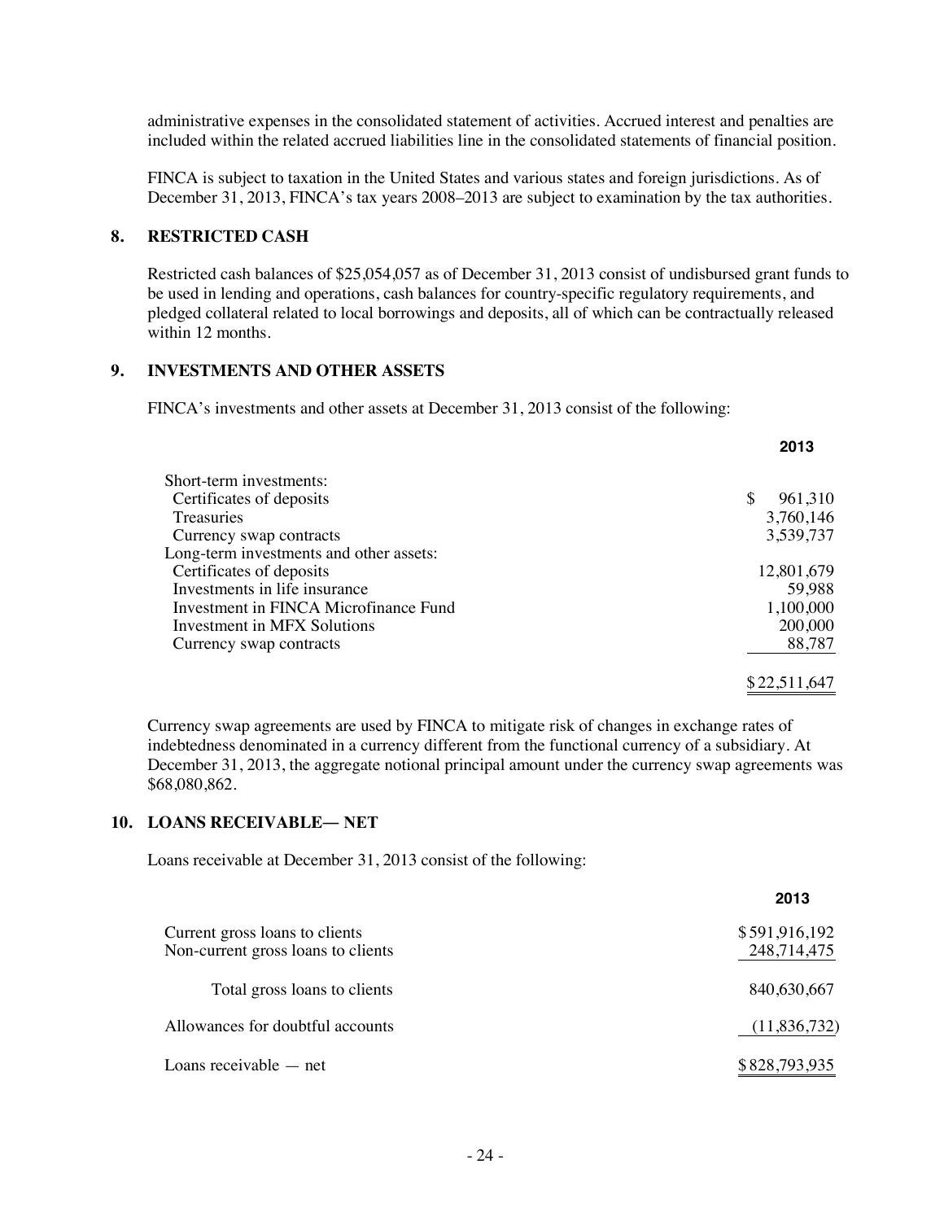administrative expenses in the consolidated statement of activities. Accrued interest and penalties are included within the related accrued liabilities line in the consolidated statements of financial position.

FINCA is subject to taxation in the United States and various states and foreign jurisdictions. As of December 31, 2013, FINCA's tax years 2008–2013 are subject to examination by the tax authorities.

## 8. RESTRICTED CASH

Restricted cash balances of $25,054,057 as of December 31, 2013 consist of undisbursed grant funds to be used in lending and operations, cash balances for country-specific regulatory requirements, and pledged collateral related to local borrowings and deposits, all of which can be contractually released within 12 months.

## 9. INVESTMENTS AND OTHER ASSETS

FINCA's investments and other assets at December 31, 2013 consist of the following:

| | 2013 |
|---|---|
| Short-term investments: | |
| Certificates of deposits | $ 961,310 |
| Treasuries | 3,760,146 |
| Currency swap contracts | 3,539,737 |
| Long-term investments and other assets: | |
| Certificates of deposits | 12,801,679 |
| Investments in life insurance | 59,988 |
| Investment in FINCA Microfinance Fund | 1,100,000 |
| Investment in MFX Solutions | 200,000 |
| Currency swap contracts | 88,787 |
| | $22,511,647 |

Currency swap agreements are used by FINCA to mitigate risk of changes in exchange rates of indebtedness denominated in a currency different from the functional currency of a subsidiary. At December 31, 2013, the aggregate notional principal amount under the currency swap agreements was $68,080,862.

## 10. LOANS RECEIVABLE— NET

Loans receivable at December 31, 2013 consist of the following:

| | 2013 |
|---|---|
| Current gross loans to clients | $591,916,192 |
| Non-current gross loans to clients | 248,714,475 |
| Total gross loans to clients | 840,630,667 |
| Allowances for doubtful accounts | (11,836,732) |
| Loans receivable — net | $828,793,935 |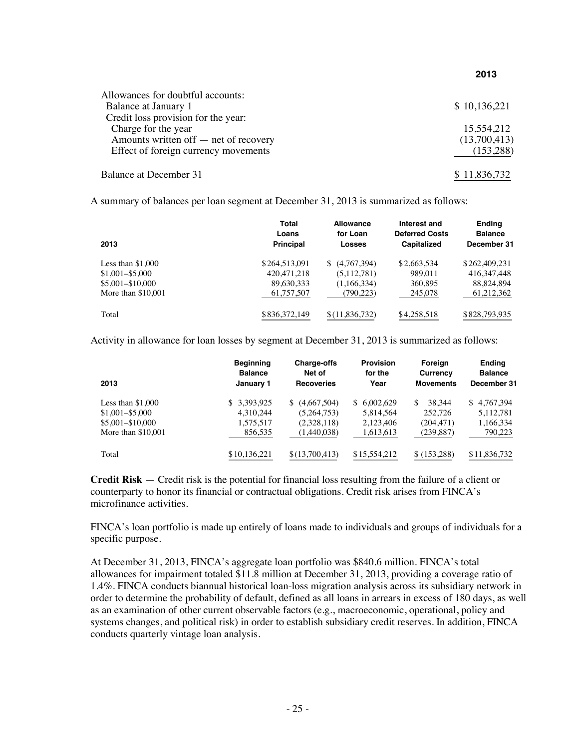| | 2013 |
|---|---|
| Allowances for doubtful accounts: | |
| Balance at January 1 | $ 10,136,221 |
| Credit loss provision for the year: | |
| Charge for the year | 15,554,212 |
| Amounts written off — net of recovery | (13,700,413) |
| Effect of foreign currency movements | (153,288) |
| Balance at December 31 | $ 11,836,732 |

A summary of balances per loan segment at December 31, 2013 is summarized as follows:

| 2013 | Total Loans Principal | Allowance for Loan Losses | Interest and Deferred Costs Capitalized | Ending Balance December 31 |
|---|---|---|---|---|
| Less than $1,000 | $264,513,091 | $ (4,767,394) | $2,663,534 | $262,409,231 |
| $1,001–$5,000 | 420,471,218 | (5,112,781) | 989,011 | 416,347,448 |
| $5,001–$10,000 | 89,630,333 | (1,166,334) | 360,895 | 88,824,894 |
| More than $10,001 | 61,757,507 | (790,223) | 245,078 | 61,212,362 |
| Total | $836,372,149 | $(11,836,732) | $4,258,518 | $828,793,935 |

Activity in allowance for loan losses by segment at December 31, 2013 is summarized as follows:

| 2013 | Beginning Balance January 1 | Charge-offs Net of Recoveries | Provision for the Year | Foreign Currency Movements | Ending Balance December 31 |
|---|---|---|---|---|---|
| Less than $1,000 | $ 3,393,925 | $ (4,667,504) | $ 6,002,629 | $ 38,344 | $ 4,767,394 |
| $1,001–$5,000 | 4,310,244 | (5,264,753) | 5,814,564 | 252,726 | 5,112,781 |
| $5,001–$10,000 | 1,575,517 | (2,328,118) | 2,123,406 | (204,471) | 1,166,334 |
| More than $10,001 | 856,535 | (1,440,038) | 1,613,613 | (239,887) | 790,223 |
| Total | $10,136,221 | $(13,700,413) | $15,554,212 | $ (153,288) | $11,836,732 |

**Credit Risk** — Credit risk is the potential for financial loss resulting from the failure of a client or counterparty to honor its financial or contractual obligations. Credit risk arises from FINCA's microfinance activities.

FINCA's loan portfolio is made up entirely of loans made to individuals and groups of individuals for a specific purpose.

At December 31, 2013, FINCA's aggregate loan portfolio was $840.6 million. FINCA's total allowances for impairment totaled $11.8 million at December 31, 2013, providing a coverage ratio of 1.4%. FINCA conducts biannual historical loan-loss migration analysis across its subsidiary network in order to determine the probability of default, defined as all loans in arrears in excess of 180 days, as well as an examination of other current observable factors (e.g., macroeconomic, operational, policy and systems changes, and political risk) in order to establish subsidiary credit reserves. In addition, FINCA conducts quarterly vintage loan analysis.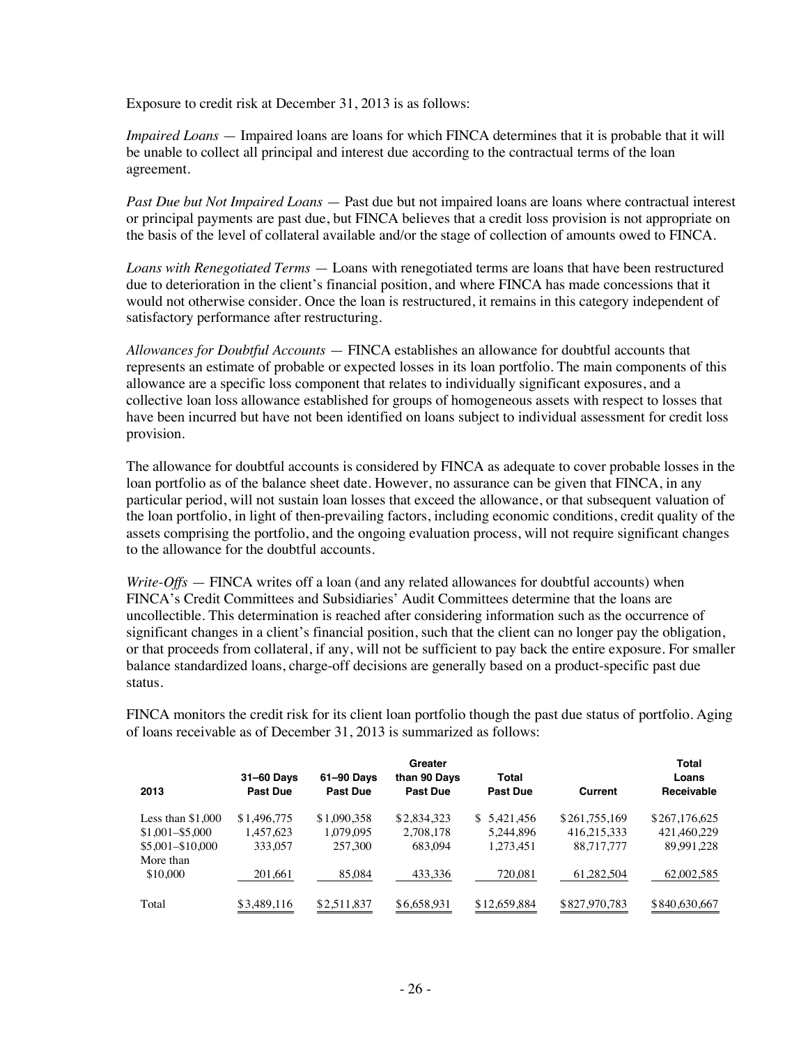Exposure to credit risk at December 31, 2013 is as follows:

*Impaired Loans* — Impaired loans are loans for which FINCA determines that it is probable that it will be unable to collect all principal and interest due according to the contractual terms of the loan agreement.

*Past Due but Not Impaired Loans* — Past due but not impaired loans are loans where contractual interest or principal payments are past due, but FINCA believes that a credit loss provision is not appropriate on the basis of the level of collateral available and/or the stage of collection of amounts owed to FINCA.

*Loans with Renegotiated Terms* — Loans with renegotiated terms are loans that have been restructured due to deterioration in the client's financial position, and where FINCA has made concessions that it would not otherwise consider. Once the loan is restructured, it remains in this category independent of satisfactory performance after restructuring.

*Allowances for Doubtful Accounts* — FINCA establishes an allowance for doubtful accounts that represents an estimate of probable or expected losses in its loan portfolio. The main components of this allowance are a specific loss component that relates to individually significant exposures, and a collective loan loss allowance established for groups of homogeneous assets with respect to losses that have been incurred but have not been identified on loans subject to individual assessment for credit loss provision.

The allowance for doubtful accounts is considered by FINCA as adequate to cover probable losses in the loan portfolio as of the balance sheet date. However, no assurance can be given that FINCA, in any particular period, will not sustain loan losses that exceed the allowance, or that subsequent valuation of the loan portfolio, in light of then-prevailing factors, including economic conditions, credit quality of the assets comprising the portfolio, and the ongoing evaluation process, will not require significant changes to the allowance for the doubtful accounts.

*Write-Offs* — FINCA writes off a loan (and any related allowances for doubtful accounts) when FINCA's Credit Committees and Subsidiaries' Audit Committees determine that the loans are uncollectible. This determination is reached after considering information such as the occurrence of significant changes in a client's financial position, such that the client can no longer pay the obligation, or that proceeds from collateral, if any, will not be sufficient to pay back the entire exposure. For smaller balance standardized loans, charge-off decisions are generally based on a product-specific past due status.

FINCA monitors the credit risk for its client loan portfolio though the past due status of portfolio. Aging of loans receivable as of December 31, 2013 is summarized as follows:

| 2013 | 31–60 Days Past Due | 61–90 Days Past Due | Greater than 90 Days Past Due | Total Past Due | Current | Total Loans Receivable |
|---|---|---|---|---|---|---|
| Less than $1,000 | $1,496,775 | $1,090,358 | $2,834,323 | $ 5,421,456 | $261,755,169 | $267,176,625 |
| $1,001–$5,000 | 1,457,623 | 1,079,095 | 2,708,178 | 5,244,896 | 416,215,333 | 421,460,229 |
| $5,001–$10,000 | 333,057 | 257,300 | 683,094 | 1,273,451 | 88,717,777 | 89,991,228 |
| More than $10,000 | 201,661 | 85,084 | 433,336 | 720,081 | 61,282,504 | 62,002,585 |
| Total | $3,489,116 | $2,511,837 | $6,658,931 | $12,659,884 | $827,970,783 | $840,630,667 |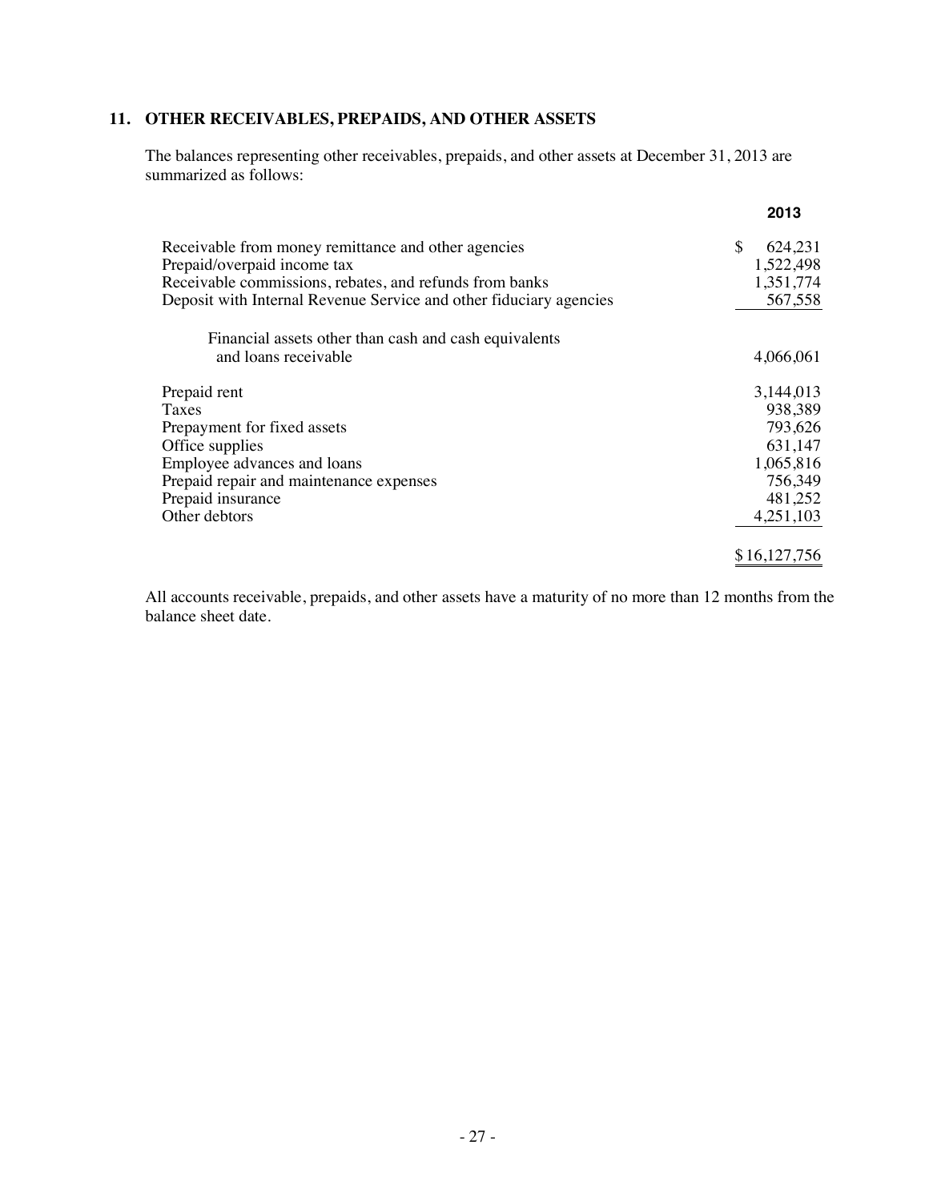## 11. OTHER RECEIVABLES, PREPAIDS, AND OTHER ASSETS

The balances representing other receivables, prepaids, and other assets at December 31, 2013 are summarized as follows:

| | 2013 |
|---|---|
| Receivable from money remittance and other agencies | $ 624,231 |
| Prepaid/overpaid income tax | 1,522,498 |
| Receivable commissions, rebates, and refunds from banks | 1,351,774 |
| Deposit with Internal Revenue Service and other fiduciary agencies | 567,558 |
| Financial assets other than cash and cash equivalents and loans receivable | 4,066,061 |
| Prepaid rent | 3,144,013 |
| Taxes | 938,389 |
| Prepayment for fixed assets | 793,626 |
| Office supplies | 631,147 |
| Employee advances and loans | 1,065,816 |
| Prepaid repair and maintenance expenses | 756,349 |
| Prepaid insurance | 481,252 |
| Other debtors | 4,251,103 |
| | $ 16,127,756 |

All accounts receivable, prepaids, and other assets have a maturity of no more than 12 months from the balance sheet date.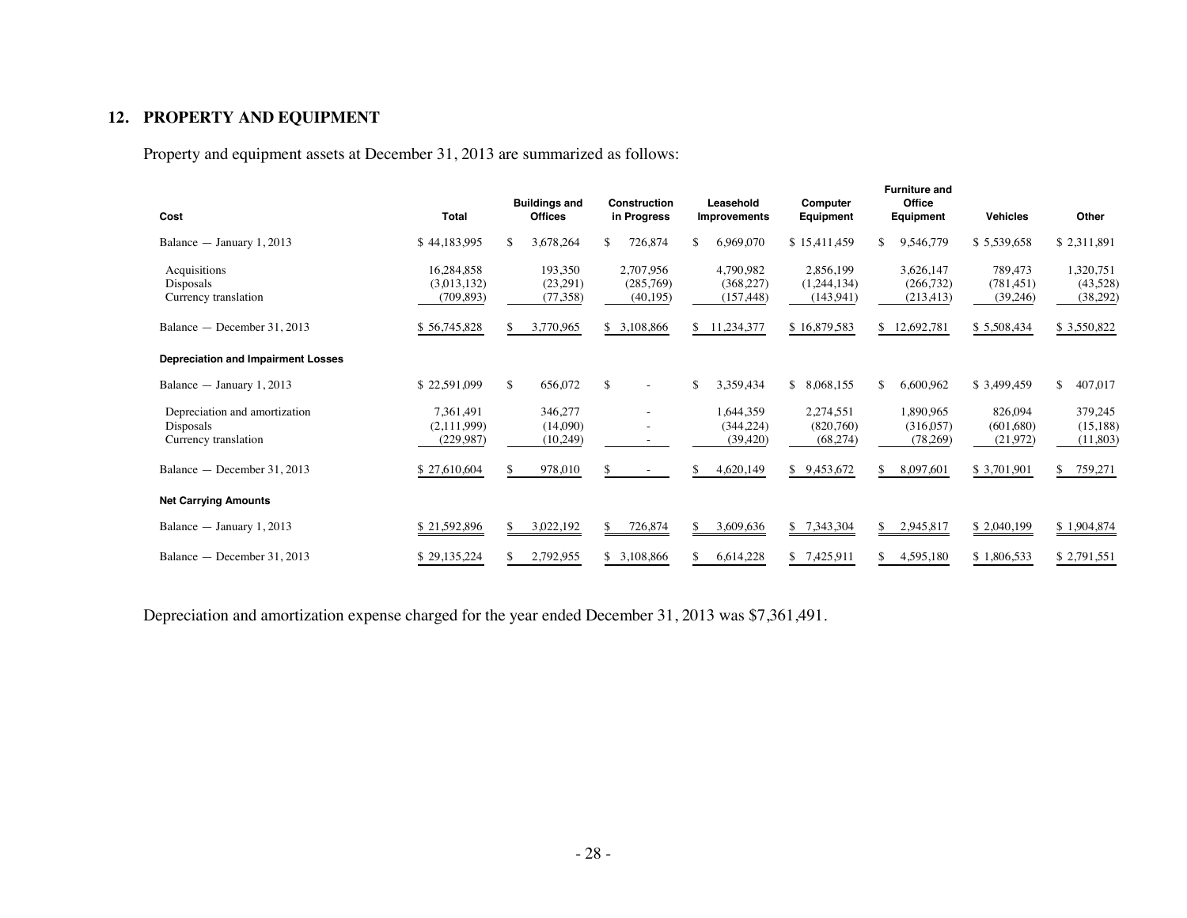## 12. PROPERTY AND EQUIPMENT

Property and equipment assets at December 31, 2013 are summarized as follows:

| Cost | Total | Buildings and Offices | Construction in Progress | Leasehold Improvements | Computer Equipment | Furniture and Office Equipment | Vehicles | Other |
|---|---|---|---|---|---|---|---|---|
| Balance — January 1, 2013 | $ 44,183,995 | $ 3,678,264 | $ 726,874 | $ 6,969,070 | $ 15,411,459 | $ 9,546,779 | $ 5,539,658 | $ 2,311,891 |
| Acquisitions | 16,284,858 | 193,350 | 2,707,956 | 4,790,982 | 2,856,199 | 3,626,147 | 789,473 | 1,320,751 |
| Disposals | (3,013,132) | (23,291) | (285,769) | (368,227) | (1,244,134) | (266,732) | (781,451) | (43,528) |
| Currency translation | (709,893) | (77,358) | (40,195) | (157,448) | (143,941) | (213,413) | (39,246) | (38,292) |
| Balance — December 31, 2013 | $ 56,745,828 | $ 3,770,965 | $ 3,108,866 | $ 11,234,377 | $ 16,879,583 | $ 12,692,781 | $ 5,508,434 | $ 3,550,822 |
| **Depreciation and Impairment Losses** | | | | | | | | |
| Balance — January 1, 2013 | $ 22,591,099 | $ 656,072 | $ - | $ 3,359,434 | $ 8,068,155 | $ 6,600,962 | $ 3,499,459 | $ 407,017 |
| Depreciation and amortization | 7,361,491 | 346,277 | - | 1,644,359 | 2,274,551 | 1,890,965 | 826,094 | 379,245 |
| Disposals | (2,111,999) | (14,090) | - | (344,224) | (820,760) | (316,057) | (601,680) | (15,188) |
| Currency translation | (229,987) | (10,249) | - | (39,420) | (68,274) | (78,269) | (21,972) | (11,803) |
| Balance — December 31, 2013 | $ 27,610,604 | $ 978,010 | $ - | $ 4,620,149 | $ 9,453,672 | $ 8,097,601 | $ 3,701,901 | $ 759,271 |
| **Net Carrying Amounts** | | | | | | | | |
| Balance — January 1, 2013 | $ 21,592,896 | $ 3,022,192 | $ 726,874 | $ 3,609,636 | $ 7,343,304 | $ 2,945,817 | $ 2,040,199 | $ 1,904,874 |
| Balance — December 31, 2013 | $ 29,135,224 | $ 2,792,955 | $ 3,108,866 | $ 6,614,228 | $ 7,425,911 | $ 4,595,180 | $ 1,806,533 | $ 2,791,551 |

Depreciation and amortization expense charged for the year ended December 31, 2013 was $7,361,491.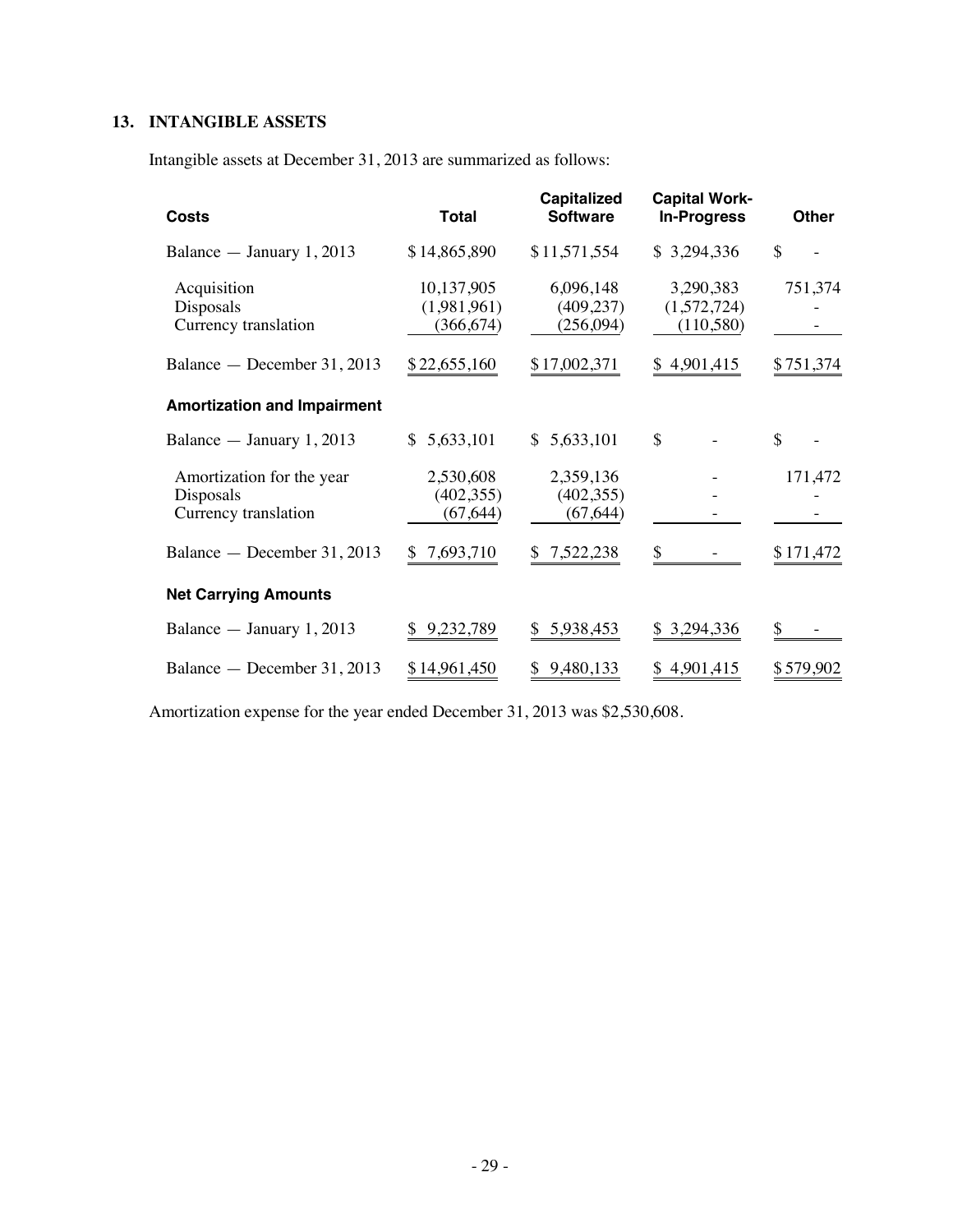## 13. INTANGIBLE ASSETS

Intangible assets at December 31, 2013 are summarized as follows:

| Costs | Total | Capitalized Software | Capital Work-In-Progress | Other |
|---|---|---|---|---|
| Balance — January 1, 2013 | $14,865,890 | $11,571,554 | $3,294,336 | $ - |
| Acquisition | 10,137,905 | 6,096,148 | 3,290,383 | 751,374 |
| Disposals | (1,981,961) | (409,237) | (1,572,724) | - |
| Currency translation | (366,674) | (256,094) | (110,580) | - |
| Balance — December 31, 2013 | $22,655,160 | $17,002,371 | $4,901,415 | $751,374 |
| **Amortization and Impairment** | | | | |
| Balance — January 1, 2013 | $5,633,101 | $5,633,101 | $ - | $ - |
| Amortization for the year | 2,530,608 | 2,359,136 | - | 171,472 |
| Disposals | (402,355) | (402,355) | - | - |
| Currency translation | (67,644) | (67,644) | - | - |
| Balance — December 31, 2013 | $7,693,710 | $7,522,238 | $ - | $171,472 |
| **Net Carrying Amounts** | | | | |
| Balance — January 1, 2013 | $9,232,789 | $5,938,453 | $3,294,336 | $ - |
| Balance — December 31, 2013 | $14,961,450 | $9,480,133 | $4,901,415 | $579,902 |

Amortization expense for the year ended December 31, 2013 was $2,530,608.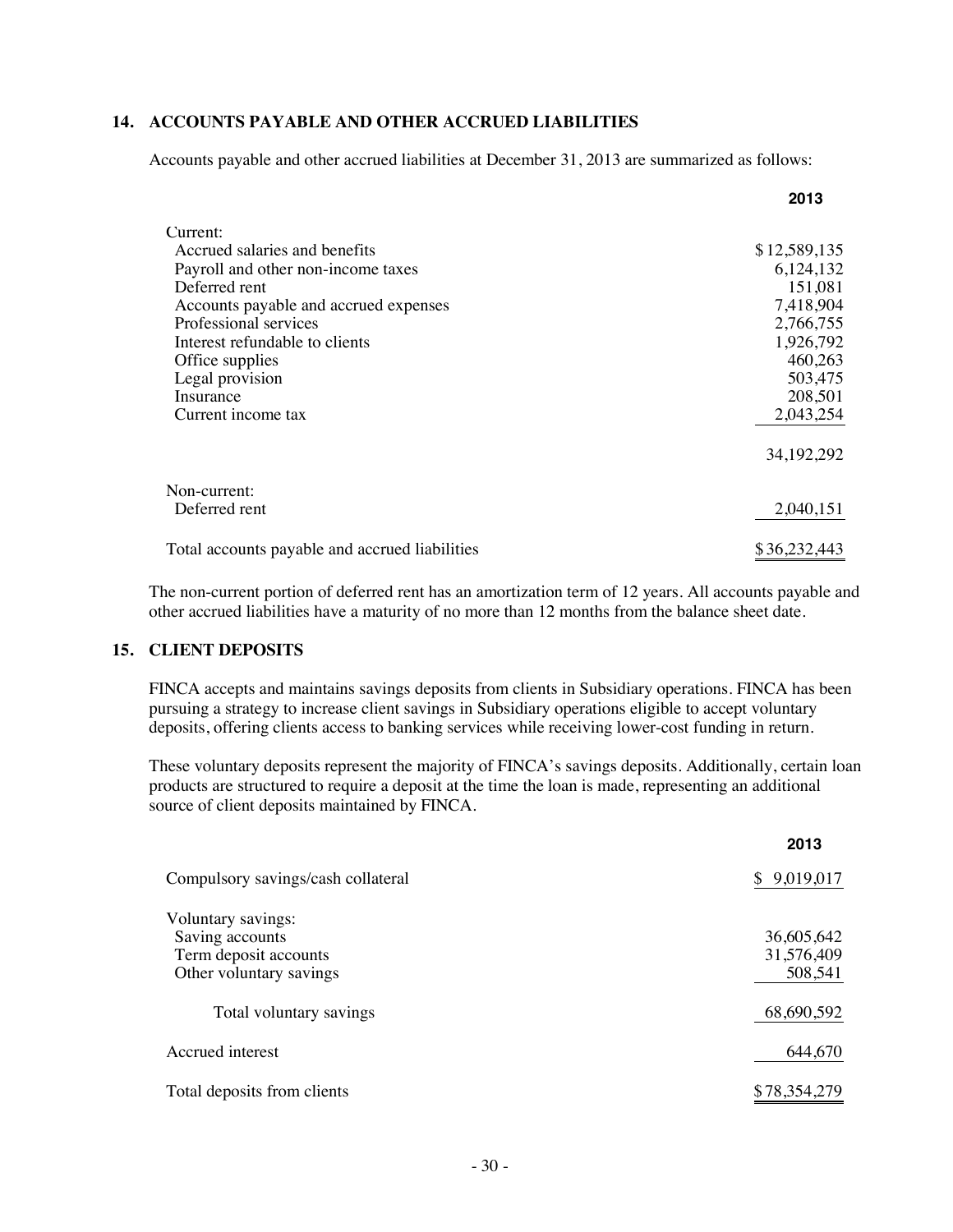## 14. ACCOUNTS PAYABLE AND OTHER ACCRUED LIABILITIES

Accounts payable and other accrued liabilities at December 31, 2013 are summarized as follows:

| | 2013 |
|---|---|
| Current: | |
| Accrued salaries and benefits | $12,589,135 |
| Payroll and other non-income taxes | 6,124,132 |
| Deferred rent | 151,081 |
| Accounts payable and accrued expenses | 7,418,904 |
| Professional services | 2,766,755 |
| Interest refundable to clients | 1,926,792 |
| Office supplies | 460,263 |
| Legal provision | 503,475 |
| Insurance | 208,501 |
| Current income tax | 2,043,254 |
| | 34,192,292 |
| Non-current: | |
| Deferred rent | 2,040,151 |
| Total accounts payable and accrued liabilities | $36,232,443 |

The non-current portion of deferred rent has an amortization term of 12 years. All accounts payable and other accrued liabilities have a maturity of no more than 12 months from the balance sheet date.

## 15. CLIENT DEPOSITS

FINCA accepts and maintains savings deposits from clients in Subsidiary operations. FINCA has been pursuing a strategy to increase client savings in Subsidiary operations eligible to accept voluntary deposits, offering clients access to banking services while receiving lower-cost funding in return.

These voluntary deposits represent the majority of FINCA's savings deposits. Additionally, certain loan products are structured to require a deposit at the time the loan is made, representing an additional source of client deposits maintained by FINCA.

| | 2013 |
|---|---|
| Compulsory savings/cash collateral | $ 9,019,017 |
| Voluntary savings: | |
| Saving accounts | 36,605,642 |
| Term deposit accounts | 31,576,409 |
| Other voluntary savings | 508,541 |
| Total voluntary savings | 68,690,592 |
| Accrued interest | 644,670 |
| Total deposits from clients | $78,354,279 |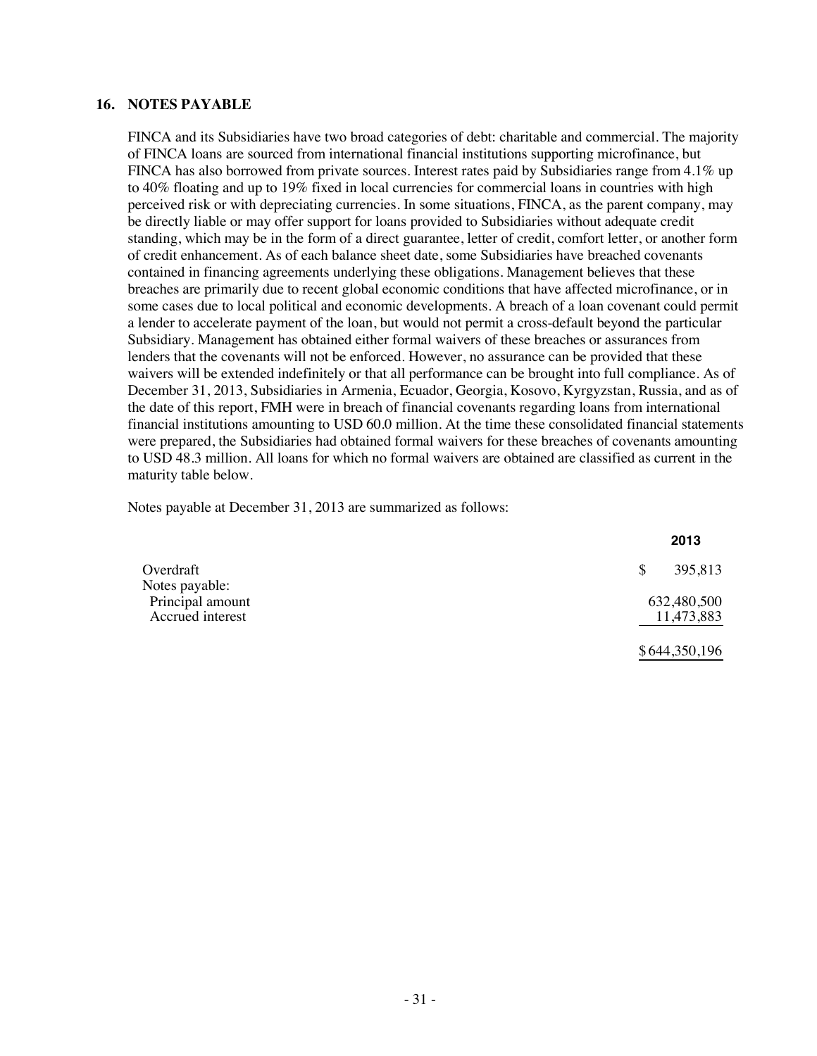## 16. NOTES PAYABLE

FINCA and its Subsidiaries have two broad categories of debt: charitable and commercial. The majority of FINCA loans are sourced from international financial institutions supporting microfinance, but FINCA has also borrowed from private sources. Interest rates paid by Subsidiaries range from 4.1% up to 40% floating and up to 19% fixed in local currencies for commercial loans in countries with high perceived risk or with depreciating currencies. In some situations, FINCA, as the parent company, may be directly liable or may offer support for loans provided to Subsidiaries without adequate credit standing, which may be in the form of a direct guarantee, letter of credit, comfort letter, or another form of credit enhancement. As of each balance sheet date, some Subsidiaries have breached covenants contained in financing agreements underlying these obligations. Management believes that these breaches are primarily due to recent global economic conditions that have affected microfinance, or in some cases due to local political and economic developments. A breach of a loan covenant could permit a lender to accelerate payment of the loan, but would not permit a cross-default beyond the particular Subsidiary. Management has obtained either formal waivers of these breaches or assurances from lenders that the covenants will not be enforced. However, no assurance can be provided that these waivers will be extended indefinitely or that all performance can be brought into full compliance. As of December 31, 2013, Subsidiaries in Armenia, Ecuador, Georgia, Kosovo, Kyrgyzstan, Russia, and as of the date of this report, FMH were in breach of financial covenants regarding loans from international financial institutions amounting to USD 60.0 million. At the time these consolidated financial statements were prepared, the Subsidiaries had obtained formal waivers for these breaches of covenants amounting to USD 48.3 million. All loans for which no formal waivers are obtained are classified as current in the maturity table below.

Notes payable at December 31, 2013 are summarized as follows:

| | 2013 |
|---|---|
| Overdraft | $ 395,813 |
| Notes payable: | |
| Principal amount | 632,480,500 |
| Accrued interest | 11,473,883 |
| | $644,350,196 |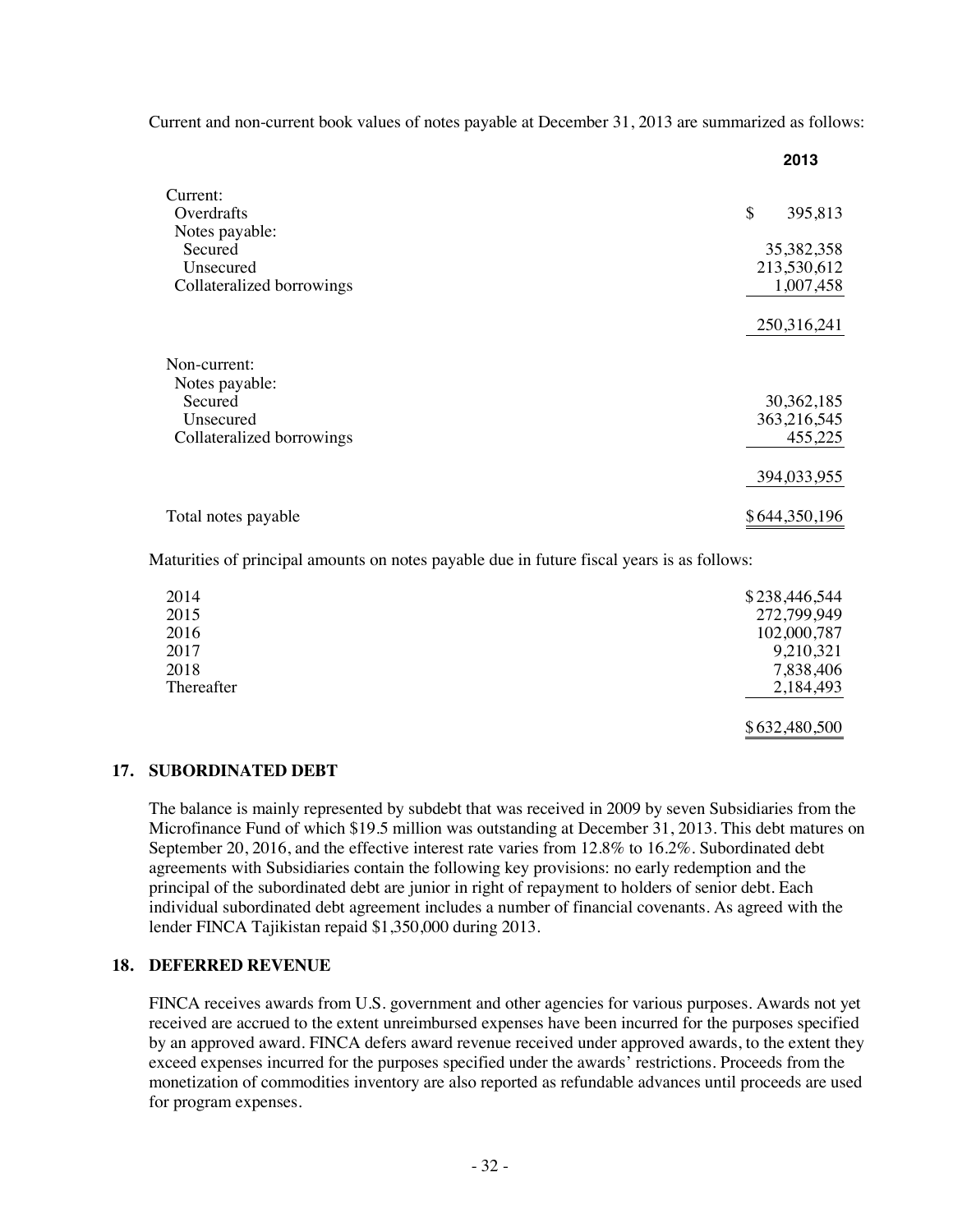Current and non-current book values of notes payable at December 31, 2013 are summarized as follows:

| | 2013 |
|---|---|
| Current: | |
| Overdrafts | $ 395,813 |
| Notes payable: | |
| Secured | 35,382,358 |
| Unsecured | 213,530,612 |
| Collateralized borrowings | 1,007,458 |
| | 250,316,241 |
| Non-current: | |
| Notes payable: | |
| Secured | 30,362,185 |
| Unsecured | 363,216,545 |
| Collateralized borrowings | 455,225 |
| | 394,033,955 |
| Total notes payable | $644,350,196 |

Maturities of principal amounts on notes payable due in future fiscal years is as follows:

| | |
|---|---|
| 2014 | $238,446,544 |
| 2015 | 272,799,949 |
| 2016 | 102,000,787 |
| 2017 | 9,210,321 |
| 2018 | 7,838,406 |
| Thereafter | 2,184,493 |
| | $632,480,500 |

## 17. SUBORDINATED DEBT

The balance is mainly represented by subdebt that was received in 2009 by seven Subsidiaries from the Microfinance Fund of which $19.5 million was outstanding at December 31, 2013. This debt matures on September 20, 2016, and the effective interest rate varies from 12.8% to 16.2%. Subordinated debt agreements with Subsidiaries contain the following key provisions: no early redemption and the principal of the subordinated debt are junior in right of repayment to holders of senior debt. Each individual subordinated debt agreement includes a number of financial covenants. As agreed with the lender FINCA Tajikistan repaid $1,350,000 during 2013.

## 18. DEFERRED REVENUE

FINCA receives awards from U.S. government and other agencies for various purposes. Awards not yet received are accrued to the extent unreimbursed expenses have been incurred for the purposes specified by an approved award. FINCA defers award revenue received under approved awards, to the extent they exceed expenses incurred for the purposes specified under the awards' restrictions. Proceeds from the monetization of commodities inventory are also reported as refundable advances until proceeds are used for program expenses.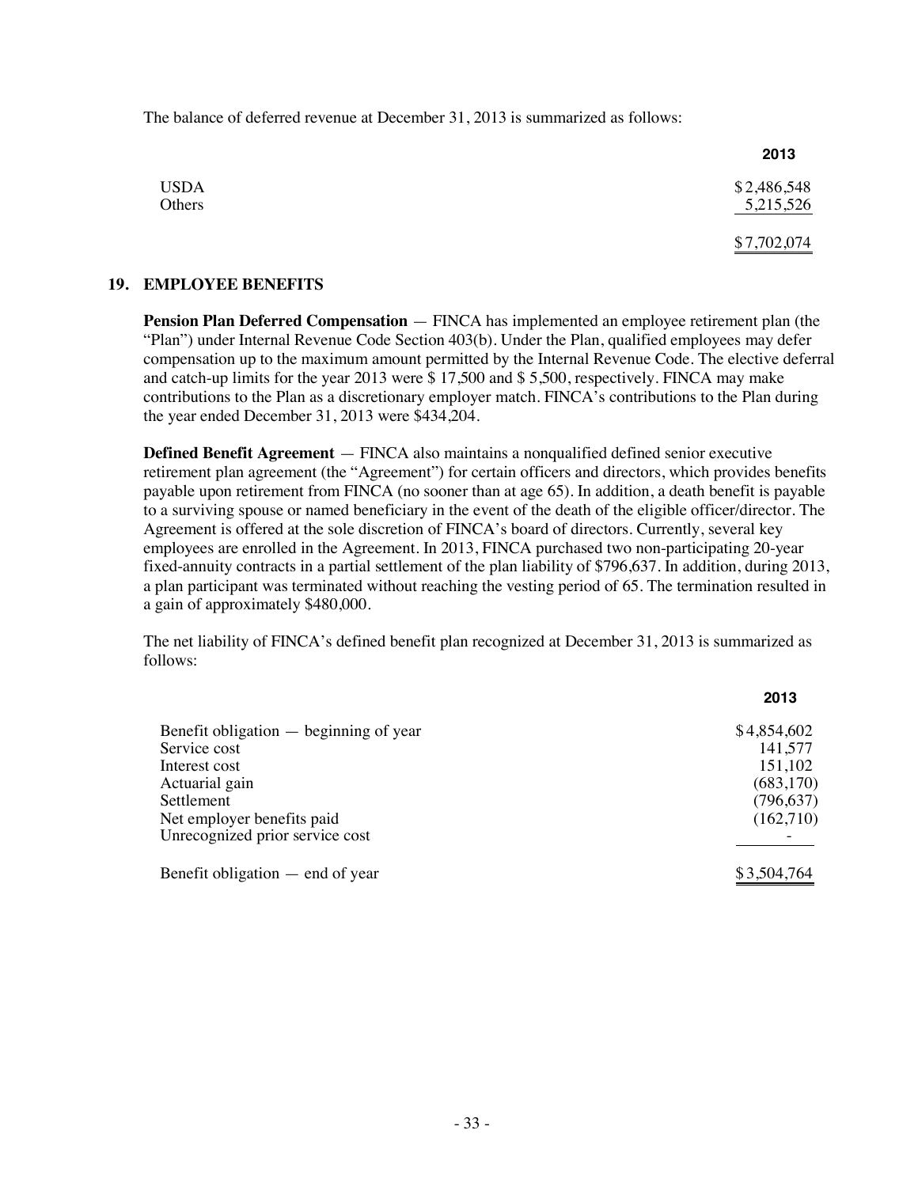The balance of deferred revenue at December 31, 2013 is summarized as follows:

| | 2013 |
|---|---|
| USDA | $ 2,486,548 |
| Others | 5,215,526 |
| | $ 7,702,074 |

## 19. EMPLOYEE BENEFITS

**Pension Plan Deferred Compensation** — FINCA has implemented an employee retirement plan (the "Plan") under Internal Revenue Code Section 403(b). Under the Plan, qualified employees may defer compensation up to the maximum amount permitted by the Internal Revenue Code. The elective deferral and catch-up limits for the year 2013 were $ 17,500 and $ 5,500, respectively. FINCA may make contributions to the Plan as a discretionary employer match. FINCA's contributions to the Plan during the year ended December 31, 2013 were $434,204.

**Defined Benefit Agreement** — FINCA also maintains a nonqualified defined senior executive retirement plan agreement (the "Agreement") for certain officers and directors, which provides benefits payable upon retirement from FINCA (no sooner than at age 65). In addition, a death benefit is payable to a surviving spouse or named beneficiary in the event of the death of the eligible officer/director. The Agreement is offered at the sole discretion of FINCA's board of directors. Currently, several key employees are enrolled in the Agreement. In 2013, FINCA purchased two non-participating 20-year fixed-annuity contracts in a partial settlement of the plan liability of $796,637. In addition, during 2013, a plan participant was terminated without reaching the vesting period of 65. The termination resulted in a gain of approximately $480,000.

The net liability of FINCA's defined benefit plan recognized at December 31, 2013 is summarized as follows:

| | 2013 |
|---|---|
| Benefit obligation — beginning of year | $ 4,854,602 |
| Service cost | 141,577 |
| Interest cost | 151,102 |
| Actuarial gain | (683,170) |
| Settlement | (796,637) |
| Net employer benefits paid | (162,710) |
| Unrecognized prior service cost | - |
| Benefit obligation — end of year | $ 3,504,764 |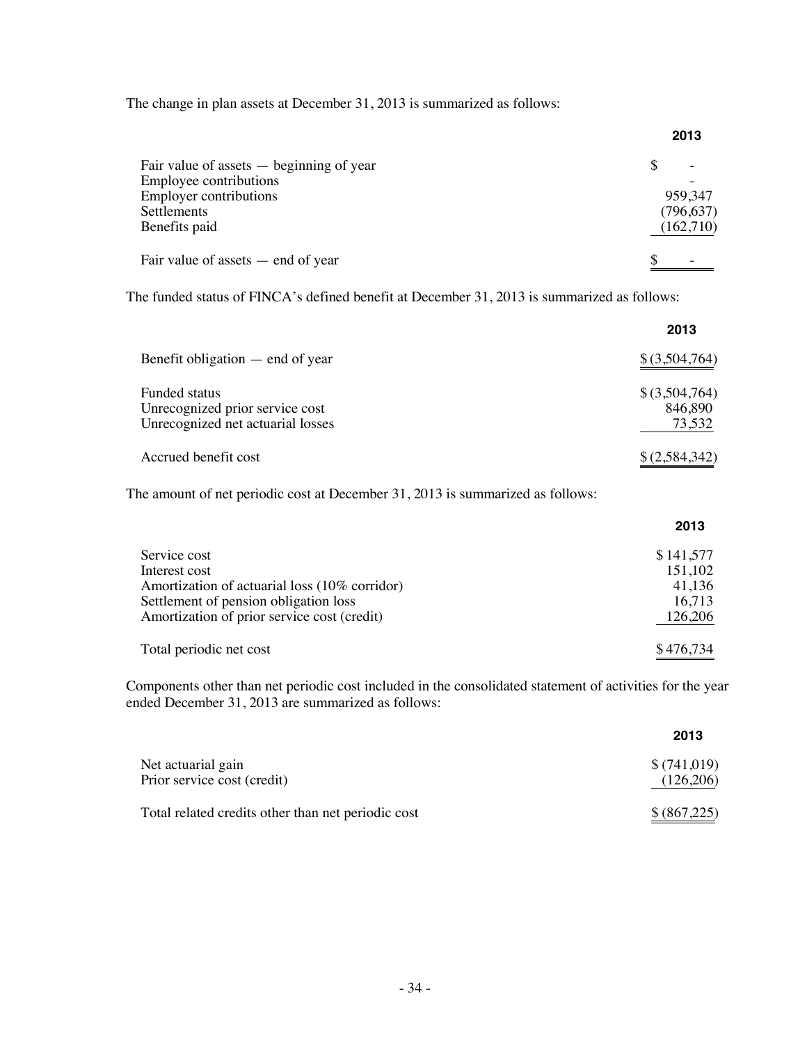The change in plan assets at December 31, 2013 is summarized as follows:

| | 2013 |
|---|---|
| Fair value of assets — beginning of year | $ - |
| Employee contributions | - |
| Employer contributions | 959,347 |
| Settlements | (796,637) |
| Benefits paid | (162,710) |
| Fair value of assets — end of year | $ - |

The funded status of FINCA's defined benefit at December 31, 2013 is summarized as follows:

| | 2013 |
|---|---|
| Benefit obligation — end of year | $ (3,504,764) |
| Funded status | $ (3,504,764) |
| Unrecognized prior service cost | 846,890 |
| Unrecognized net actuarial losses | 73,532 |
| Accrued benefit cost | $ (2,584,342) |

The amount of net periodic cost at December 31, 2013 is summarized as follows:

| | 2013 |
|---|---|
| Service cost | $ 141,577 |
| Interest cost | 151,102 |
| Amortization of actuarial loss (10% corridor) | 41,136 |
| Settlement of pension obligation loss | 16,713 |
| Amortization of prior service cost (credit) | 126,206 |
| Total periodic net cost | $ 476,734 |

Components other than net periodic cost included in the consolidated statement of activities for the year ended December 31, 2013 are summarized as follows:

| | 2013 |
|---|---|
| Net actuarial gain | $ (741,019) |
| Prior service cost (credit) | (126,206) |
| Total related credits other than net periodic cost | $ (867,225) |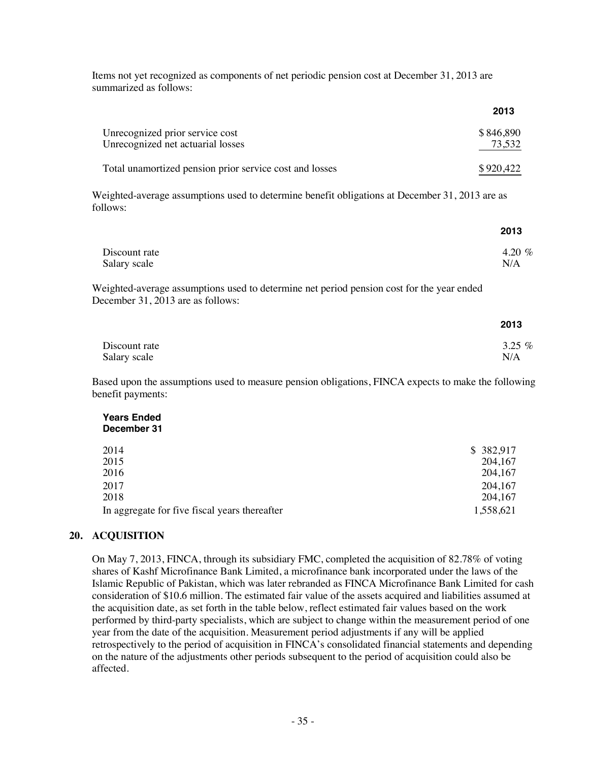Items not yet recognized as components of net periodic pension cost at December 31, 2013 are summarized as follows:

| | 2013 |
|---|---|
| Unrecognized prior service cost | $ 846,890 |
| Unrecognized net actuarial losses | 73,532 |
| Total unamortized pension prior service cost and losses | $ 920,422 |

Weighted-average assumptions used to determine benefit obligations at December 31, 2013 are as follows:

| | 2013 |
|---|---|
| Discount rate | 4.20 % |
| Salary scale | N/A |

Weighted-average assumptions used to determine net period pension cost for the year ended December 31, 2013 are as follows:

| | 2013 |
|---|---|
| Discount rate | 3.25 % |
| Salary scale | N/A |

Based upon the assumptions used to measure pension obligations, FINCA expects to make the following benefit payments:

| Years Ended December 31 | |
|---|---|
| 2014 | $ 382,917 |
| 2015 | 204,167 |
| 2016 | 204,167 |
| 2017 | 204,167 |
| 2018 | 204,167 |
| In aggregate for five fiscal years thereafter | 1,558,621 |

## 20. ACQUISITION

On May 7, 2013, FINCA, through its subsidiary FMC, completed the acquisition of 82.78% of voting shares of Kashf Microfinance Bank Limited, a microfinance bank incorporated under the laws of the Islamic Republic of Pakistan, which was later rebranded as FINCA Microfinance Bank Limited for cash consideration of $10.6 million. The estimated fair value of the assets acquired and liabilities assumed at the acquisition date, as set forth in the table below, reflect estimated fair values based on the work performed by third-party specialists, which are subject to change within the measurement period of one year from the date of the acquisition. Measurement period adjustments if any will be applied retrospectively to the period of acquisition in FINCA's consolidated financial statements and depending on the nature of the adjustments other periods subsequent to the period of acquisition could also be affected.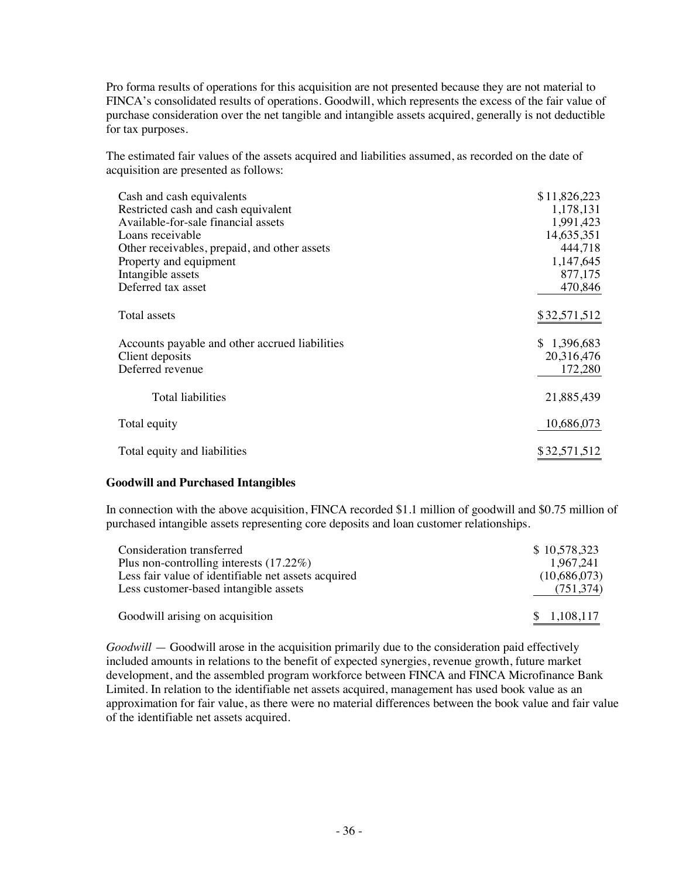Pro forma results of operations for this acquisition are not presented because they are not material to FINCA's consolidated results of operations. Goodwill, which represents the excess of the fair value of purchase consideration over the net tangible and intangible assets acquired, generally is not deductible for tax purposes.

The estimated fair values of the assets acquired and liabilities assumed, as recorded on the date of acquisition are presented as follows:

| | |
|---|---|
| Cash and cash equivalents | $11,826,223 |
| Restricted cash and cash equivalent | 1,178,131 |
| Available-for-sale financial assets | 1,991,423 |
| Loans receivable | 14,635,351 |
| Other receivables, prepaid, and other assets | 444,718 |
| Property and equipment | 1,147,645 |
| Intangible assets | 877,175 |
| Deferred tax asset | 470,846 |
| Total assets | $32,571,512 |
| Accounts payable and other accrued liabilities | $ 1,396,683 |
| Client deposits | 20,316,476 |
| Deferred revenue | 172,280 |
| Total liabilities | 21,885,439 |
| Total equity | 10,686,073 |
| Total equity and liabilities | $32,571,512 |

### Goodwill and Purchased Intangibles

In connection with the above acquisition, FINCA recorded $1.1 million of goodwill and $0.75 million of purchased intangible assets representing core deposits and loan customer relationships.

| | |
|---|---|
| Consideration transferred | $ 10,578,323 |
| Plus non-controlling interests (17.22%) | 1,967,241 |
| Less fair value of identifiable net assets acquired | (10,686,073) |
| Less customer-based intangible assets | (751,374) |
| Goodwill arising on acquisition | $ 1,108,117 |

*Goodwill* — Goodwill arose in the acquisition primarily due to the consideration paid effectively included amounts in relations to the benefit of expected synergies, revenue growth, future market development, and the assembled program workforce between FINCA and FINCA Microfinance Bank Limited. In relation to the identifiable net assets acquired, management has used book value as an approximation for fair value, as there were no material differences between the book value and fair value of the identifiable net assets acquired.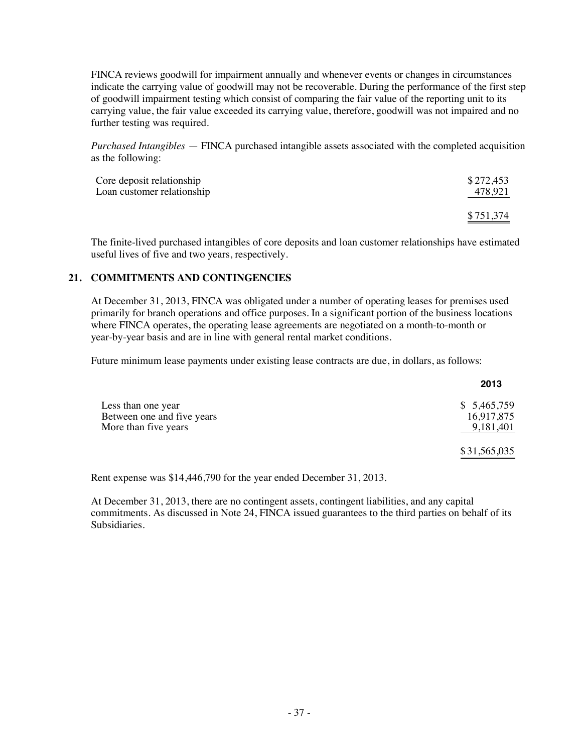FINCA reviews goodwill for impairment annually and whenever events or changes in circumstances indicate the carrying value of goodwill may not be recoverable. During the performance of the first step of goodwill impairment testing which consist of comparing the fair value of the reporting unit to its carrying value, the fair value exceeded its carrying value, therefore, goodwill was not impaired and no further testing was required.

*Purchased Intangibles* — FINCA purchased intangible assets associated with the completed acquisition as the following:

| | |
|---|---|
| Core deposit relationship | $ 272,453 |
| Loan customer relationship | 478,921 |
| | $ 751,374 |

The finite-lived purchased intangibles of core deposits and loan customer relationships have estimated useful lives of five and two years, respectively.

## 21. COMMITMENTS AND CONTINGENCIES

At December 31, 2013, FINCA was obligated under a number of operating leases for premises used primarily for branch operations and office purposes. In a significant portion of the business locations where FINCA operates, the operating lease agreements are negotiated on a month-to-month or year-by-year basis and are in line with general rental market conditions.

Future minimum lease payments under existing lease contracts are due, in dollars, as follows:

| | 2013 |
|---|---|
| Less than one year | $ 5,465,759 |
| Between one and five years | 16,917,875 |
| More than five years | 9,181,401 |
| | $ 31,565,035 |

Rent expense was $14,446,790 for the year ended December 31, 2013.

At December 31, 2013, there are no contingent assets, contingent liabilities, and any capital commitments. As discussed in Note 24, FINCA issued guarantees to the third parties on behalf of its Subsidiaries.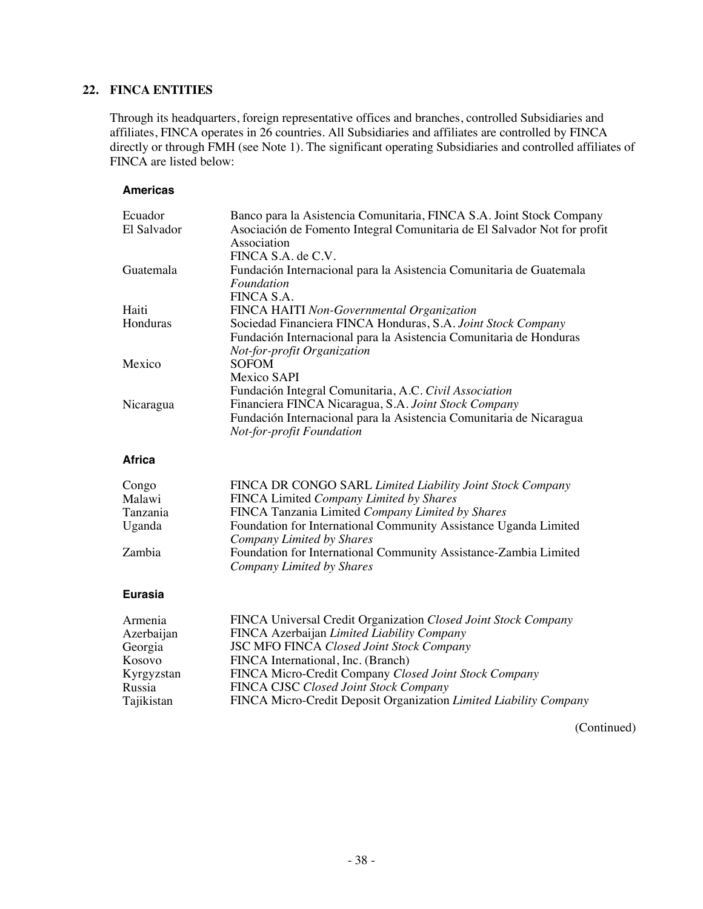## 22. FINCA ENTITIES

Through its headquarters, foreign representative offices and branches, controlled Subsidiaries and affiliates, FINCA operates in 26 countries. All Subsidiaries and affiliates are controlled by FINCA directly or through FMH (see Note 1). The significant operating Subsidiaries and controlled affiliates of FINCA are listed below:

### Americas

| | |
|---|---|
| Ecuador | Banco para la Asistencia Comunitaria, FINCA S.A. Joint Stock Company |
| El Salvador | Asociación de Fomento Integral Comunitaria de El Salvador Not for profit Association |
| | FINCA S.A. de C.V. |
| Guatemala | Fundación Internacional para la Asistencia Comunitaria de Guatemala *Foundation* |
| | FINCA S.A. |
| Haiti | FINCA HAITI *Non-Governmental Organization* |
| Honduras | Sociedad Financiera FINCA Honduras, S.A. *Joint Stock Company* |
| | Fundación Internacional para la Asistencia Comunitaria de Honduras *Not-for-profit Organization* |
| Mexico | SOFOM |
| | Mexico SAPI |
| | Fundación Integral Comunitaria, A.C. *Civil Association* |
| Nicaragua | Financiera FINCA Nicaragua, S.A. *Joint Stock Company* |
| | Fundación Internacional para la Asistencia Comunitaria de Nicaragua *Not-for-profit Foundation* |

### Africa

| | |
|---|---|
| Congo | FINCA DR CONGO SARL *Limited Liability Joint Stock Company* |
| Malawi | FINCA Limited *Company Limited by Shares* |
| Tanzania | FINCA Tanzania Limited *Company Limited by Shares* |
| Uganda | Foundation for International Community Assistance Uganda Limited *Company Limited by Shares* |
| Zambia | Foundation for International Community Assistance-Zambia Limited *Company Limited by Shares* |

### Eurasia

| | |
|---|---|
| Armenia | FINCA Universal Credit Organization *Closed Joint Stock Company* |
| Azerbaijan | FINCA Azerbaijan *Limited Liability Company* |
| Georgia | JSC MFO FINCA *Closed Joint Stock Company* |
| Kosovo | FINCA International, Inc. (Branch) |
| Kyrgyzstan | FINCA Micro-Credit Company *Closed Joint Stock Company* |
| Russia | FINCA CJSC *Closed Joint Stock Company* |
| Tajikistan | FINCA Micro-Credit Deposit Organization *Limited Liability Company* |

(Continued)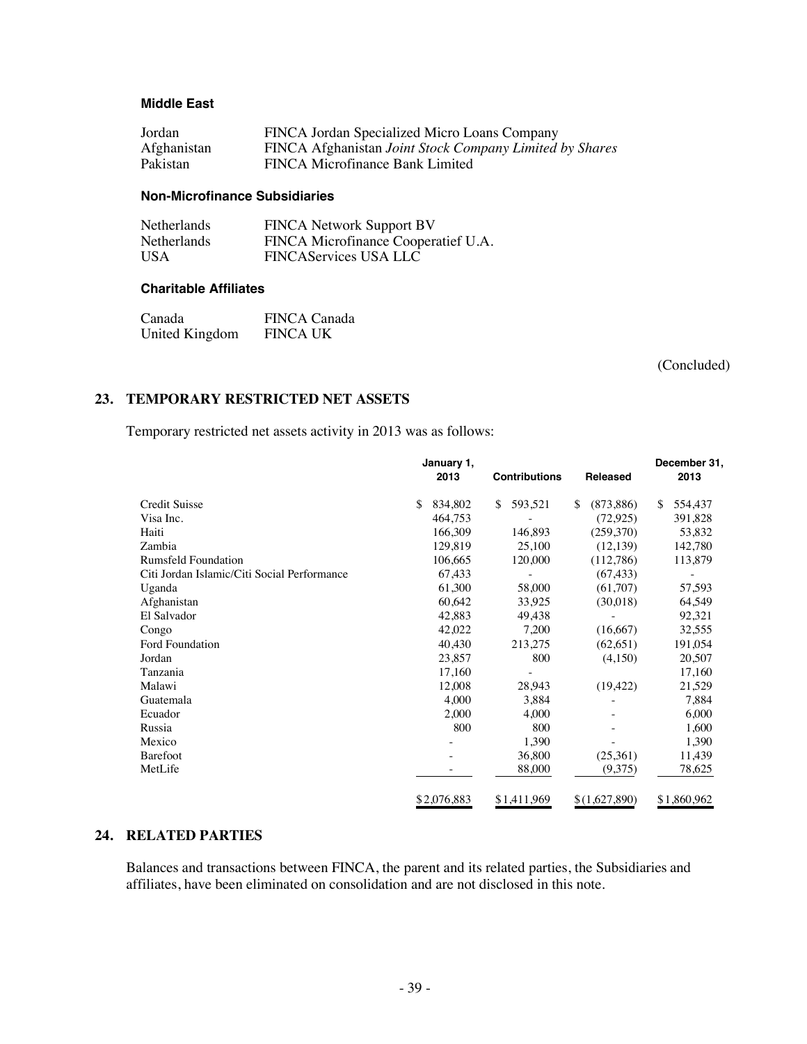**Middle East**

| | |
|---|---|
| Jordan | FINCA Jordan Specialized Micro Loans Company |
| Afghanistan | FINCA Afghanistan *Joint Stock Company Limited by Shares* |
| Pakistan | FINCA Microfinance Bank Limited |

**Non-Microfinance Subsidiaries**

| | |
|---|---|
| Netherlands | FINCA Network Support BV |
| Netherlands | FINCA Microfinance Cooperatief U.A. |
| USA | FINCAServices USA LLC |

**Charitable Affiliates**

| | |
|---|---|
| Canada | FINCA Canada |
| United Kingdom | FINCA UK |

(Concluded)

## 23. TEMPORARY RESTRICTED NET ASSETS

Temporary restricted net assets activity in 2013 was as follows:

| | January 1, 2013 | Contributions | Released | December 31, 2013 |
|---|---|---|---|---|
| Credit Suisse | $ 834,802 | $ 593,521 | $ (873,886) | $ 554,437 |
| Visa Inc. | 464,753 | - | (72,925) | 391,828 |
| Haiti | 166,309 | 146,893 | (259,370) | 53,832 |
| Zambia | 129,819 | 25,100 | (12,139) | 142,780 |
| Rumsfeld Foundation | 106,665 | 120,000 | (112,786) | 113,879 |
| Citi Jordan Islamic/Citi Social Performance | 67,433 | - | (67,433) | - |
| Uganda | 61,300 | 58,000 | (61,707) | 57,593 |
| Afghanistan | 60,642 | 33,925 | (30,018) | 64,549 |
| El Salvador | 42,883 | 49,438 | - | 92,321 |
| Congo | 42,022 | 7,200 | (16,667) | 32,555 |
| Ford Foundation | 40,430 | 213,275 | (62,651) | 191,054 |
| Jordan | 23,857 | 800 | (4,150) | 20,507 |
| Tanzania | 17,160 | - | | 17,160 |
| Malawi | 12,008 | 28,943 | (19,422) | 21,529 |
| Guatemala | 4,000 | 3,884 | - | 7,884 |
| Ecuador | 2,000 | 4,000 | - | 6,000 |
| Russia | 800 | 800 | - | 1,600 |
| Mexico | - | 1,390 | - | 1,390 |
| Barefoot | - | 36,800 | (25,361) | 11,439 |
| MetLife | - | 88,000 | (9,375) | 78,625 |
| | $2,076,883 | $1,411,969 | $(1,627,890) | $1,860,962 |

## 24. RELATED PARTIES

Balances and transactions between FINCA, the parent and its related parties, the Subsidiaries and affiliates, have been eliminated on consolidation and are not disclosed in this note.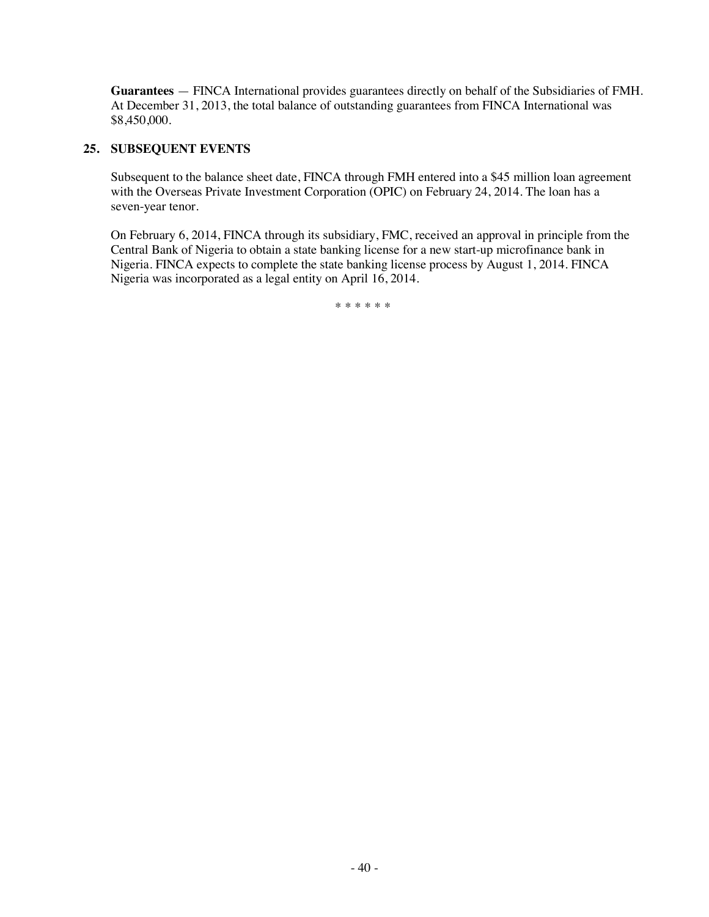**Guarantees** — FINCA International provides guarantees directly on behalf of the Subsidiaries of FMH. At December 31, 2013, the total balance of outstanding guarantees from FINCA International was $8,450,000.

## 25. SUBSEQUENT EVENTS

Subsequent to the balance sheet date, FINCA through FMH entered into a $45 million loan agreement with the Overseas Private Investment Corporation (OPIC) on February 24, 2014. The loan has a seven-year tenor.

On February 6, 2014, FINCA through its subsidiary, FMC, received an approval in principle from the Central Bank of Nigeria to obtain a state banking license for a new start-up microfinance bank in Nigeria. FINCA expects to complete the state banking license process by August 1, 2014. FINCA Nigeria was incorporated as a legal entity on April 16, 2014.

* * * * * *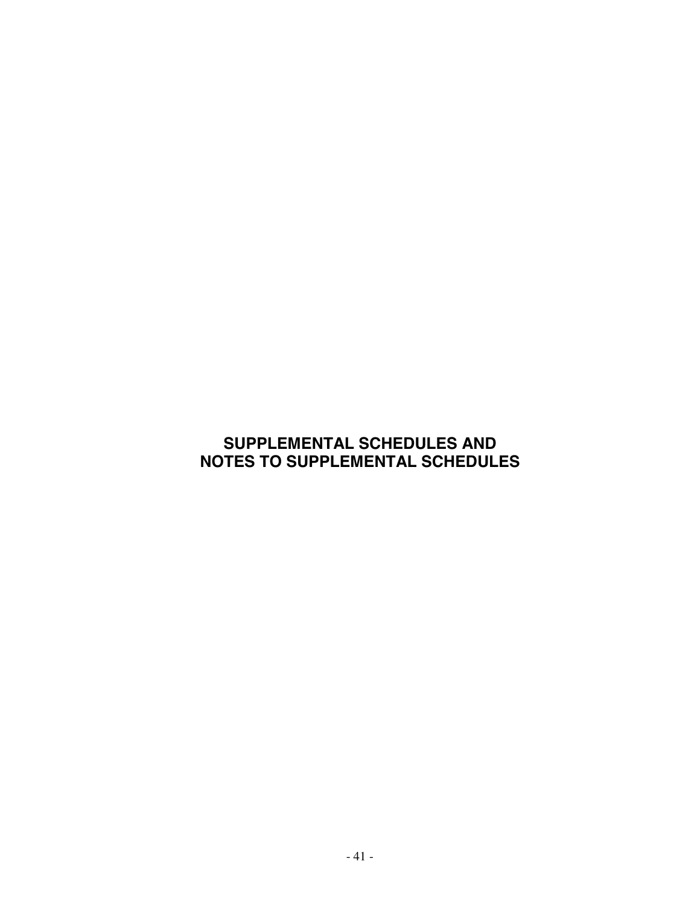# SUPPLEMENTAL SCHEDULES AND NOTES TO SUPPLEMENTAL SCHEDULES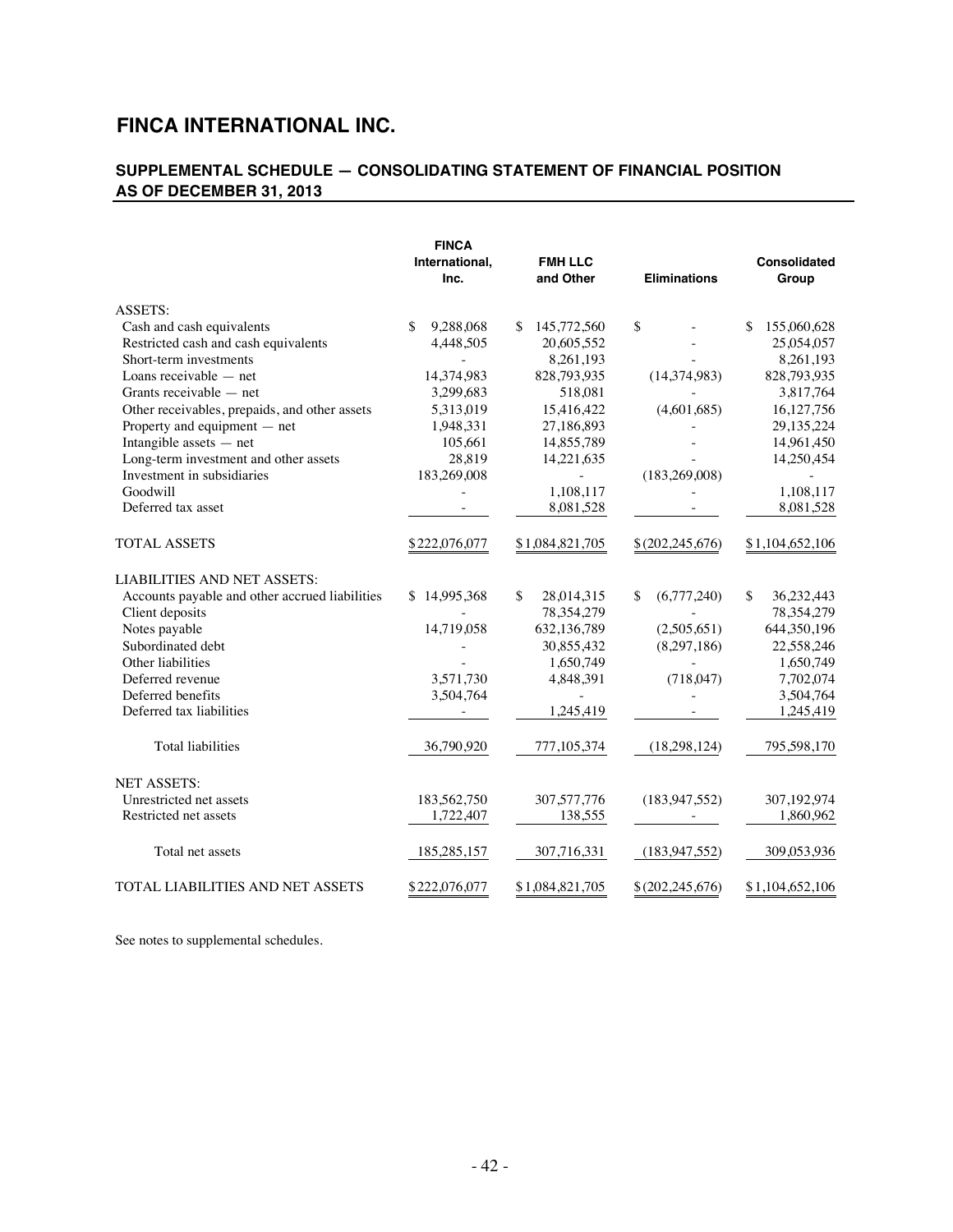# FINCA INTERNATIONAL INC.

## SUPPLEMENTAL SCHEDULE — CONSOLIDATING STATEMENT OF FINANCIAL POSITION AS OF DECEMBER 31, 2013

| | FINCA International, Inc. | FMH LLC and Other | Eliminations | Consolidated Group |
|---|---|---|---|---|
| ASSETS: | | | | |
| Cash and cash equivalents | $ 9,288,068 | $ 145,772,560 | $ - | $ 155,060,628 |
| Restricted cash and cash equivalents | 4,448,505 | 20,605,552 | - | 25,054,057 |
| Short-term investments | - | 8,261,193 | - | 8,261,193 |
| Loans receivable — net | 14,374,983 | 828,793,935 | (14,374,983) | 828,793,935 |
| Grants receivable — net | 3,299,683 | 518,081 | - | 3,817,764 |
| Other receivables, prepaids, and other assets | 5,313,019 | 15,416,422 | (4,601,685) | 16,127,756 |
| Property and equipment — net | 1,948,331 | 27,186,893 | - | 29,135,224 |
| Intangible assets — net | 105,661 | 14,855,789 | - | 14,961,450 |
| Long-term investment and other assets | 28,819 | 14,221,635 | - | 14,250,454 |
| Investment in subsidiaries | 183,269,008 | - | (183,269,008) | - |
| Goodwill | - | 1,108,117 | - | 1,108,117 |
| Deferred tax asset | - | 8,081,528 | - | 8,081,528 |
| TOTAL ASSETS | $222,076,077 | $1,084,821,705 | $(202,245,676) | $1,104,652,106 |
| LIABILITIES AND NET ASSETS: | | | | |
| Accounts payable and other accrued liabilities | $ 14,995,368 | $ 28,014,315 | $ (6,777,240) | $ 36,232,443 |
| Client deposits | - | 78,354,279 | - | 78,354,279 |
| Notes payable | 14,719,058 | 632,136,789 | (2,505,651) | 644,350,196 |
| Subordinated debt | - | 30,855,432 | (8,297,186) | 22,558,246 |
| Other liabilities | - | 1,650,749 | - | 1,650,749 |
| Deferred revenue | 3,571,730 | 4,848,391 | (718,047) | 7,702,074 |
| Deferred benefits | 3,504,764 | - | - | 3,504,764 |
| Deferred tax liabilities | - | 1,245,419 | - | 1,245,419 |
| Total liabilities | 36,790,920 | 777,105,374 | (18,298,124) | 795,598,170 |
| NET ASSETS: | | | | |
| Unrestricted net assets | 183,562,750 | 307,577,776 | (183,947,552) | 307,192,974 |
| Restricted net assets | 1,722,407 | 138,555 | - | 1,860,962 |
| Total net assets | 185,285,157 | 307,716,331 | (183,947,552) | 309,053,936 |
| TOTAL LIABILITIES AND NET ASSETS | $222,076,077 | $1,084,821,705 | $(202,245,676) | $1,104,652,106 |

See notes to supplemental schedules.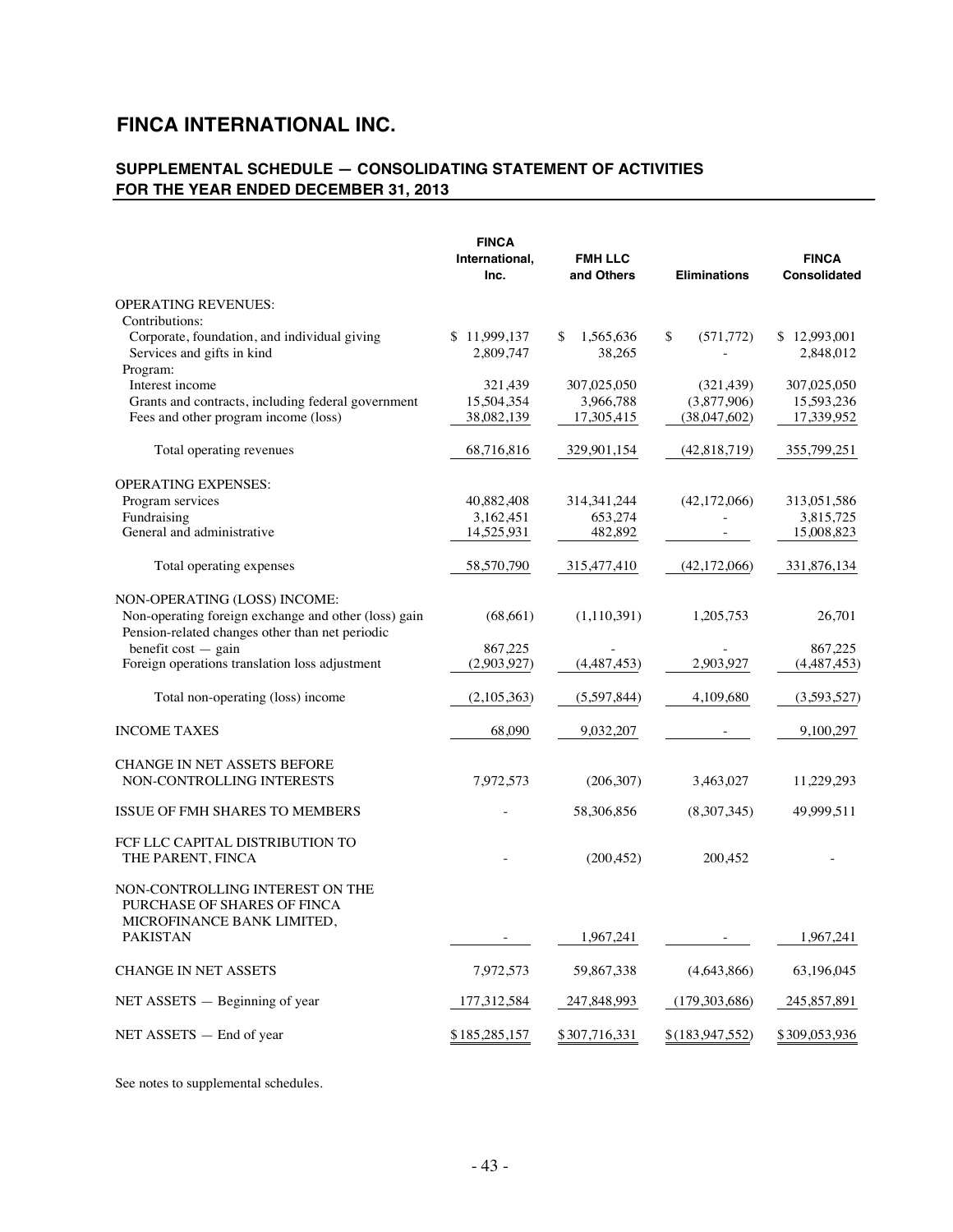# FINCA INTERNATIONAL INC.

## SUPPLEMENTAL SCHEDULE — CONSOLIDATING STATEMENT OF ACTIVITIES FOR THE YEAR ENDED DECEMBER 31, 2013

| | FINCA International, Inc. | FMH LLC and Others | Eliminations | FINCA Consolidated |
|---|---|---|---|---|
| OPERATING REVENUES: | | | | |
| Contributions: | | | | |
| Corporate, foundation, and individual giving | $ 11,999,137 | $ 1,565,636 | $ (571,772) | $ 12,993,001 |
| Services and gifts in kind | 2,809,747 | 38,265 | - | 2,848,012 |
| Program: | | | | |
| Interest income | 321,439 | 307,025,050 | (321,439) | 307,025,050 |
| Grants and contracts, including federal government | 15,504,354 | 3,966,788 | (3,877,906) | 15,593,236 |
| Fees and other program income (loss) | 38,082,139 | 17,305,415 | (38,047,602) | 17,339,952 |
| Total operating revenues | 68,716,816 | 329,901,154 | (42,818,719) | 355,799,251 |
| OPERATING EXPENSES: | | | | |
| Program services | 40,882,408 | 314,341,244 | (42,172,066) | 313,051,586 |
| Fundraising | 3,162,451 | 653,274 | - | 3,815,725 |
| General and administrative | 14,525,931 | 482,892 | - | 15,008,823 |
| Total operating expenses | 58,570,790 | 315,477,410 | (42,172,066) | 331,876,134 |
| NON-OPERATING (LOSS) INCOME: | | | | |
| Non-operating foreign exchange and other (loss) gain | (68,661) | (1,110,391) | 1,205,753 | 26,701 |
| Pension-related changes other than net periodic benefit cost — gain | 867,225 | - | - | 867,225 |
| Foreign operations translation loss adjustment | (2,903,927) | (4,487,453) | 2,903,927 | (4,487,453) |
| Total non-operating (loss) income | (2,105,363) | (5,597,844) | 4,109,680 | (3,593,527) |
| INCOME TAXES | 68,090 | 9,032,207 | - | 9,100,297 |
| CHANGE IN NET ASSETS BEFORE NON-CONTROLLING INTERESTS | 7,972,573 | (206,307) | 3,463,027 | 11,229,293 |
| ISSUE OF FMH SHARES TO MEMBERS | - | 58,306,856 | (8,307,345) | 49,999,511 |
| FCF LLC CAPITAL DISTRIBUTION TO THE PARENT, FINCA | - | (200,452) | 200,452 | - |
| NON-CONTROLLING INTEREST ON THE PURCHASE OF SHARES OF FINCA MICROFINANCE BANK LIMITED, PAKISTAN | - | 1,967,241 | - | 1,967,241 |
| CHANGE IN NET ASSETS | 7,972,573 | 59,867,338 | (4,643,866) | 63,196,045 |
| NET ASSETS — Beginning of year | 177,312,584 | 247,848,993 | (179,303,686) | 245,857,891 |
| NET ASSETS — End of year | $185,285,157 | $307,716,331 | $(183,947,552) | $309,053,936 |

See notes to supplemental schedules.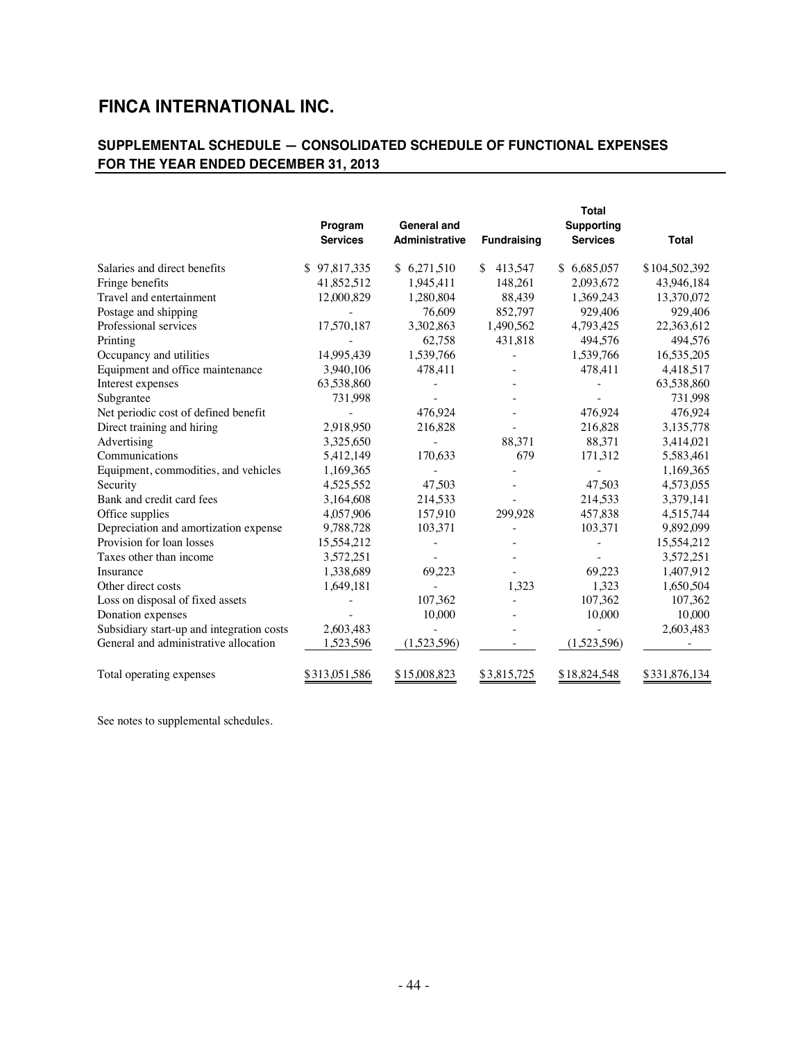# FINCA INTERNATIONAL INC.

## SUPPLEMENTAL SCHEDULE — CONSOLIDATED SCHEDULE OF FUNCTIONAL EXPENSES FOR THE YEAR ENDED DECEMBER 31, 2013

| | Program Services | General and Administrative | Fundraising | Total Supporting Services | Total |
|---|---|---|---|---|---|
| Salaries and direct benefits | $ 97,817,335 | $ 6,271,510 | $ 413,547 | $ 6,685,057 | $104,502,392 |
| Fringe benefits | 41,852,512 | 1,945,411 | 148,261 | 2,093,672 | 43,946,184 |
| Travel and entertainment | 12,000,829 | 1,280,804 | 88,439 | 1,369,243 | 13,370,072 |
| Postage and shipping | - | 76,609 | 852,797 | 929,406 | 929,406 |
| Professional services | 17,570,187 | 3,302,863 | 1,490,562 | 4,793,425 | 22,363,612 |
| Printing | - | 62,758 | 431,818 | 494,576 | 494,576 |
| Occupancy and utilities | 14,995,439 | 1,539,766 | - | 1,539,766 | 16,535,205 |
| Equipment and office maintenance | 3,940,106 | 478,411 | - | 478,411 | 4,418,517 |
| Interest expenses | 63,538,860 | - | - | - | 63,538,860 |
| Subgrantee | 731,998 | - | - | - | 731,998 |
| Net periodic cost of defined benefit | - | 476,924 | - | 476,924 | 476,924 |
| Direct training and hiring | 2,918,950 | 216,828 | - | 216,828 | 3,135,778 |
| Advertising | 3,325,650 | - | 88,371 | 88,371 | 3,414,021 |
| Communications | 5,412,149 | 170,633 | 679 | 171,312 | 5,583,461 |
| Equipment, commodities, and vehicles | 1,169,365 | - | - | - | 1,169,365 |
| Security | 4,525,552 | 47,503 | - | 47,503 | 4,573,055 |
| Bank and credit card fees | 3,164,608 | 214,533 | - | 214,533 | 3,379,141 |
| Office supplies | 4,057,906 | 157,910 | 299,928 | 457,838 | 4,515,744 |
| Depreciation and amortization expense | 9,788,728 | 103,371 | - | 103,371 | 9,892,099 |
| Provision for loan losses | 15,554,212 | - | - | - | 15,554,212 |
| Taxes other than income | 3,572,251 | - | - | - | 3,572,251 |
| Insurance | 1,338,689 | 69,223 | - | 69,223 | 1,407,912 |
| Other direct costs | 1,649,181 | - | 1,323 | 1,323 | 1,650,504 |
| Loss on disposal of fixed assets | - | 107,362 | - | 107,362 | 107,362 |
| Donation expenses | - | 10,000 | - | 10,000 | 10,000 |
| Subsidiary start-up and integration costs | 2,603,483 | - | - | - | 2,603,483 |
| General and administrative allocation | 1,523,596 | (1,523,596) | - | (1,523,596) | - |
| Total operating expenses | $313,051,586 | $15,008,823 | $3,815,725 | $18,824,548 | $331,876,134 |

See notes to supplemental schedules.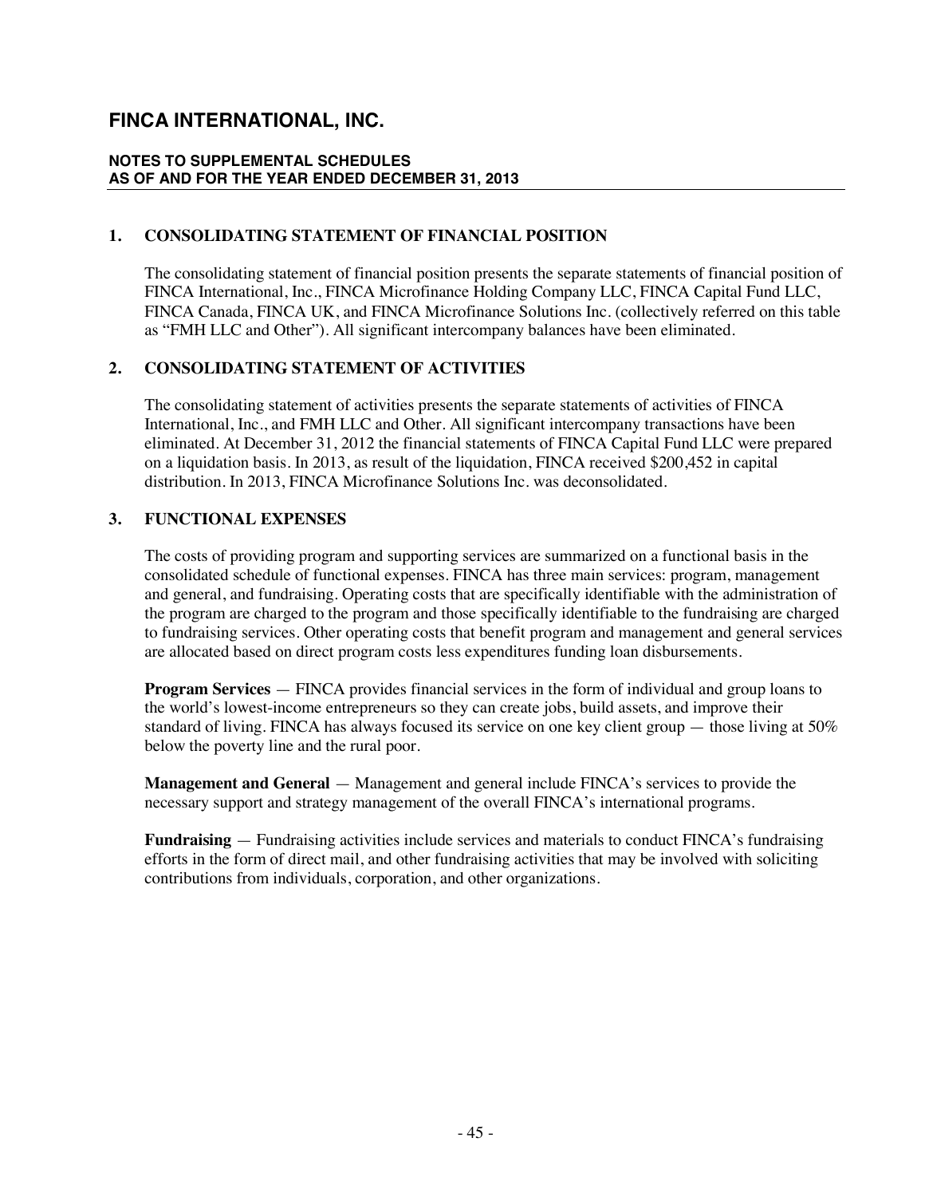# FINCA INTERNATIONAL, INC.

**NOTES TO SUPPLEMENTAL SCHEDULES**
**AS OF AND FOR THE YEAR ENDED DECEMBER 31, 2013**

## 1. CONSOLIDATING STATEMENT OF FINANCIAL POSITION

The consolidating statement of financial position presents the separate statements of financial position of FINCA International, Inc., FINCA Microfinance Holding Company LLC, FINCA Capital Fund LLC, FINCA Canada, FINCA UK, and FINCA Microfinance Solutions Inc. (collectively referred on this table as "FMH LLC and Other"). All significant intercompany balances have been eliminated.

## 2. CONSOLIDATING STATEMENT OF ACTIVITIES

The consolidating statement of activities presents the separate statements of activities of FINCA International, Inc., and FMH LLC and Other. All significant intercompany transactions have been eliminated. At December 31, 2012 the financial statements of FINCA Capital Fund LLC were prepared on a liquidation basis. In 2013, as result of the liquidation, FINCA received $200,452 in capital distribution. In 2013, FINCA Microfinance Solutions Inc. was deconsolidated.

## 3. FUNCTIONAL EXPENSES

The costs of providing program and supporting services are summarized on a functional basis in the consolidated schedule of functional expenses. FINCA has three main services: program, management and general, and fundraising. Operating costs that are specifically identifiable with the administration of the program are charged to the program and those specifically identifiable to the fundraising are charged to fundraising services. Other operating costs that benefit program and management and general services are allocated based on direct program costs less expenditures funding loan disbursements.

**Program Services** — FINCA provides financial services in the form of individual and group loans to the world's lowest-income entrepreneurs so they can create jobs, build assets, and improve their standard of living. FINCA has always focused its service on one key client group — those living at 50% below the poverty line and the rural poor.

**Management and General** — Management and general include FINCA's services to provide the necessary support and strategy management of the overall FINCA's international programs.

**Fundraising** — Fundraising activities include services and materials to conduct FINCA's fundraising efforts in the form of direct mail, and other fundraising activities that may be involved with soliciting contributions from individuals, corporation, and other organizations.